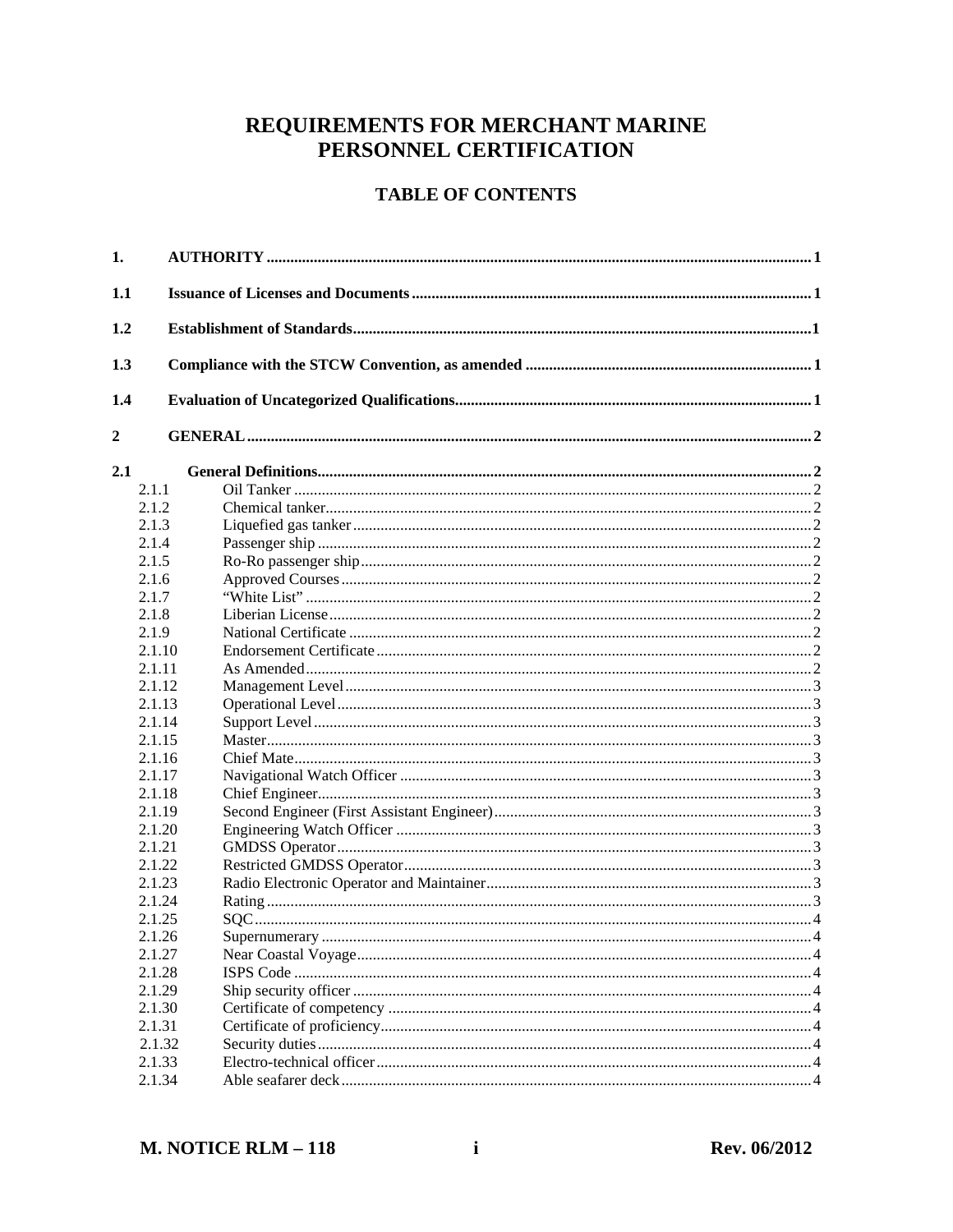# REQUIREMENTS FOR MERCHANT MARINE PERSONNEL CERTIFICATION

## TABLE OF CONTENTS

| | | |
|---|---|---|
| **1.** | **AUTHORITY** | **1** |
| **1.1** | **Issuance of Licenses and Documents** | **1** |
| **1.2** | **Establishment of Standards** | **1** |
| **1.3** | **Compliance with the STCW Convention, as amended** | **1** |
| **1.4** | **Evaluation of Uncategorized Qualifications** | **1** |
| **2** | **GENERAL** | **2** |
| **2.1** | **General Definitions** | **2** |
| 2.1.1 | Oil Tanker | 2 |
| 2.1.2 | Chemical tanker | 2 |
| 2.1.3 | Liquefied gas tanker | 2 |
| 2.1.4 | Passenger ship | 2 |
| 2.1.5 | Ro-Ro passenger ship | 2 |
| 2.1.6 | Approved Courses | 2 |
| 2.1.7 | "White List" | 2 |
| 2.1.8 | Liberian License | 2 |
| 2.1.9 | National Certificate | 2 |
| 2.1.10 | Endorsement Certificate | 2 |
| 2.1.11 | As Amended | 2 |
| 2.1.12 | Management Level | 3 |
| 2.1.13 | Operational Level | 3 |
| 2.1.14 | Support Level | 3 |
| 2.1.15 | Master | 3 |
| 2.1.16 | Chief Mate | 3 |
| 2.1.17 | Navigational Watch Officer | 3 |
| 2.1.18 | Chief Engineer | 3 |
| 2.1.19 | Second Engineer (First Assistant Engineer) | 3 |
| 2.1.20 | Engineering Watch Officer | 3 |
| 2.1.21 | GMDSS Operator | 3 |
| 2.1.22 | Restricted GMDSS Operator | 3 |
| 2.1.23 | Radio Electronic Operator and Maintainer | 3 |
| 2.1.24 | Rating | 3 |
| 2.1.25 | SQC | 4 |
| 2.1.26 | Supernumerary | 4 |
| 2.1.27 | Near Coastal Voyage | 4 |
| 2.1.28 | ISPS Code | 4 |
| 2.1.29 | Ship security officer | 4 |
| 2.1.30 | Certificate of competency | 4 |
| 2.1.31 | Certificate of proficiency | 4 |
| 2.1.32 | Security duties | 4 |
| 2.1.33 | Electro-technical officer | 4 |
| 2.1.34 | Able seafarer deck | 4 |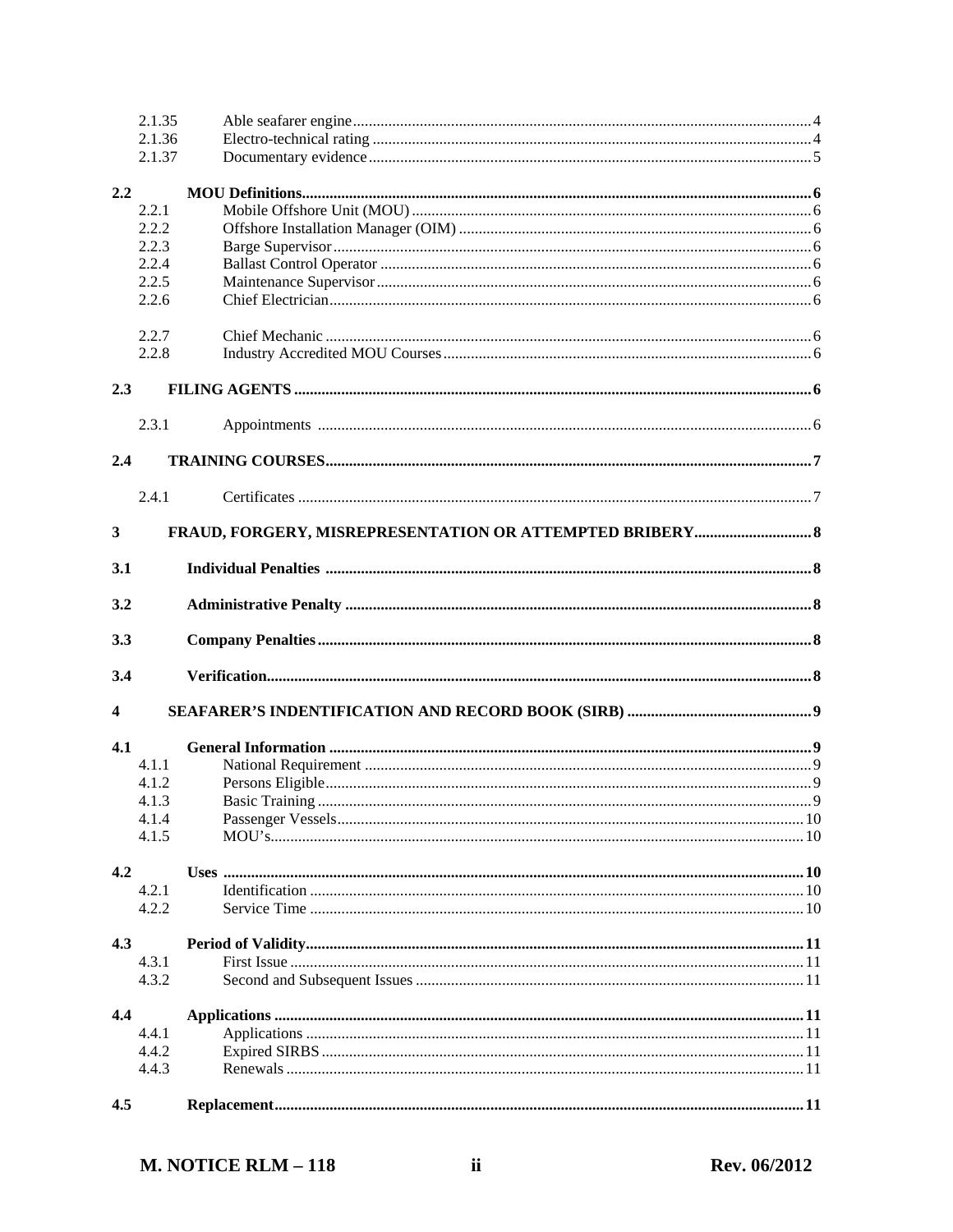| | | |
|---|---|---|
| 2.1.35 | Able seafarer engine | 4 |
| 2.1.36 | Electro-technical rating | 4 |
| 2.1.37 | Documentary evidence | 5 |
| **2.2** | **MOU Definitions** | **6** |
| 2.2.1 | Mobile Offshore Unit (MOU) | 6 |
| 2.2.2 | Offshore Installation Manager (OIM) | 6 |
| 2.2.3 | Barge Supervisor | 6 |
| 2.2.4 | Ballast Control Operator | 6 |
| 2.2.5 | Maintenance Supervisor | 6 |
| 2.2.6 | Chief Electrician | 6 |
| 2.2.7 | Chief Mechanic | 6 |
| 2.2.8 | Industry Accredited MOU Courses | 6 |
| **2.3** | **FILING AGENTS** | **6** |
| 2.3.1 | Appointments | 6 |
| **2.4** | **TRAINING COURSES** | **7** |
| 2.4.1 | Certificates | 7 |
| **3** | **FRAUD, FORGERY, MISREPRESENTATION OR ATTEMPTED BRIBERY** | **8** |
| **3.1** | **Individual Penalties** | **8** |
| **3.2** | **Administrative Penalty** | **8** |
| **3.3** | **Company Penalties** | **8** |
| **3.4** | **Verification** | **8** |
| **4** | **SEAFARER'S INDENTIFICATION AND RECORD BOOK (SIRB)** | **9** |
| **4.1** | **General Information** | **9** |
| 4.1.1 | National Requirement | 9 |
| 4.1.2 | Persons Eligible | 9 |
| 4.1.3 | Basic Training | 9 |
| 4.1.4 | Passenger Vessels | 10 |
| 4.1.5 | MOU's | 10 |
| **4.2** | **Uses** | **10** |
| 4.2.1 | Identification | 10 |
| 4.2.2 | Service Time | 10 |
| **4.3** | **Period of Validity** | **11** |
| 4.3.1 | First Issue | 11 |
| 4.3.2 | Second and Subsequent Issues | 11 |
| **4.4** | **Applications** | **11** |
| 4.4.1 | Applications | 11 |
| 4.4.2 | Expired SIRBS | 11 |
| 4.4.3 | Renewals | 11 |
| **4.5** | **Replacement** | **11** |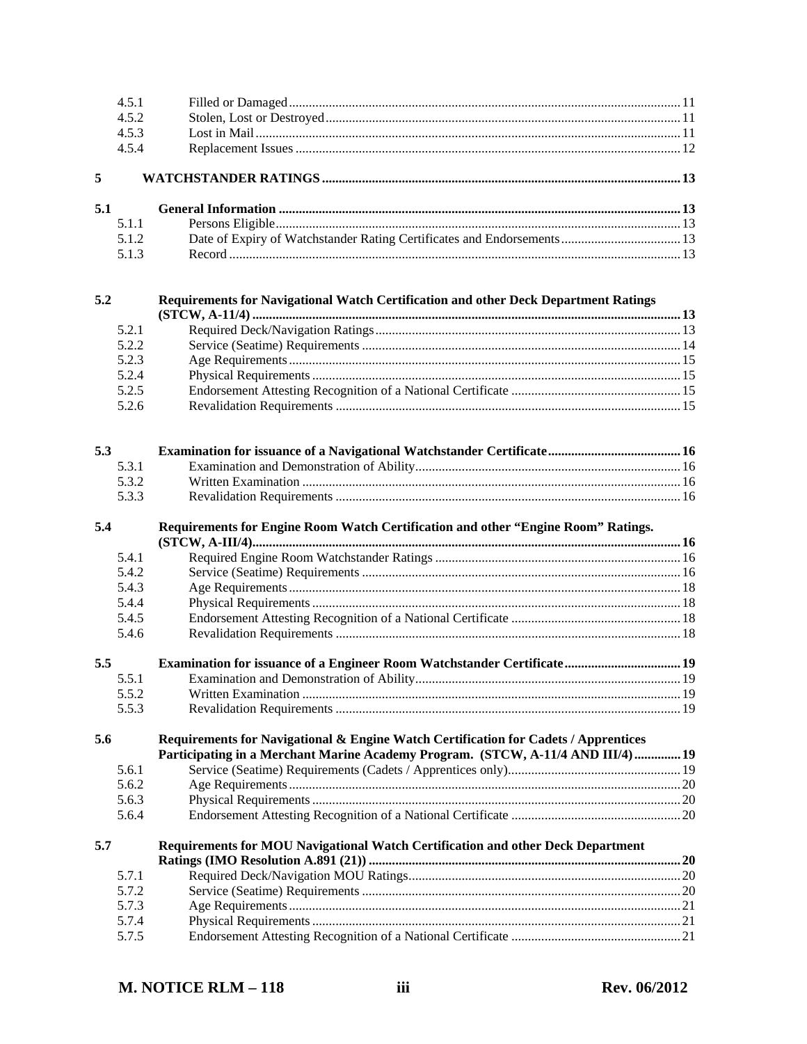| | | |
|---|---|---|
| 4.5.1 | Filled or Damaged | 11 |
| 4.5.2 | Stolen, Lost or Destroyed | 11 |
| 4.5.3 | Lost in Mail | 11 |
| 4.5.4 | Replacement Issues | 12 |
| **5** | **WATCHSTANDER RATINGS** | **13** |
| **5.1** | **General Information** | **13** |
| 5.1.1 | Persons Eligible | 13 |
| 5.1.2 | Date of Expiry of Watchstander Rating Certificates and Endorsements | 13 |
| 5.1.3 | Record | 13 |
| **5.2** | **Requirements for Navigational Watch Certification and other Deck Department Ratings (STCW, A-11/4)** | **13** |
| 5.2.1 | Required Deck/Navigation Ratings | 13 |
| 5.2.2 | Service (Seatime) Requirements | 14 |
| 5.2.3 | Age Requirements | 15 |
| 5.2.4 | Physical Requirements | 15 |
| 5.2.5 | Endorsement Attesting Recognition of a National Certificate | 15 |
| 5.2.6 | Revalidation Requirements | 15 |
| **5.3** | **Examination for issuance of a Navigational Watchstander Certificate** | **16** |
| 5.3.1 | Examination and Demonstration of Ability | 16 |
| 5.3.2 | Written Examination | 16 |
| 5.3.3 | Revalidation Requirements | 16 |
| **5.4** | **Requirements for Engine Room Watch Certification and other "Engine Room" Ratings. (STCW, A-III/4)** | **16** |
| 5.4.1 | Required Engine Room Watchstander Ratings | 16 |
| 5.4.2 | Service (Seatime) Requirements | 16 |
| 5.4.3 | Age Requirements | 18 |
| 5.4.4 | Physical Requirements | 18 |
| 5.4.5 | Endorsement Attesting Recognition of a National Certificate | 18 |
| 5.4.6 | Revalidation Requirements | 18 |
| **5.5** | **Examination for issuance of a Engineer Room Watchstander Certificate** | **19** |
| 5.5.1 | Examination and Demonstration of Ability | 19 |
| 5.5.2 | Written Examination | 19 |
| 5.5.3 | Revalidation Requirements | 19 |
| **5.6** | **Requirements for Navigational & Engine Watch Certification for Cadets / Apprentices Participating in a Merchant Marine Academy Program. (STCW, A-11/4 AND III/4)** | **19** |
| 5.6.1 | Service (Seatime) Requirements (Cadets / Apprentices only) | 19 |
| 5.6.2 | Age Requirements | 20 |
| 5.6.3 | Physical Requirements | 20 |
| 5.6.4 | Endorsement Attesting Recognition of a National Certificate | 20 |
| **5.7** | **Requirements for MOU Navigational Watch Certification and other Deck Department Ratings (IMO Resolution A.891 (21))** | **20** |
| 5.7.1 | Required Deck/Navigation MOU Ratings | 20 |
| 5.7.2 | Service (Seatime) Requirements | 20 |
| 5.7.3 | Age Requirements | 21 |
| 5.7.4 | Physical Requirements | 21 |
| 5.7.5 | Endorsement Attesting Recognition of a National Certificate | 21 |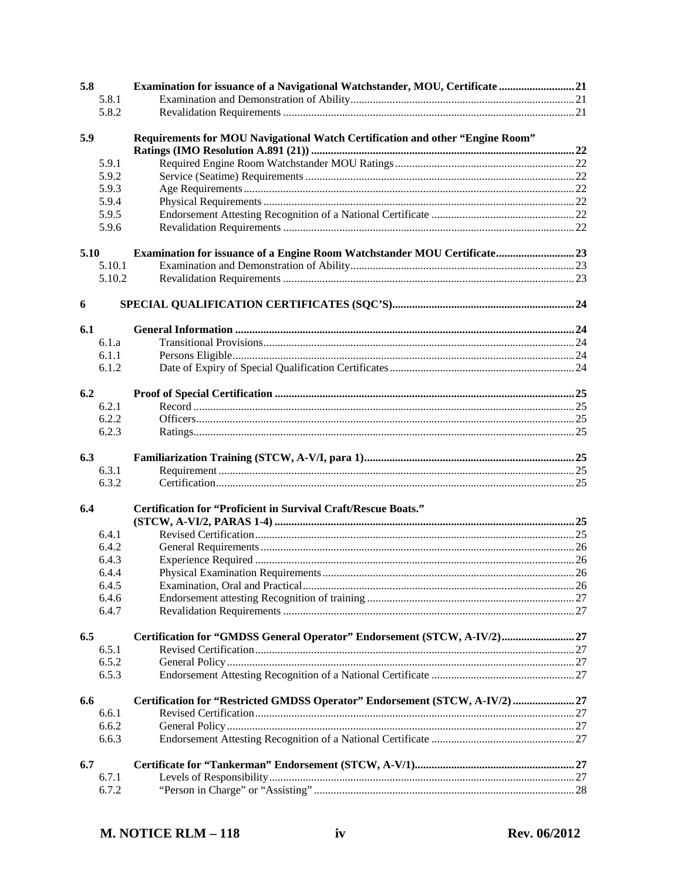| | | |
|---|---|---|
| **5.8** | **Examination for issuance of a Navigational Watchstander, MOU, Certificate** | **21** |
| 5.8.1 | Examination and Demonstration of Ability | 21 |
| 5.8.2 | Revalidation Requirements | 21 |
| **5.9** | **Requirements for MOU Navigational Watch Certification and other "Engine Room" Ratings (IMO Resolution A.891 (21))** | **22** |
| 5.9.1 | Required Engine Room Watchstander MOU Ratings | 22 |
| 5.9.2 | Service (Seatime) Requirements | 22 |
| 5.9.3 | Age Requirements | 22 |
| 5.9.4 | Physical Requirements | 22 |
| 5.9.5 | Endorsement Attesting Recognition of a National Certificate | 22 |
| 5.9.6 | Revalidation Requirements | 22 |
| **5.10** | **Examination for issuance of a Engine Room Watchstander MOU Certificate** | **23** |
| 5.10.1 | Examination and Demonstration of Ability | 23 |
| 5.10.2 | Revalidation Requirements | 23 |
| **6** | **SPECIAL QUALIFICATION CERTIFICATES (SQC'S)** | **24** |
| **6.1** | **General Information** | **24** |
| 6.1.a | Transitional Provisions | 24 |
| 6.1.1 | Persons Eligible | 24 |
| 6.1.2 | Date of Expiry of Special Qualification Certificates | 24 |
| **6.2** | **Proof of Special Certification** | **25** |
| 6.2.1 | Record | 25 |
| 6.2.2 | Officers | 25 |
| 6.2.3 | Ratings | 25 |
| **6.3** | **Familiarization Training (STCW, A-V/I, para 1)** | **25** |
| 6.3.1 | Requirement | 25 |
| 6.3.2 | Certification | 25 |
| **6.4** | **Certification for "Proficient in Survival Craft/Rescue Boats." (STCW, A-VI/2, PARAS 1-4)** | **25** |
| 6.4.1 | Revised Certification | 25 |
| 6.4.2 | General Requirements | 26 |
| 6.4.3 | Experience Required | 26 |
| 6.4.4 | Physical Examination Requirements | 26 |
| 6.4.5 | Examination, Oral and Practical | 26 |
| 6.4.6 | Endorsement attesting Recognition of training | 27 |
| 6.4.7 | Revalidation Requirements | 27 |
| **6.5** | **Certification for "GMDSS General Operator" Endorsement (STCW, A-IV/2)** | **27** |
| 6.5.1 | Revised Certification | 27 |
| 6.5.2 | General Policy | 27 |
| 6.5.3 | Endorsement Attesting Recognition of a National Certificate | 27 |
| **6.6** | **Certification for "Restricted GMDSS Operator" Endorsement (STCW, A-IV/2)** | **27** |
| 6.6.1 | Revised Certification | 27 |
| 6.6.2 | General Policy | 27 |
| 6.6.3 | Endorsement Attesting Recognition of a National Certificate | 27 |
| **6.7** | **Certificate for "Tankerman" Endorsement (STCW, A-V/1)** | **27** |
| 6.7.1 | Levels of Responsibility | 27 |
| 6.7.2 | "Person in Charge" or "Assisting" | 28 |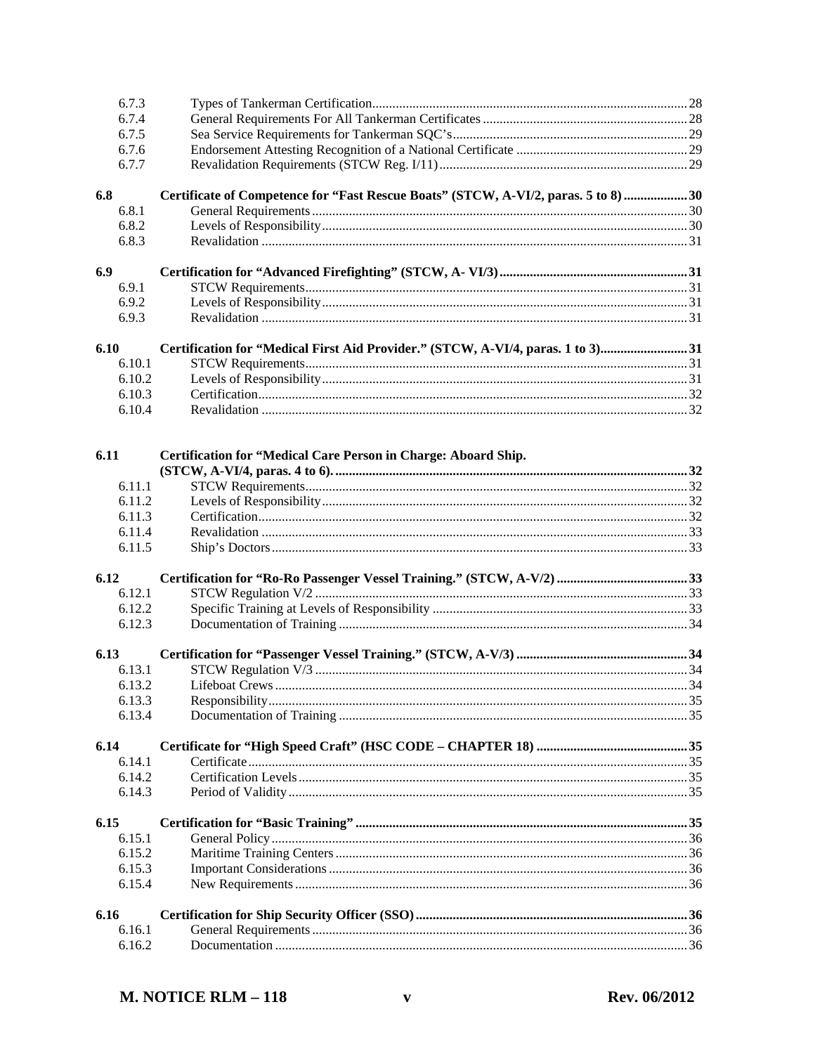| | | |
|---|---|---|
| 6.7.3 | Types of Tankerman Certification | 28 |
| 6.7.4 | General Requirements For All Tankerman Certificates | 28 |
| 6.7.5 | Sea Service Requirements for Tankerman SQC's | 29 |
| 6.7.6 | Endorsement Attesting Recognition of a National Certificate | 29 |
| 6.7.7 | Revalidation Requirements (STCW Reg. I/11) | 29 |
| **6.8** | **Certificate of Competence for "Fast Rescue Boats" (STCW, A-VI/2, paras. 5 to 8)** | **30** |
| 6.8.1 | General Requirements | 30 |
| 6.8.2 | Levels of Responsibility | 30 |
| 6.8.3 | Revalidation | 31 |
| **6.9** | **Certification for "Advanced Firefighting" (STCW, A- VI/3)** | **31** |
| 6.9.1 | STCW Requirements | 31 |
| 6.9.2 | Levels of Responsibility | 31 |
| 6.9.3 | Revalidation | 31 |
| **6.10** | **Certification for "Medical First Aid Provider." (STCW, A-VI/4, paras. 1 to 3)** | **31** |
| 6.10.1 | STCW Requirements | 31 |
| 6.10.2 | Levels of Responsibility | 31 |
| 6.10.3 | Certification | 32 |
| 6.10.4 | Revalidation | 32 |
| **6.11** | **Certification for "Medical Care Person in Charge: Aboard Ship. (STCW, A-VI/4, paras. 4 to 6).** | **32** |
| 6.11.1 | STCW Requirements | 32 |
| 6.11.2 | Levels of Responsibility | 32 |
| 6.11.3 | Certification | 32 |
| 6.11.4 | Revalidation | 33 |
| 6.11.5 | Ship's Doctors | 33 |
| **6.12** | **Certification for "Ro-Ro Passenger Vessel Training." (STCW, A-V/2)** | **33** |
| 6.12.1 | STCW Regulation V/2 | 33 |
| 6.12.2 | Specific Training at Levels of Responsibility | 33 |
| 6.12.3 | Documentation of Training | 34 |
| **6.13** | **Certification for "Passenger Vessel Training." (STCW, A-V/3)** | **34** |
| 6.13.1 | STCW Regulation V/3 | 34 |
| 6.13.2 | Lifeboat Crews | 34 |
| 6.13.3 | Responsibility | 35 |
| 6.13.4 | Documentation of Training | 35 |
| **6.14** | **Certificate for "High Speed Craft" (HSC CODE – CHAPTER 18)** | **35** |
| 6.14.1 | Certificate | 35 |
| 6.14.2 | Certification Levels | 35 |
| 6.14.3 | Period of Validity | 35 |
| **6.15** | **Certification for "Basic Training"** | **35** |
| 6.15.1 | General Policy | 36 |
| 6.15.2 | Maritime Training Centers | 36 |
| 6.15.3 | Important Considerations | 36 |
| 6.15.4 | New Requirements | 36 |
| **6.16** | **Certification for Ship Security Officer (SSO)** | **36** |
| 6.16.1 | General Requirements | 36 |
| 6.16.2 | Documentation | 36 |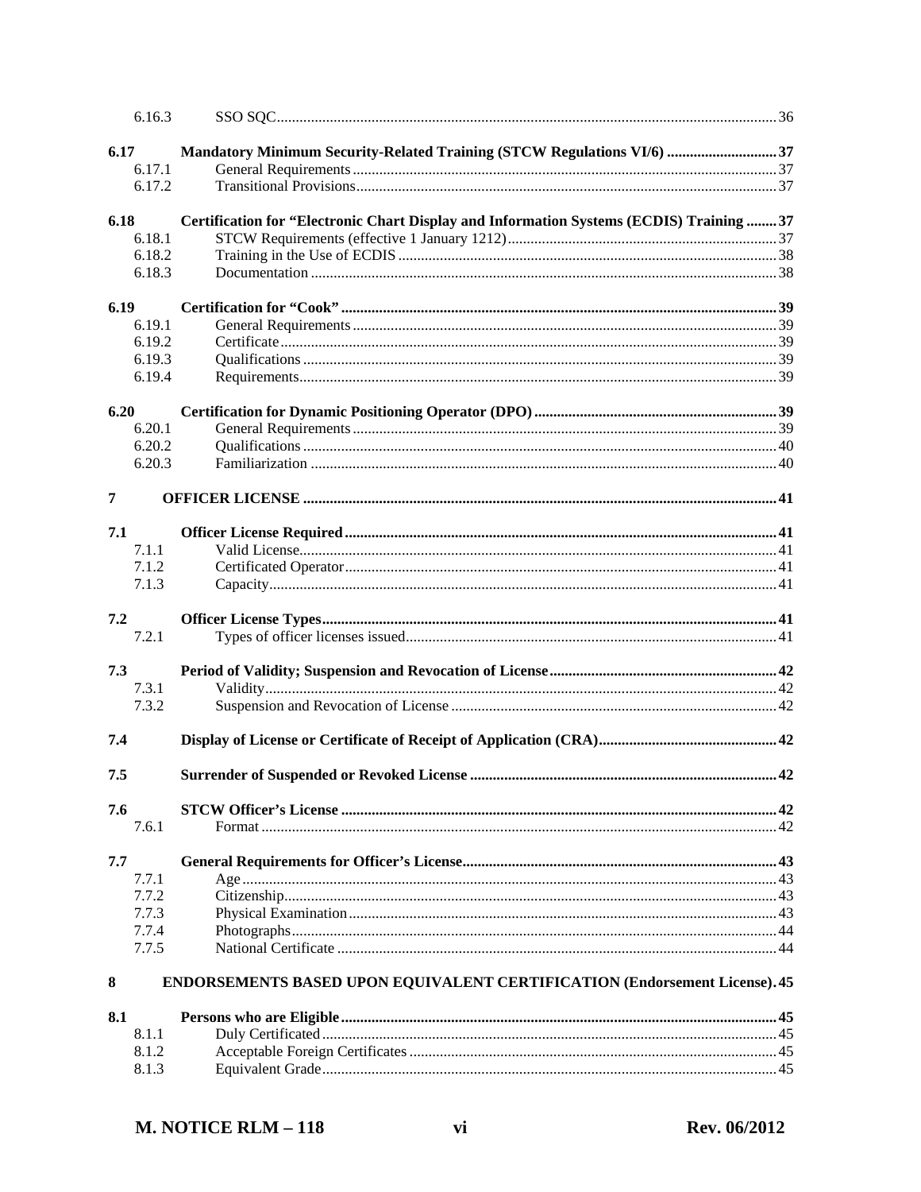| | | |
|---|---|---|
| 6.16.3 | SSO SQC | 36 |
| **6.17** | **Mandatory Minimum Security-Related Training (STCW Regulations VI/6)** | **37** |
| 6.17.1 | General Requirements | 37 |
| 6.17.2 | Transitional Provisions | 37 |
| **6.18** | **Certification for "Electronic Chart Display and Information Systems (ECDIS) Training** | **37** |
| 6.18.1 | STCW Requirements (effective 1 January 1212) | 37 |
| 6.18.2 | Training in the Use of ECDIS | 38 |
| 6.18.3 | Documentation | 38 |
| **6.19** | **Certification for "Cook"** | **39** |
| 6.19.1 | General Requirements | 39 |
| 6.19.2 | Certificate | 39 |
| 6.19.3 | Qualifications | 39 |
| 6.19.4 | Requirements | 39 |
| **6.20** | **Certification for Dynamic Positioning Operator (DPO)** | **39** |
| 6.20.1 | General Requirements | 39 |
| 6.20.2 | Qualifications | 40 |
| 6.20.3 | Familiarization | 40 |
| **7** | **OFFICER LICENSE** | **41** |
| **7.1** | **Officer License Required** | **41** |
| 7.1.1 | Valid License | 41 |
| 7.1.2 | Certificated Operator | 41 |
| 7.1.3 | Capacity | 41 |
| **7.2** | **Officer License Types** | **41** |
| 7.2.1 | Types of officer licenses issued | 41 |
| **7.3** | **Period of Validity; Suspension and Revocation of License** | **42** |
| 7.3.1 | Validity | 42 |
| 7.3.2 | Suspension and Revocation of License | 42 |
| **7.4** | **Display of License or Certificate of Receipt of Application (CRA)** | **42** |
| **7.5** | **Surrender of Suspended or Revoked License** | **42** |
| **7.6** | **STCW Officer's License** | **42** |
| 7.6.1 | Format | 42 |
| **7.7** | **General Requirements for Officer's License** | **43** |
| 7.7.1 | Age | 43 |
| 7.7.2 | Citizenship | 43 |
| 7.7.3 | Physical Examination | 43 |
| 7.7.4 | Photographs | 44 |
| 7.7.5 | National Certificate | 44 |
| **8** | **ENDORSEMENTS BASED UPON EQUIVALENT CERTIFICATION (Endorsement License)** | **45** |
| **8.1** | **Persons who are Eligible** | **45** |
| 8.1.1 | Duly Certificated | 45 |
| 8.1.2 | Acceptable Foreign Certificates | 45 |
| 8.1.3 | Equivalent Grade | 45 |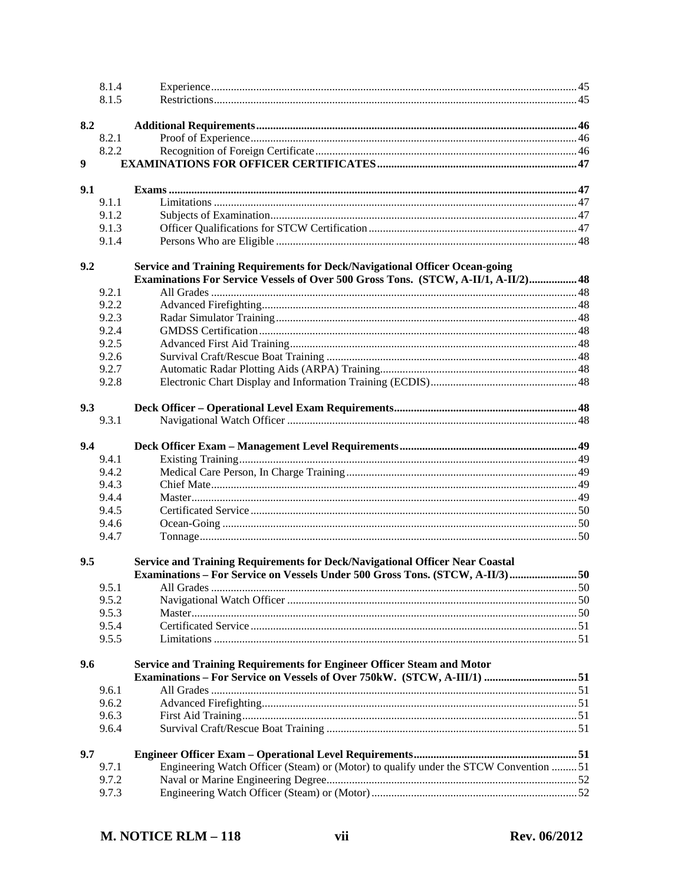| | | |
|---|---|---|
| 8.1.4 | Experience | 45 |
| 8.1.5 | Restrictions | 45 |
| **8.2** | **Additional Requirements** | **46** |
| 8.2.1 | Proof of Experience | 46 |
| 8.2.2 | Recognition of Foreign Certificate | 46 |
| **9** | **EXAMINATIONS FOR OFFICER CERTIFICATES** | **47** |
| **9.1** | **Exams** | **47** |
| 9.1.1 | Limitations | 47 |
| 9.1.2 | Subjects of Examination | 47 |
| 9.1.3 | Officer Qualifications for STCW Certification | 47 |
| 9.1.4 | Persons Who are Eligible | 48 |
| **9.2** | **Service and Training Requirements for Deck/Navigational Officer Ocean-going Examinations For Service Vessels of Over 500 Gross Tons. (STCW, A-II/1, A-II/2)** | **48** |
| 9.2.1 | All Grades | 48 |
| 9.2.2 | Advanced Firefighting | 48 |
| 9.2.3 | Radar Simulator Training | 48 |
| 9.2.4 | GMDSS Certification | 48 |
| 9.2.5 | Advanced First Aid Training | 48 |
| 9.2.6 | Survival Craft/Rescue Boat Training | 48 |
| 9.2.7 | Automatic Radar Plotting Aids (ARPA) Training | 48 |
| 9.2.8 | Electronic Chart Display and Information Training (ECDIS) | 48 |
| **9.3** | **Deck Officer – Operational Level Exam Requirements** | **48** |
| 9.3.1 | Navigational Watch Officer | 48 |
| **9.4** | **Deck Officer Exam – Management Level Requirements** | **49** |
| 9.4.1 | Existing Training | 49 |
| 9.4.2 | Medical Care Person, In Charge Training | 49 |
| 9.4.3 | Chief Mate | 49 |
| 9.4.4 | Master | 49 |
| 9.4.5 | Certificated Service | 50 |
| 9.4.6 | Ocean-Going | 50 |
| 9.4.7 | Tonnage | 50 |
| **9.5** | **Service and Training Requirements for Deck/Navigational Officer Near Coastal Examinations – For Service on Vessels Under 500 Gross Tons. (STCW, A-II/3)** | **50** |
| 9.5.1 | All Grades | 50 |
| 9.5.2 | Navigational Watch Officer | 50 |
| 9.5.3 | Master | 50 |
| 9.5.4 | Certificated Service | 51 |
| 9.5.5 | Limitations | 51 |
| **9.6** | **Service and Training Requirements for Engineer Officer Steam and Motor Examinations – For Service on Vessels of Over 750kW. (STCW, A-III/1)** | **51** |
| 9.6.1 | All Grades | 51 |
| 9.6.2 | Advanced Firefighting | 51 |
| 9.6.3 | First Aid Training | 51 |
| 9.6.4 | Survival Craft/Rescue Boat Training | 51 |
| **9.7** | **Engineer Officer Exam – Operational Level Requirements** | **51** |
| 9.7.1 | Engineering Watch Officer (Steam) or (Motor) to qualify under the STCW Convention | 51 |
| 9.7.2 | Naval or Marine Engineering Degree | 52 |
| 9.7.3 | Engineering Watch Officer (Steam) or (Motor) | 52 |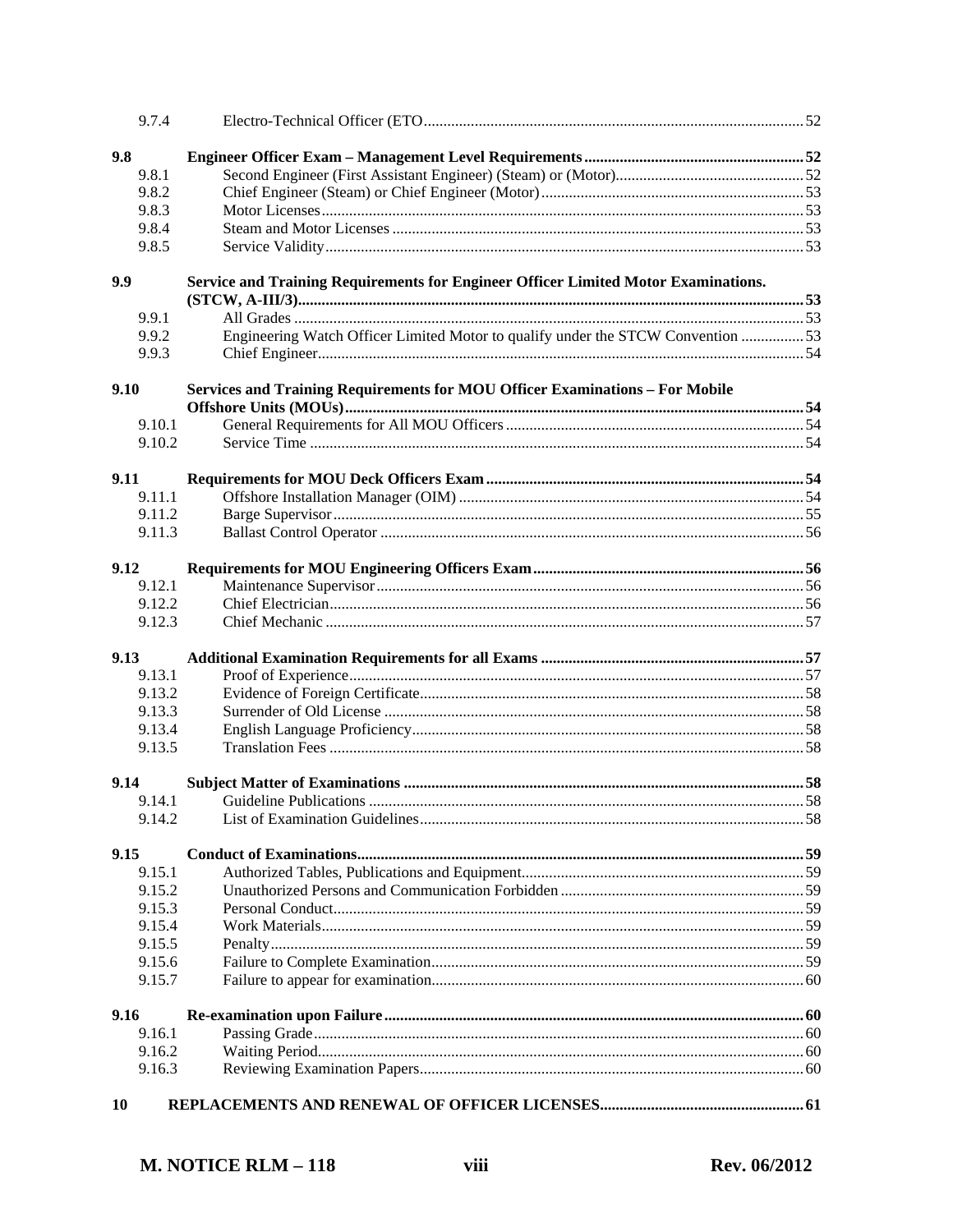| | | |
|---|---|---|
| 9.7.4 | Electro-Technical Officer (ETO | 52 |
| **9.8** | **Engineer Officer Exam – Management Level Requirements** | **52** |
| 9.8.1 | Second Engineer (First Assistant Engineer) (Steam) or (Motor) | 52 |
| 9.8.2 | Chief Engineer (Steam) or Chief Engineer (Motor) | 53 |
| 9.8.3 | Motor Licenses | 53 |
| 9.8.4 | Steam and Motor Licenses | 53 |
| 9.8.5 | Service Validity | 53 |
| **9.9** | **Service and Training Requirements for Engineer Officer Limited Motor Examinations. (STCW, A-III/3)** | **53** |
| 9.9.1 | All Grades | 53 |
| 9.9.2 | Engineering Watch Officer Limited Motor to qualify under the STCW Convention | 53 |
| 9.9.3 | Chief Engineer | 54 |
| **9.10** | **Services and Training Requirements for MOU Officer Examinations – For Mobile Offshore Units (MOUs)** | **54** |
| 9.10.1 | General Requirements for All MOU Officers | 54 |
| 9.10.2 | Service Time | 54 |
| **9.11** | **Requirements for MOU Deck Officers Exam** | **54** |
| 9.11.1 | Offshore Installation Manager (OIM) | 54 |
| 9.11.2 | Barge Supervisor | 55 |
| 9.11.3 | Ballast Control Operator | 56 |
| **9.12** | **Requirements for MOU Engineering Officers Exam** | **56** |
| 9.12.1 | Maintenance Supervisor | 56 |
| 9.12.2 | Chief Electrician | 56 |
| 9.12.3 | Chief Mechanic | 57 |
| **9.13** | **Additional Examination Requirements for all Exams** | **57** |
| 9.13.1 | Proof of Experience | 57 |
| 9.13.2 | Evidence of Foreign Certificate | 58 |
| 9.13.3 | Surrender of Old License | 58 |
| 9.13.4 | English Language Proficiency | 58 |
| 9.13.5 | Translation Fees | 58 |
| **9.14** | **Subject Matter of Examinations** | **58** |
| 9.14.1 | Guideline Publications | 58 |
| 9.14.2 | List of Examination Guidelines | 58 |
| **9.15** | **Conduct of Examinations** | **59** |
| 9.15.1 | Authorized Tables, Publications and Equipment | 59 |
| 9.15.2 | Unauthorized Persons and Communication Forbidden | 59 |
| 9.15.3 | Personal Conduct | 59 |
| 9.15.4 | Work Materials | 59 |
| 9.15.5 | Penalty | 59 |
| 9.15.6 | Failure to Complete Examination | 59 |
| 9.15.7 | Failure to appear for examination | 60 |
| **9.16** | **Re-examination upon Failure** | **60** |
| 9.16.1 | Passing Grade | 60 |
| 9.16.2 | Waiting Period | 60 |
| 9.16.3 | Reviewing Examination Papers | 60 |
| **10** | **REPLACEMENTS AND RENEWAL OF OFFICER LICENSES** | **61** |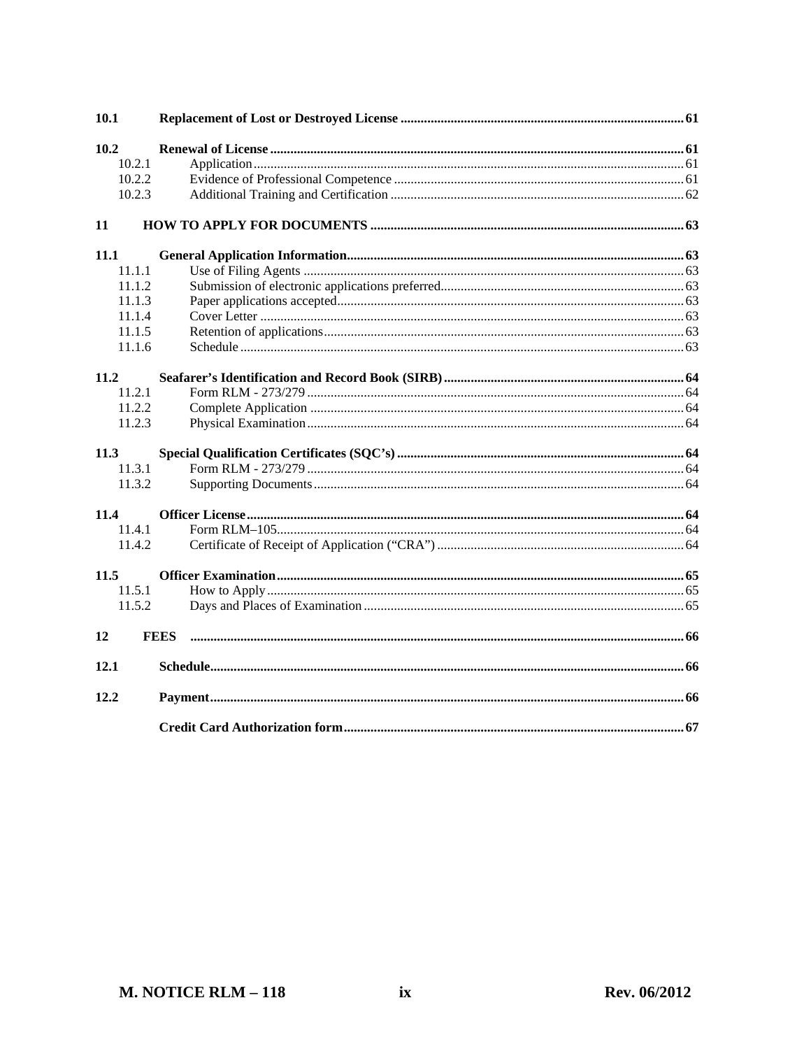| | | |
|---|---|---|
| **10.1** | **Replacement of Lost or Destroyed License** | **61** |
| **10.2** | **Renewal of License** | **61** |
| 10.2.1 | Application | 61 |
| 10.2.2 | Evidence of Professional Competence | 61 |
| 10.2.3 | Additional Training and Certification | 62 |
| **11** | **HOW TO APPLY FOR DOCUMENTS** | **63** |
| **11.1** | **General Application Information** | **63** |
| 11.1.1 | Use of Filing Agents | 63 |
| 11.1.2 | Submission of electronic applications preferred | 63 |
| 11.1.3 | Paper applications accepted | 63 |
| 11.1.4 | Cover Letter | 63 |
| 11.1.5 | Retention of applications | 63 |
| 11.1.6 | Schedule | 63 |
| **11.2** | **Seafarer's Identification and Record Book (SIRB)** | **64** |
| 11.2.1 | Form RLM - 273/279 | 64 |
| 11.2.2 | Complete Application | 64 |
| 11.2.3 | Physical Examination | 64 |
| **11.3** | **Special Qualification Certificates (SQC's)** | **64** |
| 11.3.1 | Form RLM - 273/279 | 64 |
| 11.3.2 | Supporting Documents | 64 |
| **11.4** | **Officer License** | **64** |
| 11.4.1 | Form RLM–105 | 64 |
| 11.4.2 | Certificate of Receipt of Application ("CRA") | 64 |
| **11.5** | **Officer Examination** | **65** |
| 11.5.1 | How to Apply | 65 |
| 11.5.2 | Days and Places of Examination | 65 |
| **12** | **FEES** | **66** |
| **12.1** | **Schedule** | **66** |
| **12.2** | **Payment** | **66** |
| | **Credit Card Authorization form** | **67** |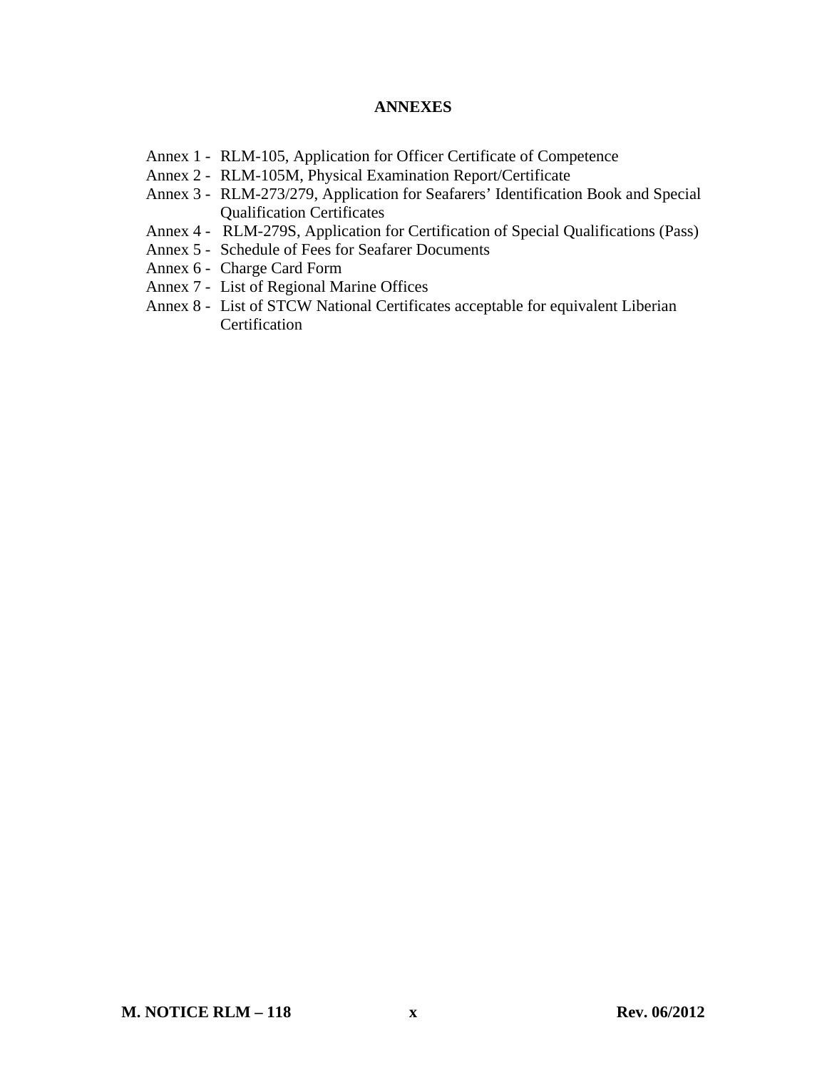## ANNEXES

Annex 1 - RLM-105, Application for Officer Certificate of Competence
Annex 2 - RLM-105M, Physical Examination Report/Certificate
Annex 3 - RLM-273/279, Application for Seafarers' Identification Book and Special Qualification Certificates
Annex 4 - RLM-279S, Application for Certification of Special Qualifications (Pass)
Annex 5 - Schedule of Fees for Seafarer Documents
Annex 6 - Charge Card Form
Annex 7 - List of Regional Marine Offices
Annex 8 - List of STCW National Certificates acceptable for equivalent Liberian Certification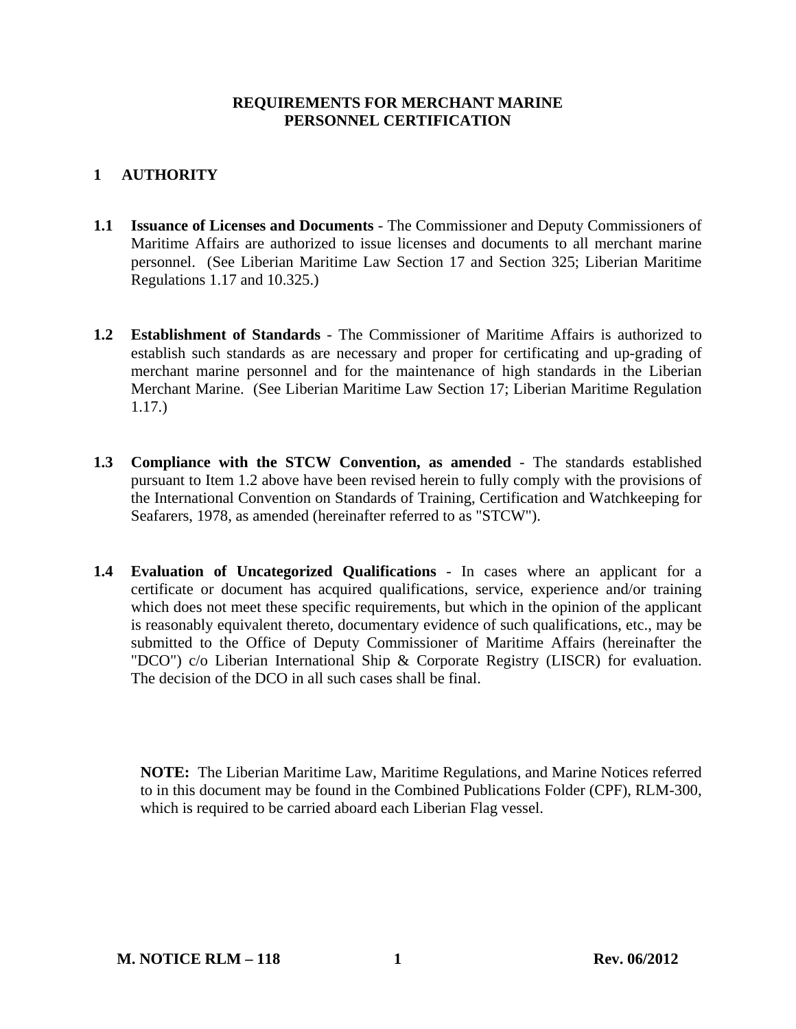# REQUIREMENTS FOR MERCHANT MARINE PERSONNEL CERTIFICATION

## 1 AUTHORITY

**1.1 Issuance of Licenses and Documents** - The Commissioner and Deputy Commissioners of Maritime Affairs are authorized to issue licenses and documents to all merchant marine personnel. (See Liberian Maritime Law Section 17 and Section 325; Liberian Maritime Regulations 1.17 and 10.325.)

**1.2 Establishment of Standards** - The Commissioner of Maritime Affairs is authorized to establish such standards as are necessary and proper for certificating and up-grading of merchant marine personnel and for the maintenance of high standards in the Liberian Merchant Marine. (See Liberian Maritime Law Section 17; Liberian Maritime Regulation 1.17.)

**1.3 Compliance with the STCW Convention, as amended** - The standards established pursuant to Item 1.2 above have been revised herein to fully comply with the provisions of the International Convention on Standards of Training, Certification and Watchkeeping for Seafarers, 1978, as amended (hereinafter referred to as "STCW").

**1.4 Evaluation of Uncategorized Qualifications** - In cases where an applicant for a certificate or document has acquired qualifications, service, experience and/or training which does not meet these specific requirements, but which in the opinion of the applicant is reasonably equivalent thereto, documentary evidence of such qualifications, etc., may be submitted to the Office of Deputy Commissioner of Maritime Affairs (hereinafter the "DCO") c/o Liberian International Ship & Corporate Registry (LISCR) for evaluation. The decision of the DCO in all such cases shall be final.

**NOTE:** The Liberian Maritime Law, Maritime Regulations, and Marine Notices referred to in this document may be found in the Combined Publications Folder (CPF), RLM-300, which is required to be carried aboard each Liberian Flag vessel.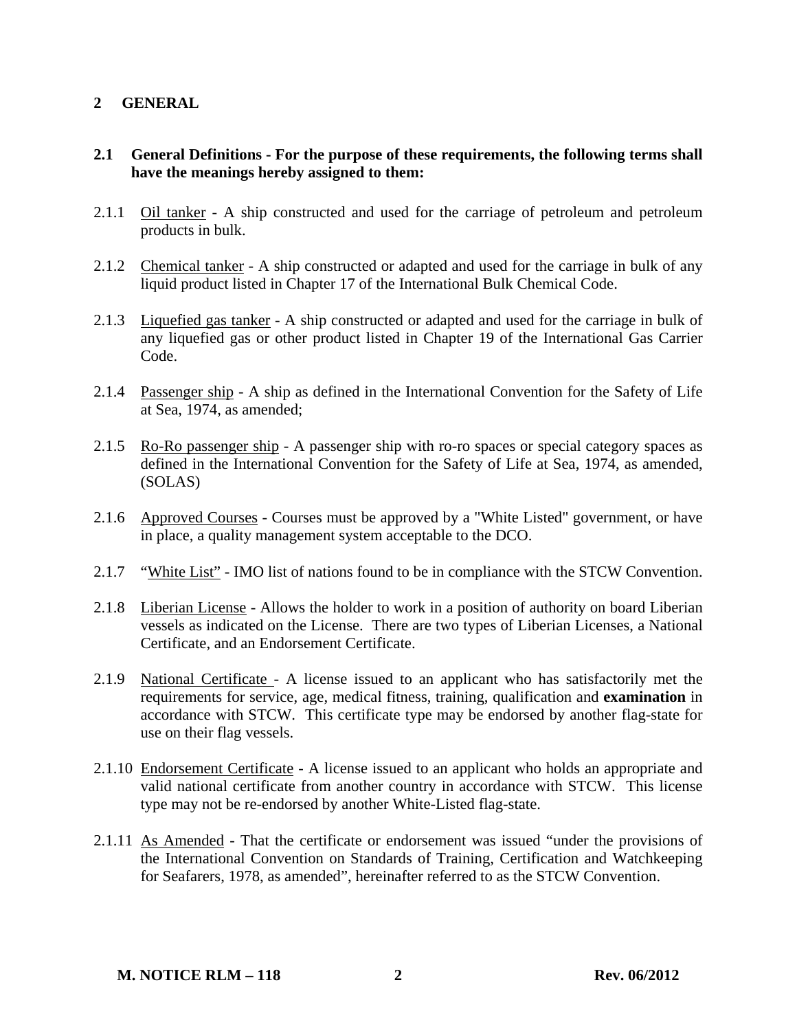## 2 GENERAL

### 2.1 General Definitions - For the purpose of these requirements, the following terms shall have the meanings hereby assigned to them:

2.1.1 Oil tanker - A ship constructed and used for the carriage of petroleum and petroleum products in bulk.

2.1.2 Chemical tanker - A ship constructed or adapted and used for the carriage in bulk of any liquid product listed in Chapter 17 of the International Bulk Chemical Code.

2.1.3 Liquefied gas tanker - A ship constructed or adapted and used for the carriage in bulk of any liquefied gas or other product listed in Chapter 19 of the International Gas Carrier Code.

2.1.4 Passenger ship - A ship as defined in the International Convention for the Safety of Life at Sea, 1974, as amended;

2.1.5 Ro-Ro passenger ship - A passenger ship with ro-ro spaces or special category spaces as defined in the International Convention for the Safety of Life at Sea, 1974, as amended, (SOLAS)

2.1.6 Approved Courses - Courses must be approved by a "White Listed" government, or have in place, a quality management system acceptable to the DCO.

2.1.7 "White List" - IMO list of nations found to be in compliance with the STCW Convention.

2.1.8 Liberian License - Allows the holder to work in a position of authority on board Liberian vessels as indicated on the License. There are two types of Liberian Licenses, a National Certificate, and an Endorsement Certificate.

2.1.9 National Certificate - A license issued to an applicant who has satisfactorily met the requirements for service, age, medical fitness, training, qualification and **examination** in accordance with STCW. This certificate type may be endorsed by another flag-state for use on their flag vessels.

2.1.10 Endorsement Certificate - A license issued to an applicant who holds an appropriate and valid national certificate from another country in accordance with STCW. This license type may not be re-endorsed by another White-Listed flag-state.

2.1.11 As Amended - That the certificate or endorsement was issued "under the provisions of the International Convention on Standards of Training, Certification and Watchkeeping for Seafarers, 1978, as amended", hereinafter referred to as the STCW Convention.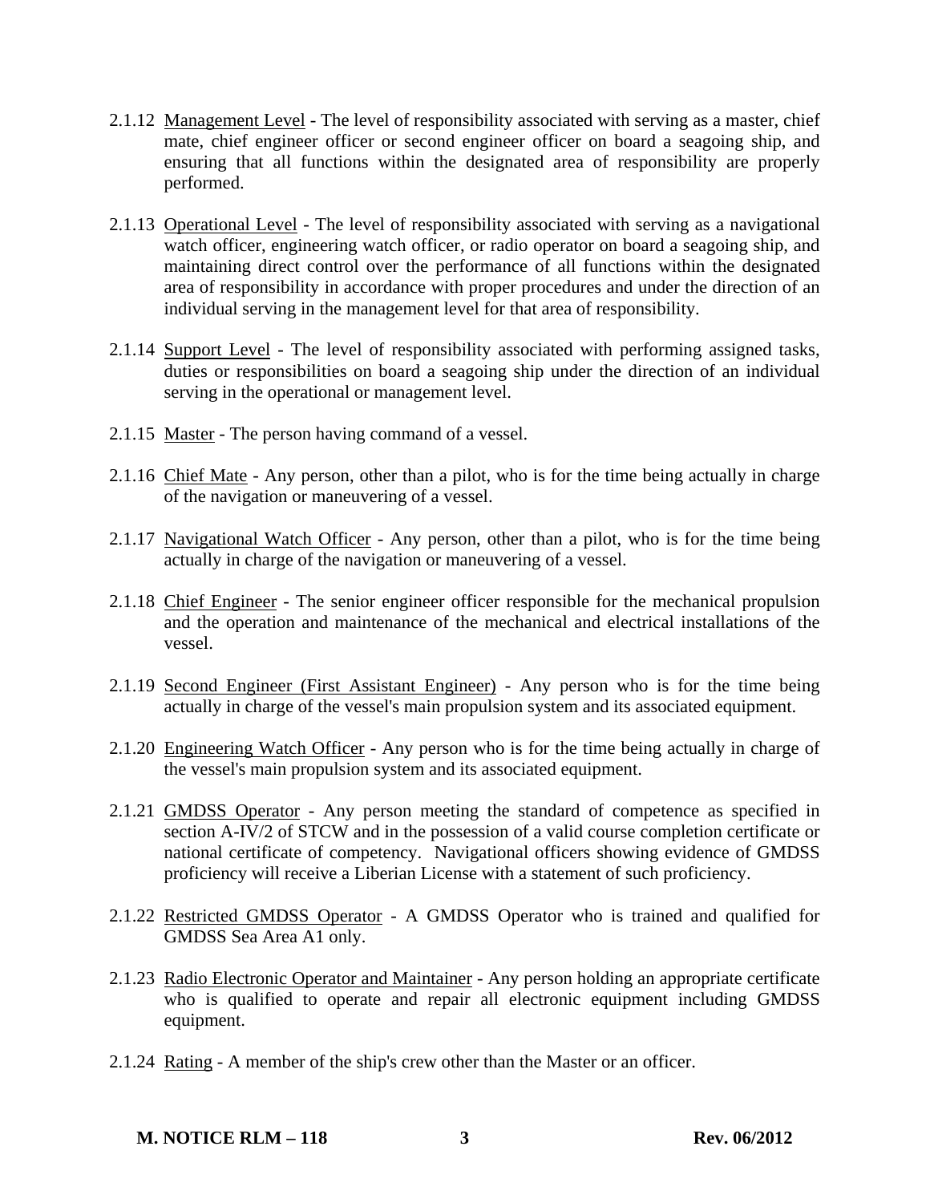2.1.12 Management Level - The level of responsibility associated with serving as a master, chief mate, chief engineer officer or second engineer officer on board a seagoing ship, and ensuring that all functions within the designated area of responsibility are properly performed.

2.1.13 Operational Level - The level of responsibility associated with serving as a navigational watch officer, engineering watch officer, or radio operator on board a seagoing ship, and maintaining direct control over the performance of all functions within the designated area of responsibility in accordance with proper procedures and under the direction of an individual serving in the management level for that area of responsibility.

2.1.14 Support Level - The level of responsibility associated with performing assigned tasks, duties or responsibilities on board a seagoing ship under the direction of an individual serving in the operational or management level.

2.1.15 Master - The person having command of a vessel.

2.1.16 Chief Mate - Any person, other than a pilot, who is for the time being actually in charge of the navigation or maneuvering of a vessel.

2.1.17 Navigational Watch Officer - Any person, other than a pilot, who is for the time being actually in charge of the navigation or maneuvering of a vessel.

2.1.18 Chief Engineer - The senior engineer officer responsible for the mechanical propulsion and the operation and maintenance of the mechanical and electrical installations of the vessel.

2.1.19 Second Engineer (First Assistant Engineer) - Any person who is for the time being actually in charge of the vessel's main propulsion system and its associated equipment.

2.1.20 Engineering Watch Officer - Any person who is for the time being actually in charge of the vessel's main propulsion system and its associated equipment.

2.1.21 GMDSS Operator - Any person meeting the standard of competence as specified in section A-IV/2 of STCW and in the possession of a valid course completion certificate or national certificate of competency. Navigational officers showing evidence of GMDSS proficiency will receive a Liberian License with a statement of such proficiency.

2.1.22 Restricted GMDSS Operator - A GMDSS Operator who is trained and qualified for GMDSS Sea Area A1 only.

2.1.23 Radio Electronic Operator and Maintainer - Any person holding an appropriate certificate who is qualified to operate and repair all electronic equipment including GMDSS equipment.

2.1.24 Rating - A member of the ship's crew other than the Master or an officer.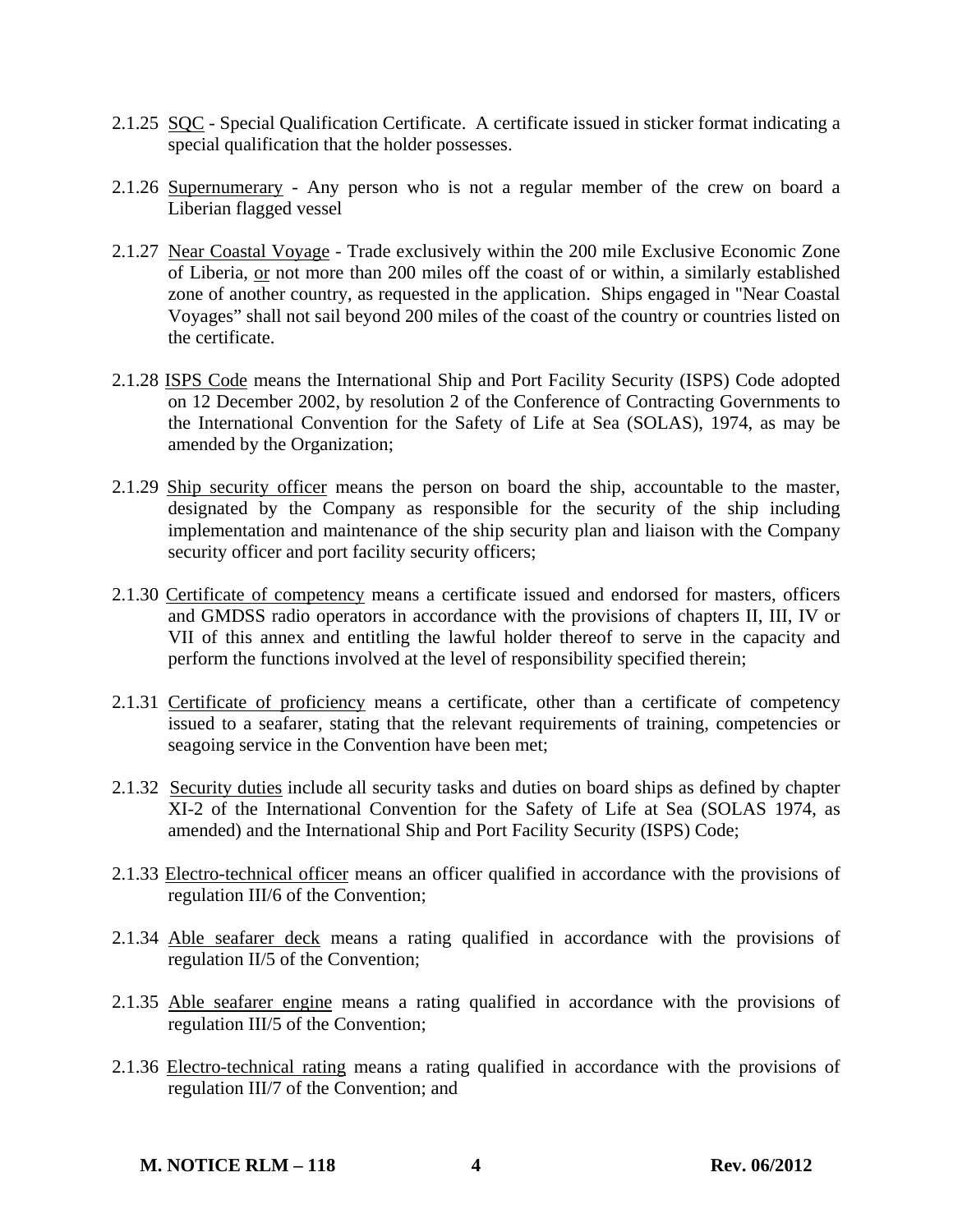2.1.25 SQC - Special Qualification Certificate. A certificate issued in sticker format indicating a special qualification that the holder possesses.

2.1.26 Supernumerary - Any person who is not a regular member of the crew on board a Liberian flagged vessel

2.1.27 Near Coastal Voyage - Trade exclusively within the 200 mile Exclusive Economic Zone of Liberia, or not more than 200 miles off the coast of or within, a similarly established zone of another country, as requested in the application. Ships engaged in "Near Coastal Voyages" shall not sail beyond 200 miles of the coast of the country or countries listed on the certificate.

2.1.28 ISPS Code means the International Ship and Port Facility Security (ISPS) Code adopted on 12 December 2002, by resolution 2 of the Conference of Contracting Governments to the International Convention for the Safety of Life at Sea (SOLAS), 1974, as may be amended by the Organization;

2.1.29 Ship security officer means the person on board the ship, accountable to the master, designated by the Company as responsible for the security of the ship including implementation and maintenance of the ship security plan and liaison with the Company security officer and port facility security officers;

2.1.30 Certificate of competency means a certificate issued and endorsed for masters, officers and GMDSS radio operators in accordance with the provisions of chapters II, III, IV or VII of this annex and entitling the lawful holder thereof to serve in the capacity and perform the functions involved at the level of responsibility specified therein;

2.1.31 Certificate of proficiency means a certificate, other than a certificate of competency issued to a seafarer, stating that the relevant requirements of training, competencies or seagoing service in the Convention have been met;

2.1.32 Security duties include all security tasks and duties on board ships as defined by chapter XI-2 of the International Convention for the Safety of Life at Sea (SOLAS 1974, as amended) and the International Ship and Port Facility Security (ISPS) Code;

2.1.33 Electro-technical officer means an officer qualified in accordance with the provisions of regulation III/6 of the Convention;

2.1.34 Able seafarer deck means a rating qualified in accordance with the provisions of regulation II/5 of the Convention;

2.1.35 Able seafarer engine means a rating qualified in accordance with the provisions of regulation III/5 of the Convention;

2.1.36 Electro-technical rating means a rating qualified in accordance with the provisions of regulation III/7 of the Convention; and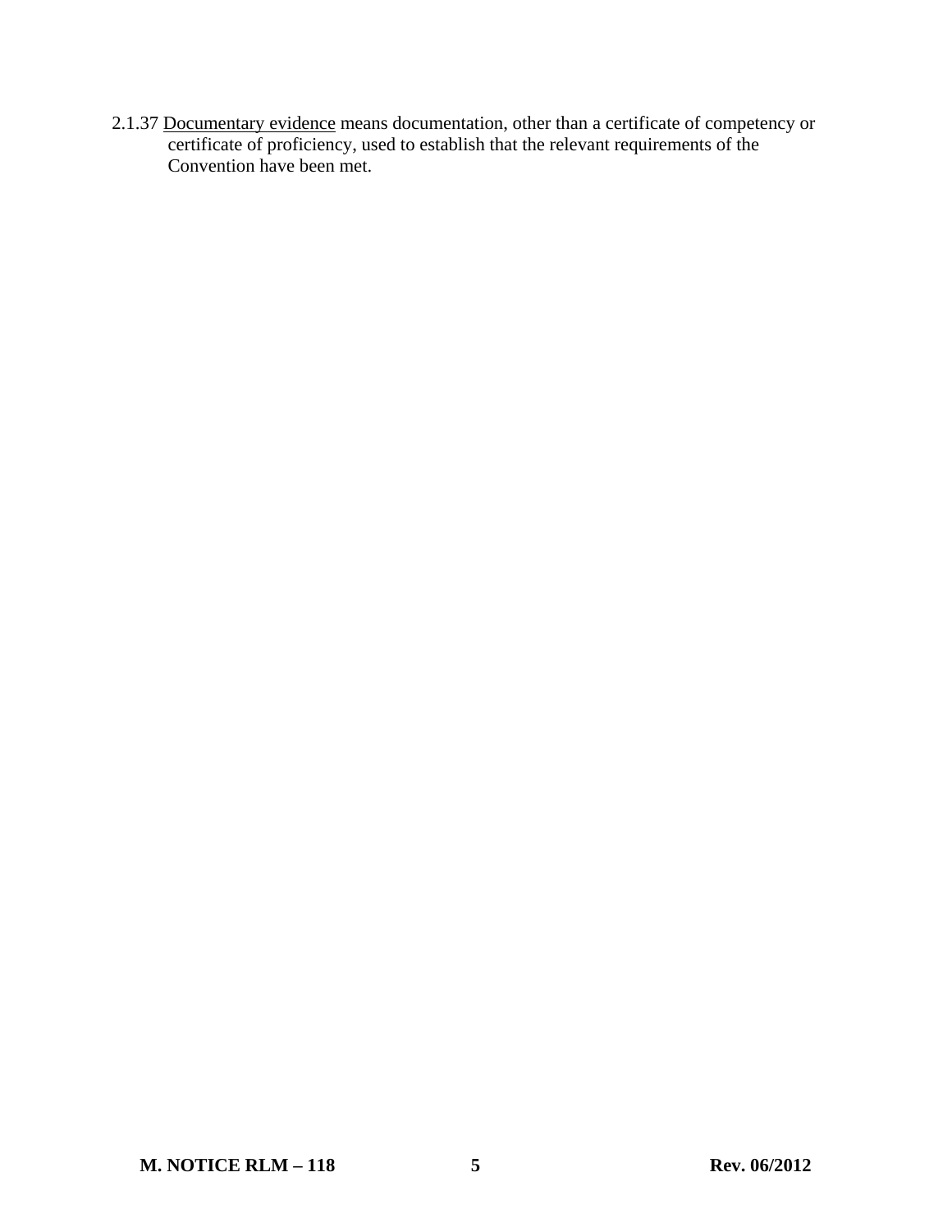2.1.37 Documentary evidence means documentation, other than a certificate of competency or certificate of proficiency, used to establish that the relevant requirements of the Convention have been met.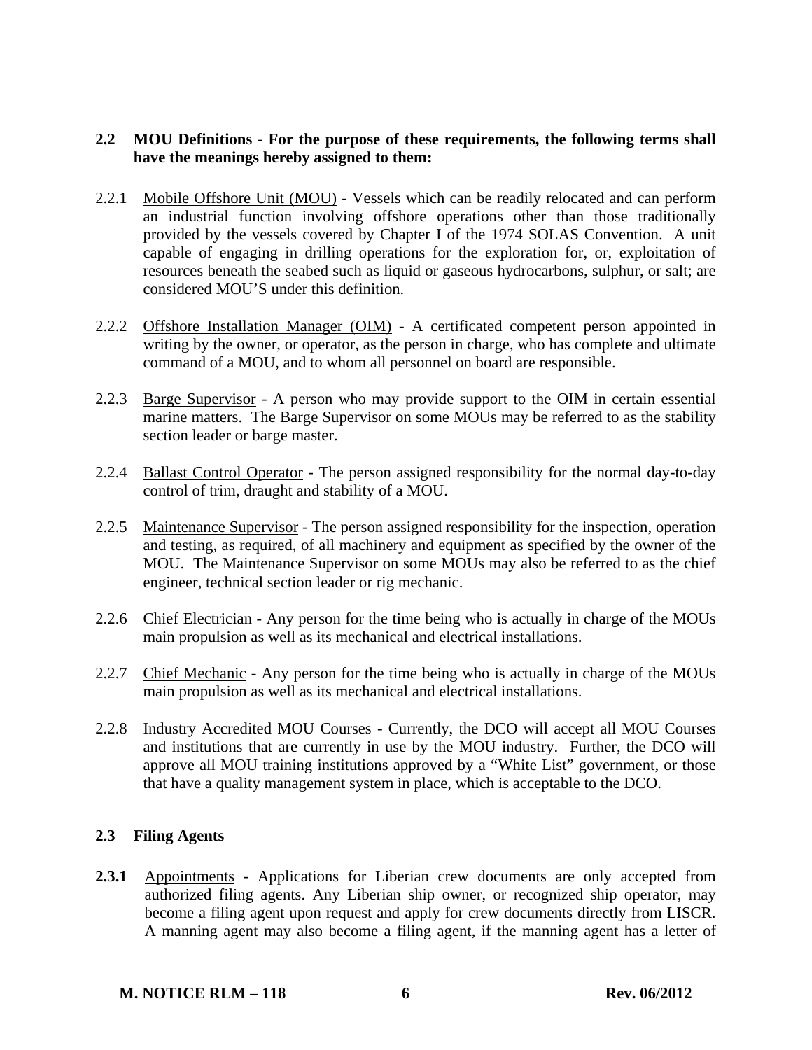## 2.2 MOU Definitions - For the purpose of these requirements, the following terms shall have the meanings hereby assigned to them:

2.2.1 Mobile Offshore Unit (MOU) - Vessels which can be readily relocated and can perform an industrial function involving offshore operations other than those traditionally provided by the vessels covered by Chapter I of the 1974 SOLAS Convention. A unit capable of engaging in drilling operations for the exploration for, or, exploitation of resources beneath the seabed such as liquid or gaseous hydrocarbons, sulphur, or salt; are considered MOU'S under this definition.

2.2.2 Offshore Installation Manager (OIM) - A certificated competent person appointed in writing by the owner, or operator, as the person in charge, who has complete and ultimate command of a MOU, and to whom all personnel on board are responsible.

2.2.3 Barge Supervisor - A person who may provide support to the OIM in certain essential marine matters. The Barge Supervisor on some MOUs may be referred to as the stability section leader or barge master.

2.2.4 Ballast Control Operator - The person assigned responsibility for the normal day-to-day control of trim, draught and stability of a MOU.

2.2.5 Maintenance Supervisor - The person assigned responsibility for the inspection, operation and testing, as required, of all machinery and equipment as specified by the owner of the MOU. The Maintenance Supervisor on some MOUs may also be referred to as the chief engineer, technical section leader or rig mechanic.

2.2.6 Chief Electrician - Any person for the time being who is actually in charge of the MOUs main propulsion as well as its mechanical and electrical installations.

2.2.7 Chief Mechanic - Any person for the time being who is actually in charge of the MOUs main propulsion as well as its mechanical and electrical installations.

2.2.8 Industry Accredited MOU Courses - Currently, the DCO will accept all MOU Courses and institutions that are currently in use by the MOU industry. Further, the DCO will approve all MOU training institutions approved by a "White List" government, or those that have a quality management system in place, which is acceptable to the DCO.

## 2.3 Filing Agents

**2.3.1** Appointments - Applications for Liberian crew documents are only accepted from authorized filing agents. Any Liberian ship owner, or recognized ship operator, may become a filing agent upon request and apply for crew documents directly from LISCR. A manning agent may also become a filing agent, if the manning agent has a letter of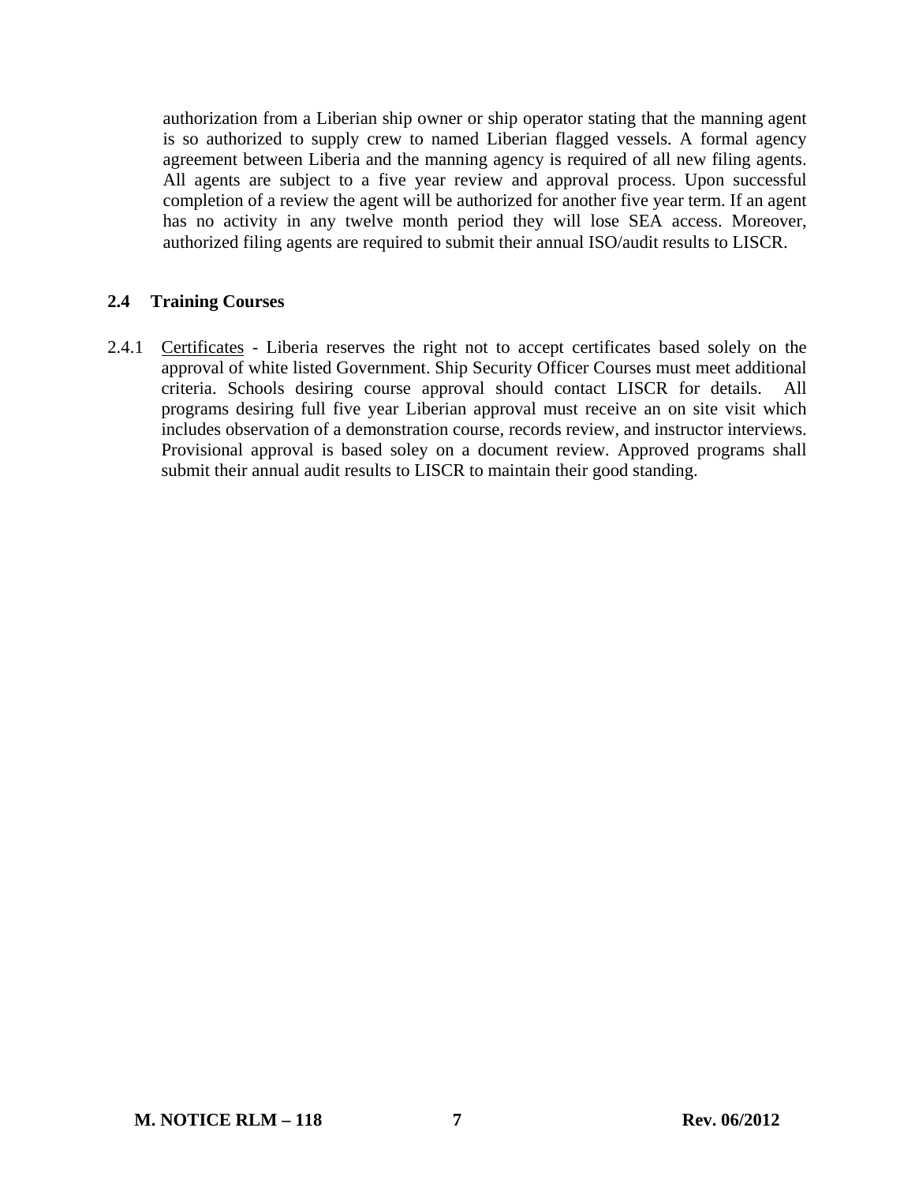authorization from a Liberian ship owner or ship operator stating that the manning agent is so authorized to supply crew to named Liberian flagged vessels. A formal agency agreement between Liberia and the manning agency is required of all new filing agents. All agents are subject to a five year review and approval process. Upon successful completion of a review the agent will be authorized for another five year term. If an agent has no activity in any twelve month period they will lose SEA access. Moreover, authorized filing agents are required to submit their annual ISO/audit results to LISCR.

## 2.4 Training Courses

2.4.1 Certificates - Liberia reserves the right not to accept certificates based solely on the approval of white listed Government. Ship Security Officer Courses must meet additional criteria. Schools desiring course approval should contact LISCR for details. All programs desiring full five year Liberian approval must receive an on site visit which includes observation of a demonstration course, records review, and instructor interviews. Provisional approval is based soley on a document review. Approved programs shall submit their annual audit results to LISCR to maintain their good standing.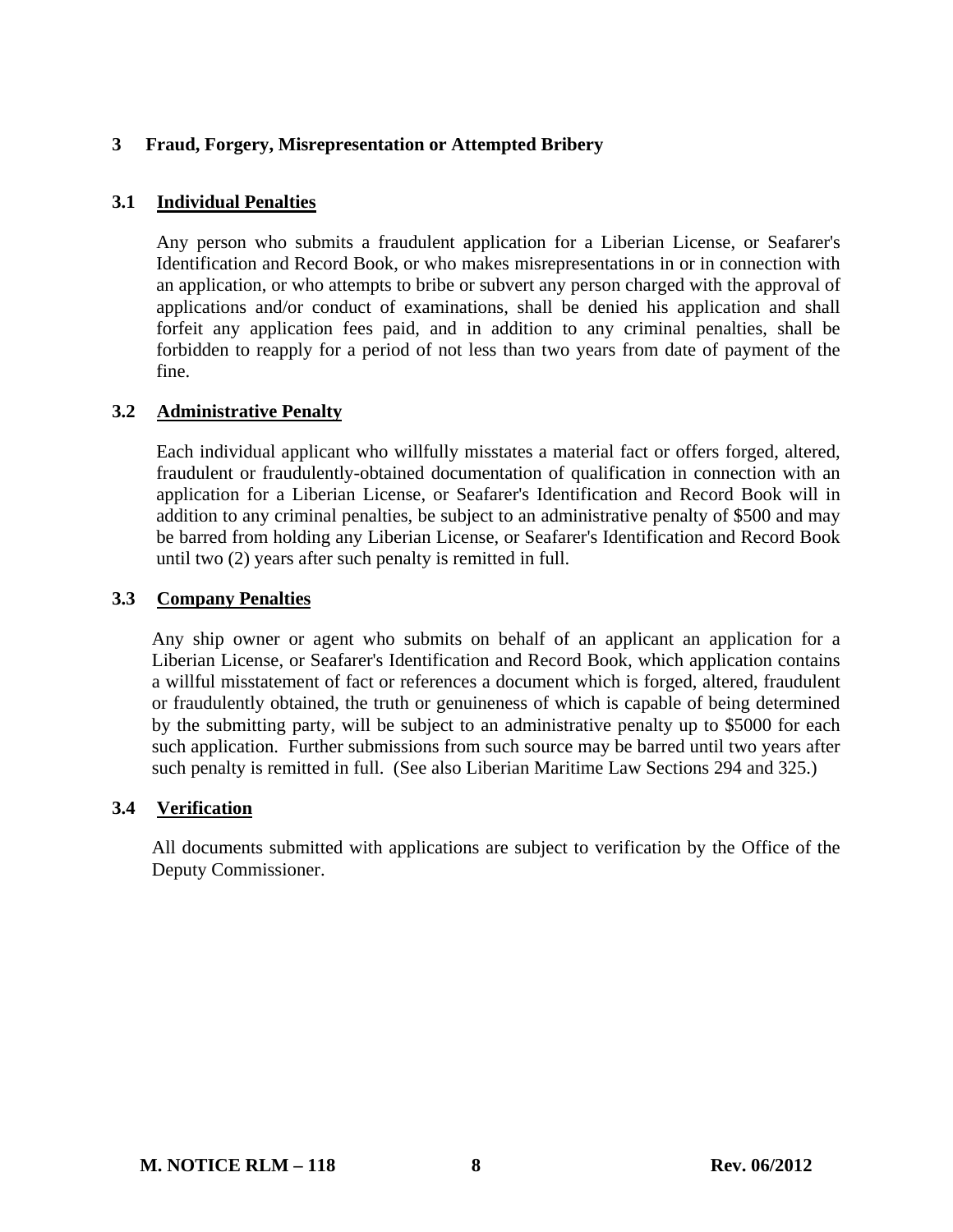## 3 Fraud, Forgery, Misrepresentation or Attempted Bribery

### 3.1 Individual Penalties

Any person who submits a fraudulent application for a Liberian License, or Seafarer's Identification and Record Book, or who makes misrepresentations in or in connection with an application, or who attempts to bribe or subvert any person charged with the approval of applications and/or conduct of examinations, shall be denied his application and shall forfeit any application fees paid, and in addition to any criminal penalties, shall be forbidden to reapply for a period of not less than two years from date of payment of the fine.

### 3.2 Administrative Penalty

Each individual applicant who willfully misstates a material fact or offers forged, altered, fraudulent or fraudulently-obtained documentation of qualification in connection with an application for a Liberian License, or Seafarer's Identification and Record Book will in addition to any criminal penalties, be subject to an administrative penalty of $500 and may be barred from holding any Liberian License, or Seafarer's Identification and Record Book until two (2) years after such penalty is remitted in full.

### 3.3 Company Penalties

Any ship owner or agent who submits on behalf of an applicant an application for a Liberian License, or Seafarer's Identification and Record Book, which application contains a willful misstatement of fact or references a document which is forged, altered, fraudulent or fraudulently obtained, the truth or genuineness of which is capable of being determined by the submitting party, will be subject to an administrative penalty up to $5000 for each such application. Further submissions from such source may be barred until two years after such penalty is remitted in full. (See also Liberian Maritime Law Sections 294 and 325.)

### 3.4 Verification

All documents submitted with applications are subject to verification by the Office of the Deputy Commissioner.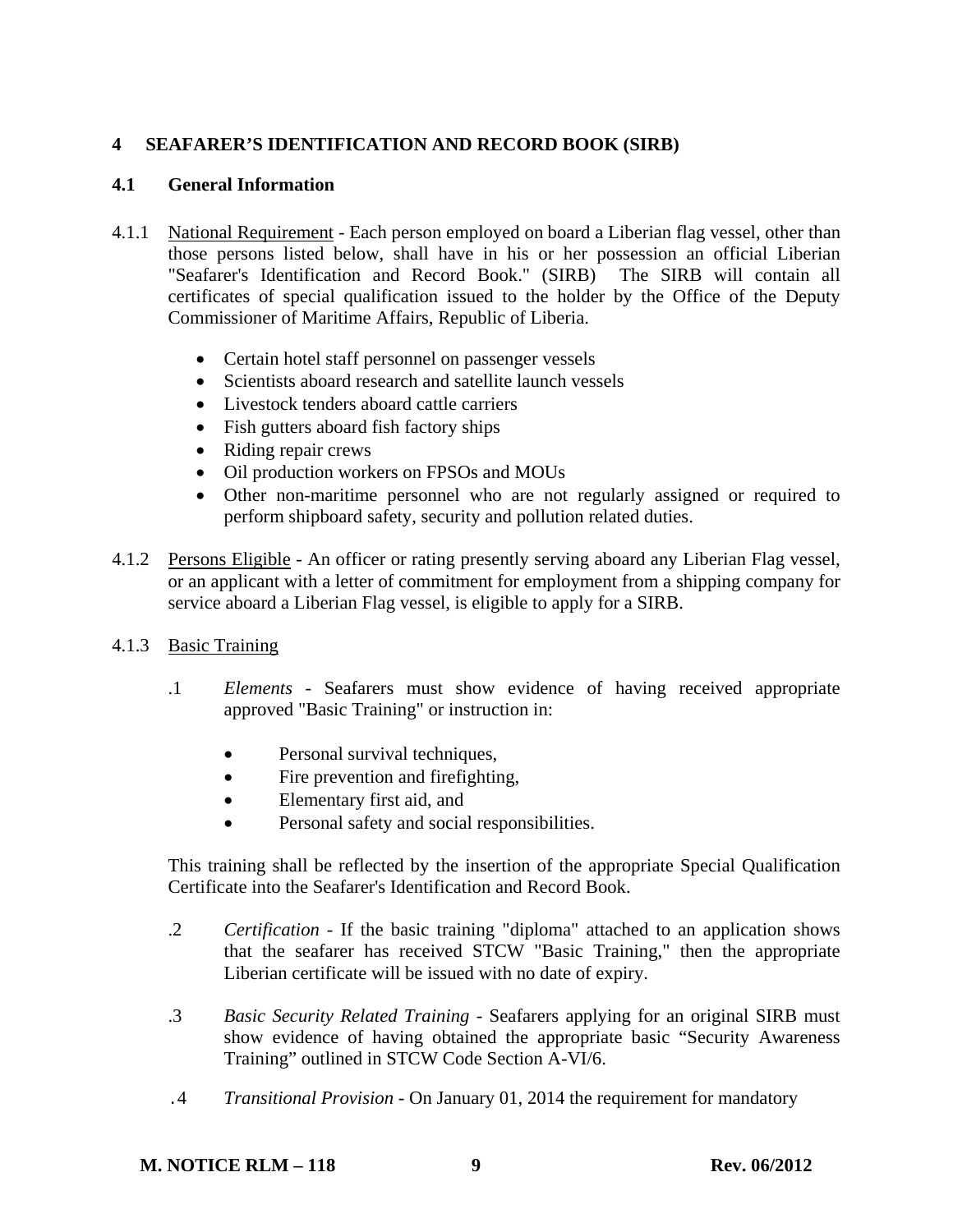## 4 SEAFARER'S IDENTIFICATION AND RECORD BOOK (SIRB)

### 4.1 General Information

4.1.1 National Requirement - Each person employed on board a Liberian flag vessel, other than those persons listed below, shall have in his or her possession an official Liberian "Seafarer's Identification and Record Book." (SIRB) The SIRB will contain all certificates of special qualification issued to the holder by the Office of the Deputy Commissioner of Maritime Affairs, Republic of Liberia.

- Certain hotel staff personnel on passenger vessels
- Scientists aboard research and satellite launch vessels
- Livestock tenders aboard cattle carriers
- Fish gutters aboard fish factory ships
- Riding repair crews
- Oil production workers on FPSOs and MOUs
- Other non-maritime personnel who are not regularly assigned or required to perform shipboard safety, security and pollution related duties.

4.1.2 Persons Eligible - An officer or rating presently serving aboard any Liberian Flag vessel, or an applicant with a letter of commitment for employment from a shipping company for service aboard a Liberian Flag vessel, is eligible to apply for a SIRB.

4.1.3 Basic Training

.1 *Elements* - Seafarers must show evidence of having received appropriate approved "Basic Training" or instruction in:

- Personal survival techniques,
- Fire prevention and firefighting,
- Elementary first aid, and
- Personal safety and social responsibilities.

This training shall be reflected by the insertion of the appropriate Special Qualification Certificate into the Seafarer's Identification and Record Book.

.2 *Certification* - If the basic training "diploma" attached to an application shows that the seafarer has received STCW "Basic Training," then the appropriate Liberian certificate will be issued with no date of expiry.

.3 *Basic Security Related Training* - Seafarers applying for an original SIRB must show evidence of having obtained the appropriate basic "Security Awareness Training" outlined in STCW Code Section A-VI/6.

.4 *Transitional Provision* - On January 01, 2014 the requirement for mandatory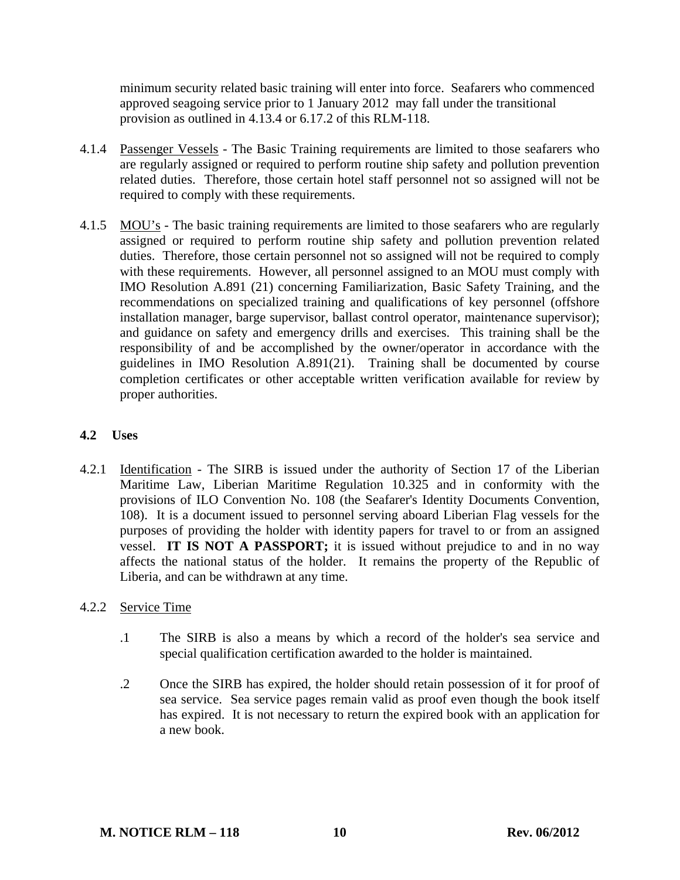minimum security related basic training will enter into force. Seafarers who commenced approved seagoing service prior to 1 January 2012 may fall under the transitional provision as outlined in 4.13.4 or 6.17.2 of this RLM-118.

4.1.4 Passenger Vessels - The Basic Training requirements are limited to those seafarers who are regularly assigned or required to perform routine ship safety and pollution prevention related duties. Therefore, those certain hotel staff personnel not so assigned will not be required to comply with these requirements.

4.1.5 MOU's - The basic training requirements are limited to those seafarers who are regularly assigned or required to perform routine ship safety and pollution prevention related duties. Therefore, those certain personnel not so assigned will not be required to comply with these requirements. However, all personnel assigned to an MOU must comply with IMO Resolution A.891 (21) concerning Familiarization, Basic Safety Training, and the recommendations on specialized training and qualifications of key personnel (offshore installation manager, barge supervisor, ballast control operator, maintenance supervisor); and guidance on safety and emergency drills and exercises. This training shall be the responsibility of and be accomplished by the owner/operator in accordance with the guidelines in IMO Resolution A.891(21). Training shall be documented by course completion certificates or other acceptable written verification available for review by proper authorities.

### 4.2 Uses

4.2.1 Identification - The SIRB is issued under the authority of Section 17 of the Liberian Maritime Law, Liberian Maritime Regulation 10.325 and in conformity with the provisions of ILO Convention No. 108 (the Seafarer's Identity Documents Convention, 108). It is a document issued to personnel serving aboard Liberian Flag vessels for the purposes of providing the holder with identity papers for travel to or from an assigned vessel. **IT IS NOT A PASSPORT;** it is issued without prejudice to and in no way affects the national status of the holder. It remains the property of the Republic of Liberia, and can be withdrawn at any time.

4.2.2 Service Time

.1 The SIRB is also a means by which a record of the holder's sea service and special qualification certification awarded to the holder is maintained.

.2 Once the SIRB has expired, the holder should retain possession of it for proof of sea service. Sea service pages remain valid as proof even though the book itself has expired. It is not necessary to return the expired book with an application for a new book.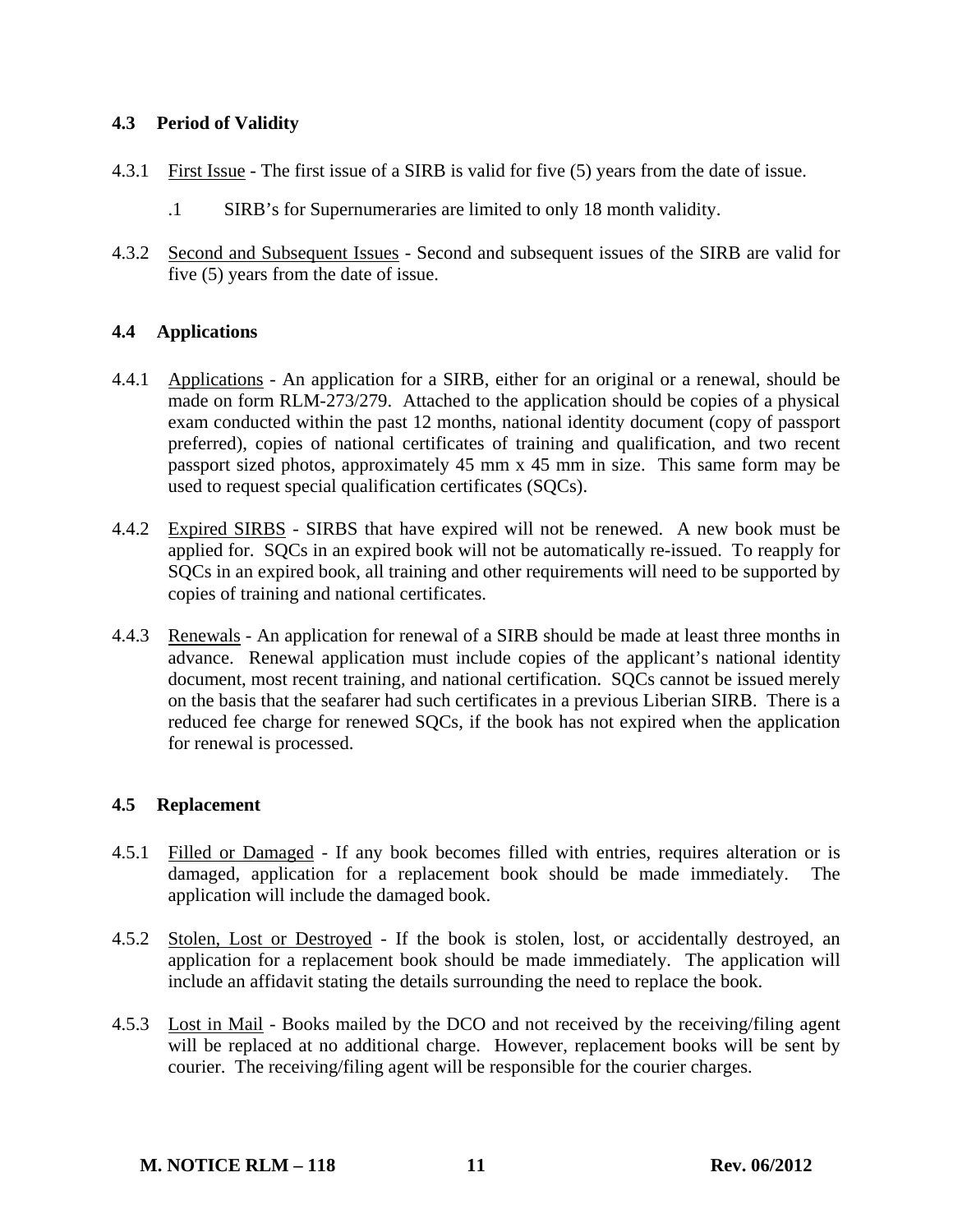### 4.3 Period of Validity

4.3.1 First Issue - The first issue of a SIRB is valid for five (5) years from the date of issue.

.1 SIRB's for Supernumeraries are limited to only 18 month validity.

4.3.2 Second and Subsequent Issues - Second and subsequent issues of the SIRB are valid for five (5) years from the date of issue.

### 4.4 Applications

4.4.1 Applications - An application for a SIRB, either for an original or a renewal, should be made on form RLM-273/279. Attached to the application should be copies of a physical exam conducted within the past 12 months, national identity document (copy of passport preferred), copies of national certificates of training and qualification, and two recent passport sized photos, approximately 45 mm x 45 mm in size. This same form may be used to request special qualification certificates (SQCs).

4.4.2 Expired SIRBS - SIRBS that have expired will not be renewed. A new book must be applied for. SQCs in an expired book will not be automatically re-issued. To reapply for SQCs in an expired book, all training and other requirements will need to be supported by copies of training and national certificates.

4.4.3 Renewals - An application for renewal of a SIRB should be made at least three months in advance. Renewal application must include copies of the applicant's national identity document, most recent training, and national certification. SQCs cannot be issued merely on the basis that the seafarer had such certificates in a previous Liberian SIRB. There is a reduced fee charge for renewed SQCs, if the book has not expired when the application for renewal is processed.

### 4.5 Replacement

4.5.1 Filled or Damaged - If any book becomes filled with entries, requires alteration or is damaged, application for a replacement book should be made immediately. The application will include the damaged book.

4.5.2 Stolen, Lost or Destroyed - If the book is stolen, lost, or accidentally destroyed, an application for a replacement book should be made immediately. The application will include an affidavit stating the details surrounding the need to replace the book.

4.5.3 Lost in Mail - Books mailed by the DCO and not received by the receiving/filing agent will be replaced at no additional charge. However, replacement books will be sent by courier. The receiving/filing agent will be responsible for the courier charges.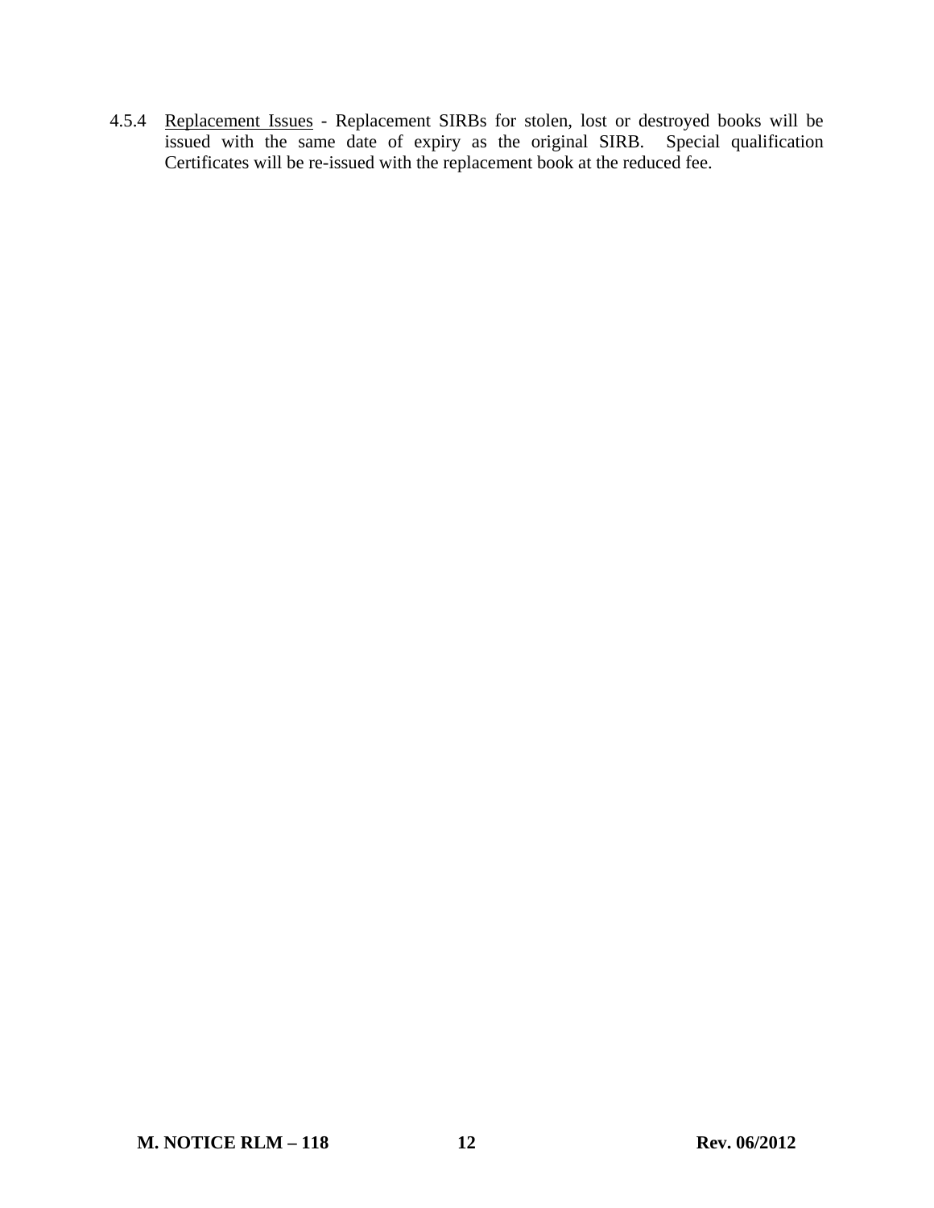4.5.4 Replacement Issues - Replacement SIRBs for stolen, lost or destroyed books will be issued with the same date of expiry as the original SIRB. Special qualification Certificates will be re-issued with the replacement book at the reduced fee.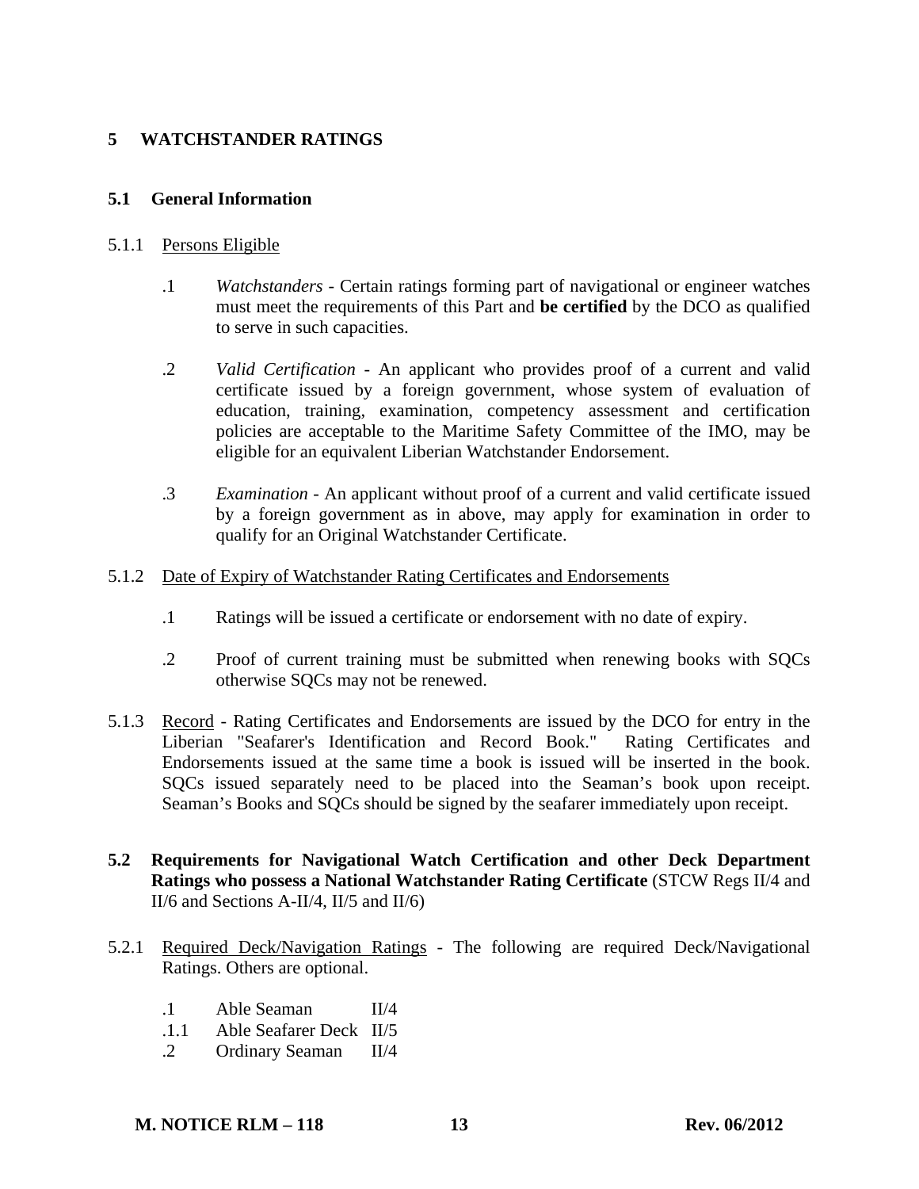# 5 WATCHSTANDER RATINGS

## 5.1 General Information

5.1.1 Persons Eligible

.1 *Watchstanders* - Certain ratings forming part of navigational or engineer watches must meet the requirements of this Part and **be certified** by the DCO as qualified to serve in such capacities.

.2 *Valid Certification* - An applicant who provides proof of a current and valid certificate issued by a foreign government, whose system of evaluation of education, training, examination, competency assessment and certification policies are acceptable to the Maritime Safety Committee of the IMO, may be eligible for an equivalent Liberian Watchstander Endorsement.

.3 *Examination* - An applicant without proof of a current and valid certificate issued by a foreign government as in above, may apply for examination in order to qualify for an Original Watchstander Certificate.

5.1.2 Date of Expiry of Watchstander Rating Certificates and Endorsements

.1 Ratings will be issued a certificate or endorsement with no date of expiry.

.2 Proof of current training must be submitted when renewing books with SQCs otherwise SQCs may not be renewed.

5.1.3 Record - Rating Certificates and Endorsements are issued by the DCO for entry in the Liberian "Seafarer's Identification and Record Book." Rating Certificates and Endorsements issued at the same time a book is issued will be inserted in the book. SQCs issued separately need to be placed into the Seaman's book upon receipt. Seaman's Books and SQCs should be signed by the seafarer immediately upon receipt.

## 5.2 Requirements for Navigational Watch Certification and other Deck Department Ratings who possess a National Watchstander Rating Certificate (STCW Regs II/4 and II/6 and Sections A-II/4, II/5 and II/6)

5.2.1 Required Deck/Navigation Ratings - The following are required Deck/Navigational Ratings. Others are optional.

.1 Able Seaman II/4
.1.1 Able Seafarer Deck II/5
.2 Ordinary Seaman II/4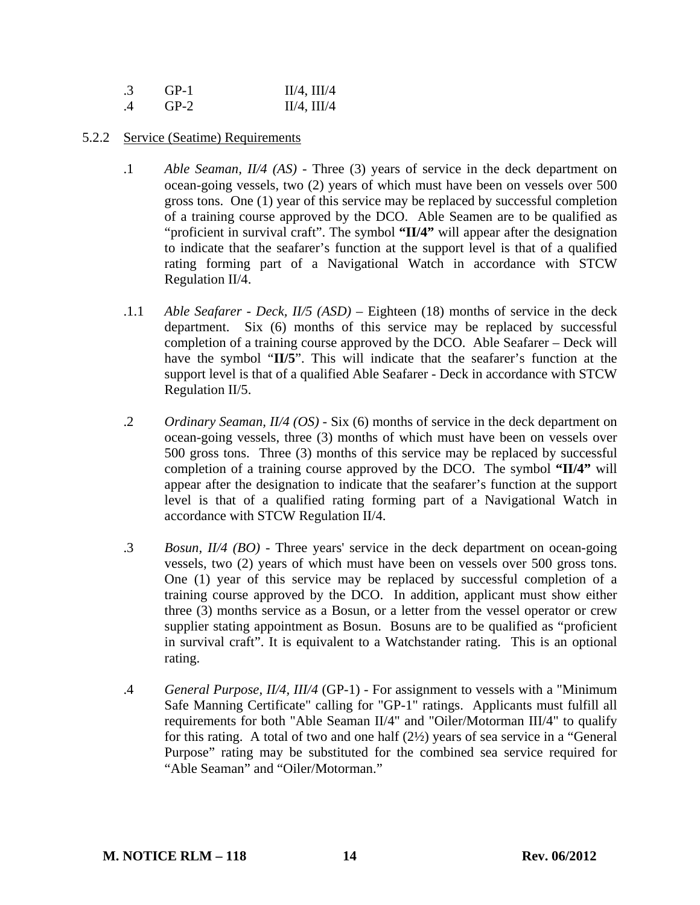| | | |
|---|---|---|
| .3 | GP-1 | II/4, III/4 |
| .4 | GP-2 | II/4, III/4 |

5.2.2 Service (Seatime) Requirements

.1 *Able Seaman, II/4 (AS)* - Three (3) years of service in the deck department on ocean-going vessels, two (2) years of which must have been on vessels over 500 gross tons. One (1) year of this service may be replaced by successful completion of a training course approved by the DCO. Able Seamen are to be qualified as "proficient in survival craft". The symbol **"II/4"** will appear after the designation to indicate that the seafarer's function at the support level is that of a qualified rating forming part of a Navigational Watch in accordance with STCW Regulation II/4.

.1.1 *Able Seafarer - Deck, II/5 (ASD)* – Eighteen (18) months of service in the deck department. Six (6) months of this service may be replaced by successful completion of a training course approved by the DCO. Able Seafarer – Deck will have the symbol "**II/5**". This will indicate that the seafarer's function at the support level is that of a qualified Able Seafarer - Deck in accordance with STCW Regulation II/5.

.2 *Ordinary Seaman, II/4 (OS)* - Six (6) months of service in the deck department on ocean-going vessels, three (3) months of which must have been on vessels over 500 gross tons. Three (3) months of this service may be replaced by successful completion of a training course approved by the DCO. The symbol **"II/4"** will appear after the designation to indicate that the seafarer's function at the support level is that of a qualified rating forming part of a Navigational Watch in accordance with STCW Regulation II/4.

.3 *Bosun, II/4 (BO)* - Three years' service in the deck department on ocean-going vessels, two (2) years of which must have been on vessels over 500 gross tons. One (1) year of this service may be replaced by successful completion of a training course approved by the DCO. In addition, applicant must show either three (3) months service as a Bosun, or a letter from the vessel operator or crew supplier stating appointment as Bosun. Bosuns are to be qualified as "proficient in survival craft". It is equivalent to a Watchstander rating. This is an optional rating.

.4 *General Purpose, II/4, III/4* (GP-1) - For assignment to vessels with a "Minimum Safe Manning Certificate" calling for "GP-1" ratings. Applicants must fulfill all requirements for both "Able Seaman II/4" and "Oiler/Motorman III/4" to qualify for this rating. A total of two and one half (2½) years of sea service in a "General Purpose" rating may be substituted for the combined sea service required for "Able Seaman" and "Oiler/Motorman."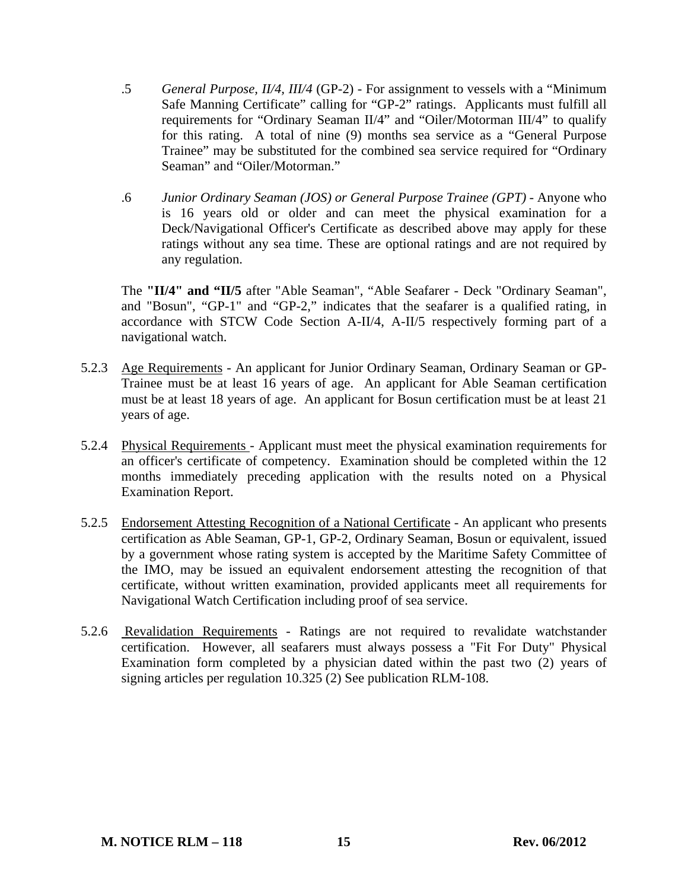.5 *General Purpose, II/4, III/4* (GP-2) - For assignment to vessels with a "Minimum Safe Manning Certificate" calling for "GP-2" ratings. Applicants must fulfill all requirements for "Ordinary Seaman II/4" and "Oiler/Motorman III/4" to qualify for this rating. A total of nine (9) months sea service as a "General Purpose Trainee" may be substituted for the combined sea service required for "Ordinary Seaman" and "Oiler/Motorman."

.6 *Junior Ordinary Seaman (JOS) or General Purpose Trainee (GPT)* - Anyone who is 16 years old or older and can meet the physical examination for a Deck/Navigational Officer's Certificate as described above may apply for these ratings without any sea time. These are optional ratings and are not required by any regulation.

The **"II/4" and "II/5** after "Able Seaman", "Able Seafarer - Deck "Ordinary Seaman", and "Bosun", "GP-1" and "GP-2," indicates that the seafarer is a qualified rating, in accordance with STCW Code Section A-II/4, A-II/5 respectively forming part of a navigational watch.

5.2.3 Age Requirements - An applicant for Junior Ordinary Seaman, Ordinary Seaman or GP-Trainee must be at least 16 years of age. An applicant for Able Seaman certification must be at least 18 years of age. An applicant for Bosun certification must be at least 21 years of age.

5.2.4 Physical Requirements - Applicant must meet the physical examination requirements for an officer's certificate of competency. Examination should be completed within the 12 months immediately preceding application with the results noted on a Physical Examination Report.

5.2.5 Endorsement Attesting Recognition of a National Certificate - An applicant who presents certification as Able Seaman, GP-1, GP-2, Ordinary Seaman, Bosun or equivalent, issued by a government whose rating system is accepted by the Maritime Safety Committee of the IMO, may be issued an equivalent endorsement attesting the recognition of that certificate, without written examination, provided applicants meet all requirements for Navigational Watch Certification including proof of sea service.

5.2.6 Revalidation Requirements - Ratings are not required to revalidate watchstander certification. However, all seafarers must always possess a "Fit For Duty" Physical Examination form completed by a physician dated within the past two (2) years of signing articles per regulation 10.325 (2) See publication RLM-108.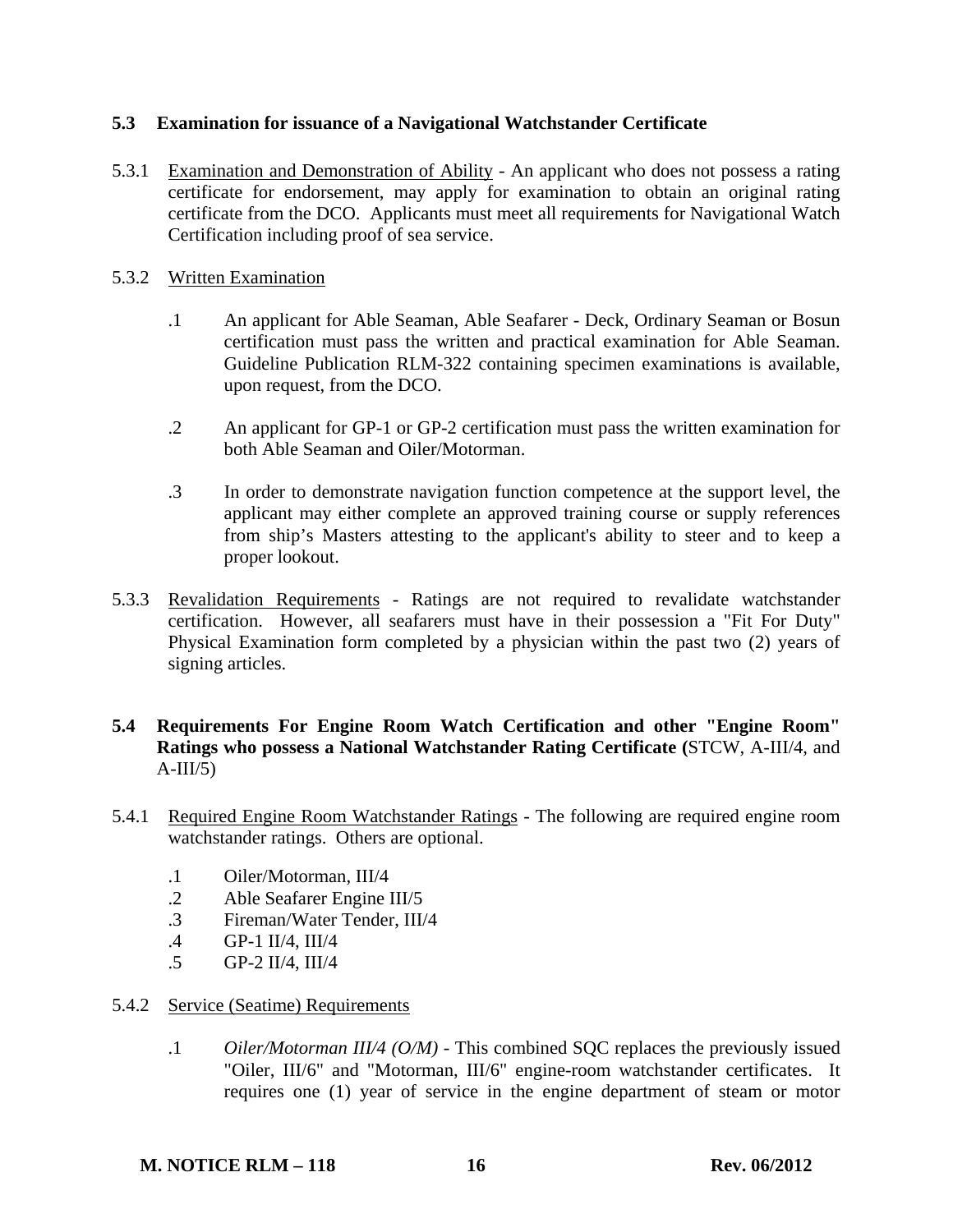### 5.3 Examination for issuance of a Navigational Watchstander Certificate

5.3.1 Examination and Demonstration of Ability - An applicant who does not possess a rating certificate for endorsement, may apply for examination to obtain an original rating certificate from the DCO. Applicants must meet all requirements for Navigational Watch Certification including proof of sea service.

5.3.2 Written Examination

.1 An applicant for Able Seaman, Able Seafarer - Deck, Ordinary Seaman or Bosun certification must pass the written and practical examination for Able Seaman. Guideline Publication RLM-322 containing specimen examinations is available, upon request, from the DCO.

.2 An applicant for GP-1 or GP-2 certification must pass the written examination for both Able Seaman and Oiler/Motorman.

.3 In order to demonstrate navigation function competence at the support level, the applicant may either complete an approved training course or supply references from ship's Masters attesting to the applicant's ability to steer and to keep a proper lookout.

5.3.3 Revalidation Requirements - Ratings are not required to revalidate watchstander certification. However, all seafarers must have in their possession a "Fit For Duty" Physical Examination form completed by a physician within the past two (2) years of signing articles.

### 5.4 Requirements For Engine Room Watch Certification and other "Engine Room" Ratings who possess a National Watchstander Rating Certificate (STCW, A-III/4, and A-III/5)

5.4.1 Required Engine Room Watchstander Ratings - The following are required engine room watchstander ratings. Others are optional.

.1 Oiler/Motorman, III/4
.2 Able Seafarer Engine III/5
.3 Fireman/Water Tender, III/4
.4 GP-1 II/4, III/4
.5 GP-2 II/4, III/4

5.4.2 Service (Seatime) Requirements

.1 *Oiler/Motorman III/4 (O/M)* - This combined SQC replaces the previously issued "Oiler, III/6" and "Motorman, III/6" engine-room watchstander certificates. It requires one (1) year of service in the engine department of steam or motor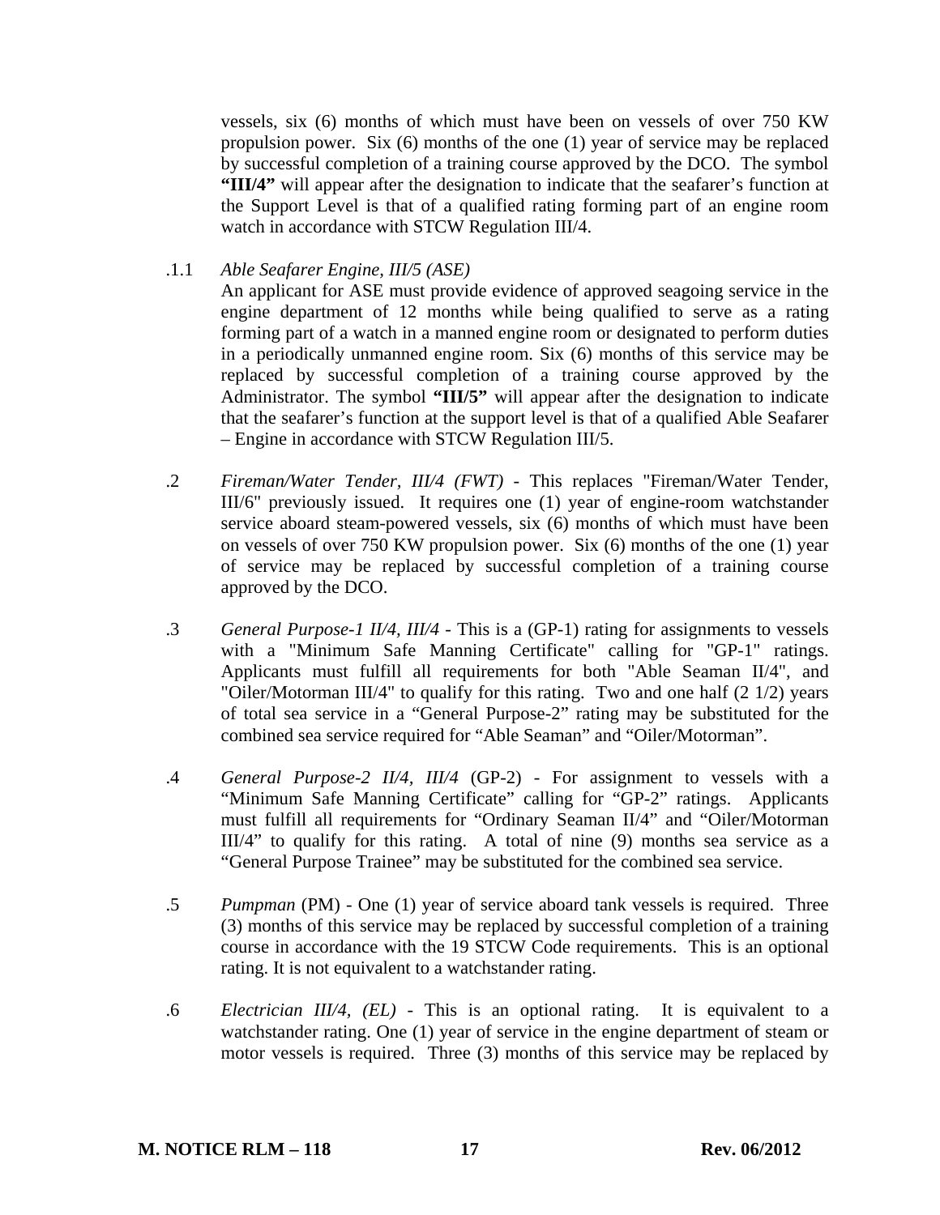vessels, six (6) months of which must have been on vessels of over 750 KW propulsion power. Six (6) months of the one (1) year of service may be replaced by successful completion of a training course approved by the DCO. The symbol **"III/4"** will appear after the designation to indicate that the seafarer's function at the Support Level is that of a qualified rating forming part of an engine room watch in accordance with STCW Regulation III/4.

.1.1 *Able Seafarer Engine, III/5 (ASE)*
An applicant for ASE must provide evidence of approved seagoing service in the engine department of 12 months while being qualified to serve as a rating forming part of a watch in a manned engine room or designated to perform duties in a periodically unmanned engine room. Six (6) months of this service may be replaced by successful completion of a training course approved by the Administrator. The symbol **"III/5"** will appear after the designation to indicate that the seafarer's function at the support level is that of a qualified Able Seafarer – Engine in accordance with STCW Regulation III/5.

.2 *Fireman/Water Tender, III/4 (FWT)* - This replaces "Fireman/Water Tender, III/6" previously issued. It requires one (1) year of engine-room watchstander service aboard steam-powered vessels, six (6) months of which must have been on vessels of over 750 KW propulsion power. Six (6) months of the one (1) year of service may be replaced by successful completion of a training course approved by the DCO.

.3 *General Purpose-1 II/4, III/4* - This is a (GP-1) rating for assignments to vessels with a "Minimum Safe Manning Certificate" calling for "GP-1" ratings. Applicants must fulfill all requirements for both "Able Seaman II/4", and "Oiler/Motorman III/4" to qualify for this rating. Two and one half (2 1/2) years of total sea service in a "General Purpose-2" rating may be substituted for the combined sea service required for "Able Seaman" and "Oiler/Motorman".

.4 *General Purpose-2 II/4, III/4* (GP-2) - For assignment to vessels with a "Minimum Safe Manning Certificate" calling for "GP-2" ratings. Applicants must fulfill all requirements for "Ordinary Seaman II/4" and "Oiler/Motorman III/4" to qualify for this rating. A total of nine (9) months sea service as a "General Purpose Trainee" may be substituted for the combined sea service.

.5 *Pumpman* (PM) - One (1) year of service aboard tank vessels is required. Three (3) months of this service may be replaced by successful completion of a training course in accordance with the 19 STCW Code requirements. This is an optional rating. It is not equivalent to a watchstander rating.

.6 *Electrician III/4, (EL)* - This is an optional rating. It is equivalent to a watchstander rating. One (1) year of service in the engine department of steam or motor vessels is required. Three (3) months of this service may be replaced by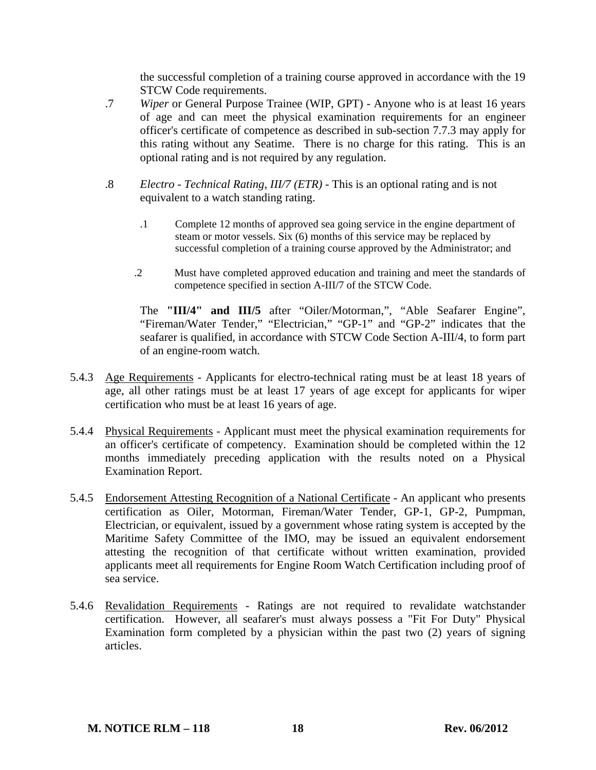the successful completion of a training course approved in accordance with the 19 STCW Code requirements.

.7 *Wiper* or General Purpose Trainee (WIP, GPT) - Anyone who is at least 16 years of age and can meet the physical examination requirements for an engineer officer's certificate of competence as described in sub-section 7.7.3 may apply for this rating without any Seatime. There is no charge for this rating. This is an optional rating and is not required by any regulation.

.8 *Electro - Technical Rating, III/7 (ETR)* - This is an optional rating and is not equivalent to a watch standing rating.

  .1 Complete 12 months of approved sea going service in the engine department of steam or motor vessels. Six (6) months of this service may be replaced by successful completion of a training course approved by the Administrator; and

  .2 Must have completed approved education and training and meet the standards of competence specified in section A-III/7 of the STCW Code.

The **"III/4" and III/5** after "Oiler/Motorman,", "Able Seafarer Engine", "Fireman/Water Tender," "Electrician," "GP-1" and "GP-2" indicates that the seafarer is qualified, in accordance with STCW Code Section A-III/4, to form part of an engine-room watch.

5.4.3 Age Requirements - Applicants for electro-technical rating must be at least 18 years of age, all other ratings must be at least 17 years of age except for applicants for wiper certification who must be at least 16 years of age.

5.4.4 Physical Requirements - Applicant must meet the physical examination requirements for an officer's certificate of competency. Examination should be completed within the 12 months immediately preceding application with the results noted on a Physical Examination Report.

5.4.5 Endorsement Attesting Recognition of a National Certificate - An applicant who presents certification as Oiler, Motorman, Fireman/Water Tender, GP-1, GP-2, Pumpman, Electrician, or equivalent, issued by a government whose rating system is accepted by the Maritime Safety Committee of the IMO, may be issued an equivalent endorsement attesting the recognition of that certificate without written examination, provided applicants meet all requirements for Engine Room Watch Certification including proof of sea service.

5.4.6 Revalidation Requirements - Ratings are not required to revalidate watchstander certification. However, all seafarer's must always possess a "Fit For Duty" Physical Examination form completed by a physician within the past two (2) years of signing articles.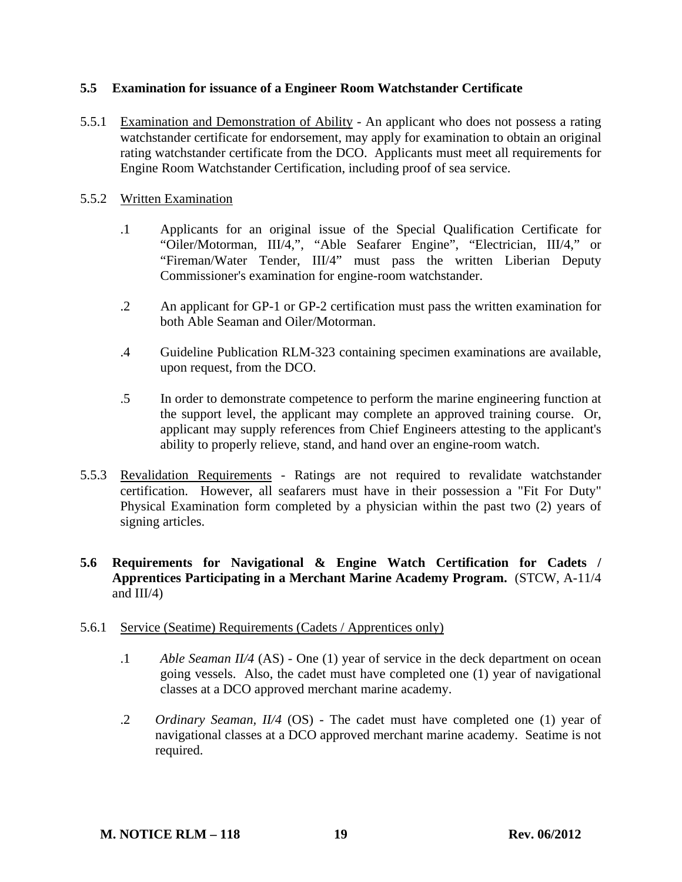## 5.5 Examination for issuance of a Engineer Room Watchstander Certificate

5.5.1 Examination and Demonstration of Ability - An applicant who does not possess a rating watchstander certificate for endorsement, may apply for examination to obtain an original rating watchstander certificate from the DCO. Applicants must meet all requirements for Engine Room Watchstander Certification, including proof of sea service.

5.5.2 Written Examination

.1 Applicants for an original issue of the Special Qualification Certificate for "Oiler/Motorman, III/4,", "Able Seafarer Engine", "Electrician, III/4," or "Fireman/Water Tender, III/4" must pass the written Liberian Deputy Commissioner's examination for engine-room watchstander.

.2 An applicant for GP-1 or GP-2 certification must pass the written examination for both Able Seaman and Oiler/Motorman.

.4 Guideline Publication RLM-323 containing specimen examinations are available, upon request, from the DCO.

.5 In order to demonstrate competence to perform the marine engineering function at the support level, the applicant may complete an approved training course. Or, applicant may supply references from Chief Engineers attesting to the applicant's ability to properly relieve, stand, and hand over an engine-room watch.

5.5.3 Revalidation Requirements - Ratings are not required to revalidate watchstander certification. However, all seafarers must have in their possession a "Fit For Duty" Physical Examination form completed by a physician within the past two (2) years of signing articles.

## 5.6 Requirements for Navigational & Engine Watch Certification for Cadets / Apprentices Participating in a Merchant Marine Academy Program. (STCW, A-11/4 and III/4)

5.6.1 Service (Seatime) Requirements (Cadets / Apprentices only)

.1 *Able Seaman II/4* (AS) - One (1) year of service in the deck department on ocean going vessels. Also, the cadet must have completed one (1) year of navigational classes at a DCO approved merchant marine academy.

.2 *Ordinary Seaman, II/4* (OS) - The cadet must have completed one (1) year of navigational classes at a DCO approved merchant marine academy. Seatime is not required.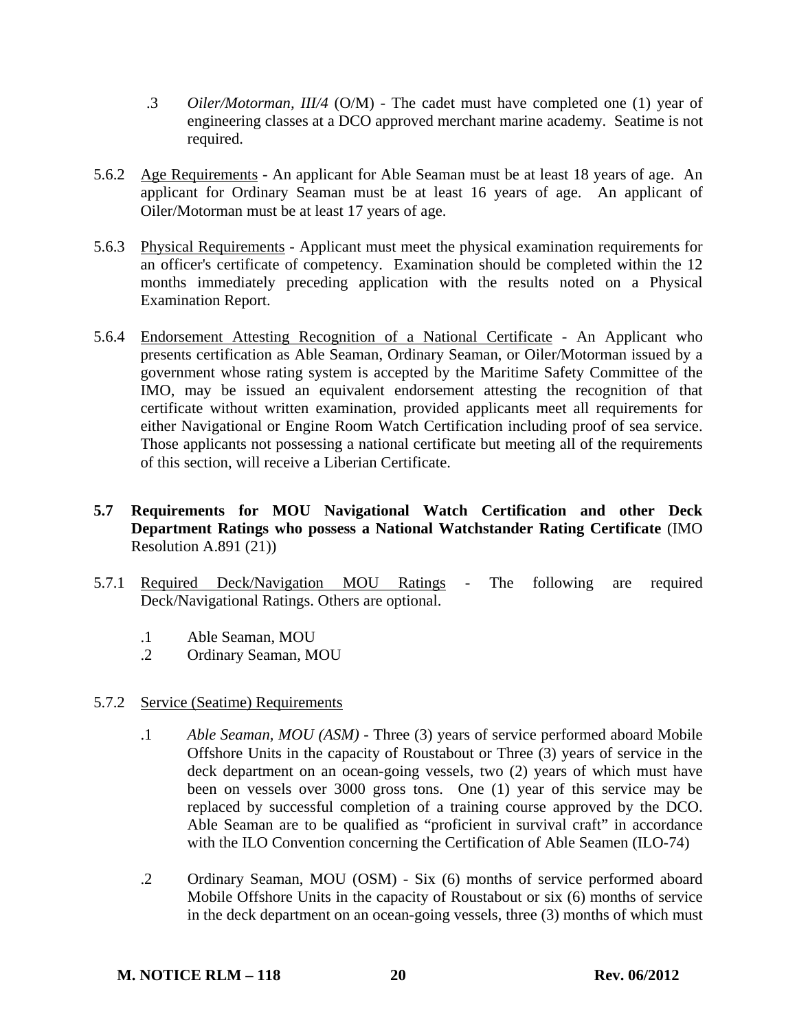.3 *Oiler/Motorman, III/4* (O/M) - The cadet must have completed one (1) year of engineering classes at a DCO approved merchant marine academy. Seatime is not required.

5.6.2 Age Requirements - An applicant for Able Seaman must be at least 18 years of age. An applicant for Ordinary Seaman must be at least 16 years of age. An applicant of Oiler/Motorman must be at least 17 years of age.

5.6.3 Physical Requirements - Applicant must meet the physical examination requirements for an officer's certificate of competency. Examination should be completed within the 12 months immediately preceding application with the results noted on a Physical Examination Report.

5.6.4 Endorsement Attesting Recognition of a National Certificate - An Applicant who presents certification as Able Seaman, Ordinary Seaman, or Oiler/Motorman issued by a government whose rating system is accepted by the Maritime Safety Committee of the IMO, may be issued an equivalent endorsement attesting the recognition of that certificate without written examination, provided applicants meet all requirements for either Navigational or Engine Room Watch Certification including proof of sea service. Those applicants not possessing a national certificate but meeting all of the requirements of this section, will receive a Liberian Certificate.

## 5.7 Requirements for MOU Navigational Watch Certification and other Deck Department Ratings who possess a National Watchstander Rating Certificate (IMO Resolution A.891 (21))

5.7.1 Required Deck/Navigation MOU Ratings - The following are required Deck/Navigational Ratings. Others are optional.

.1 Able Seaman, MOU
.2 Ordinary Seaman, MOU

5.7.2 Service (Seatime) Requirements

.1 *Able Seaman, MOU (ASM)* - Three (3) years of service performed aboard Mobile Offshore Units in the capacity of Roustabout or Three (3) years of service in the deck department on an ocean-going vessels, two (2) years of which must have been on vessels over 3000 gross tons. One (1) year of this service may be replaced by successful completion of a training course approved by the DCO. Able Seaman are to be qualified as "proficient in survival craft" in accordance with the ILO Convention concerning the Certification of Able Seamen (ILO-74)

.2 Ordinary Seaman, MOU (OSM) - Six (6) months of service performed aboard Mobile Offshore Units in the capacity of Roustabout or six (6) months of service in the deck department on an ocean-going vessels, three (3) months of which must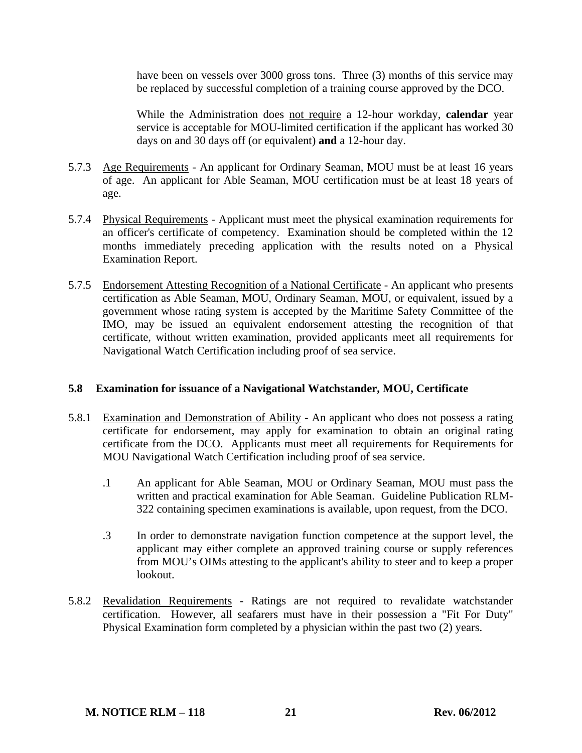have been on vessels over 3000 gross tons. Three (3) months of this service may be replaced by successful completion of a training course approved by the DCO.

While the Administration does not require a 12-hour workday, **calendar** year service is acceptable for MOU-limited certification if the applicant has worked 30 days on and 30 days off (or equivalent) **and** a 12-hour day.

5.7.3 Age Requirements - An applicant for Ordinary Seaman, MOU must be at least 16 years of age. An applicant for Able Seaman, MOU certification must be at least 18 years of age.

5.7.4 Physical Requirements - Applicant must meet the physical examination requirements for an officer's certificate of competency. Examination should be completed within the 12 months immediately preceding application with the results noted on a Physical Examination Report.

5.7.5 Endorsement Attesting Recognition of a National Certificate - An applicant who presents certification as Able Seaman, MOU, Ordinary Seaman, MOU, or equivalent, issued by a government whose rating system is accepted by the Maritime Safety Committee of the IMO, may be issued an equivalent endorsement attesting the recognition of that certificate, without written examination, provided applicants meet all requirements for Navigational Watch Certification including proof of sea service.

## 5.8 Examination for issuance of a Navigational Watchstander, MOU, Certificate

5.8.1 Examination and Demonstration of Ability - An applicant who does not possess a rating certificate for endorsement, may apply for examination to obtain an original rating certificate from the DCO. Applicants must meet all requirements for Requirements for MOU Navigational Watch Certification including proof of sea service.

.1 An applicant for Able Seaman, MOU or Ordinary Seaman, MOU must pass the written and practical examination for Able Seaman. Guideline Publication RLM-322 containing specimen examinations is available, upon request, from the DCO.

.3 In order to demonstrate navigation function competence at the support level, the applicant may either complete an approved training course or supply references from MOU's OIMs attesting to the applicant's ability to steer and to keep a proper lookout.

5.8.2 Revalidation Requirements - Ratings are not required to revalidate watchstander certification. However, all seafarers must have in their possession a "Fit For Duty" Physical Examination form completed by a physician within the past two (2) years.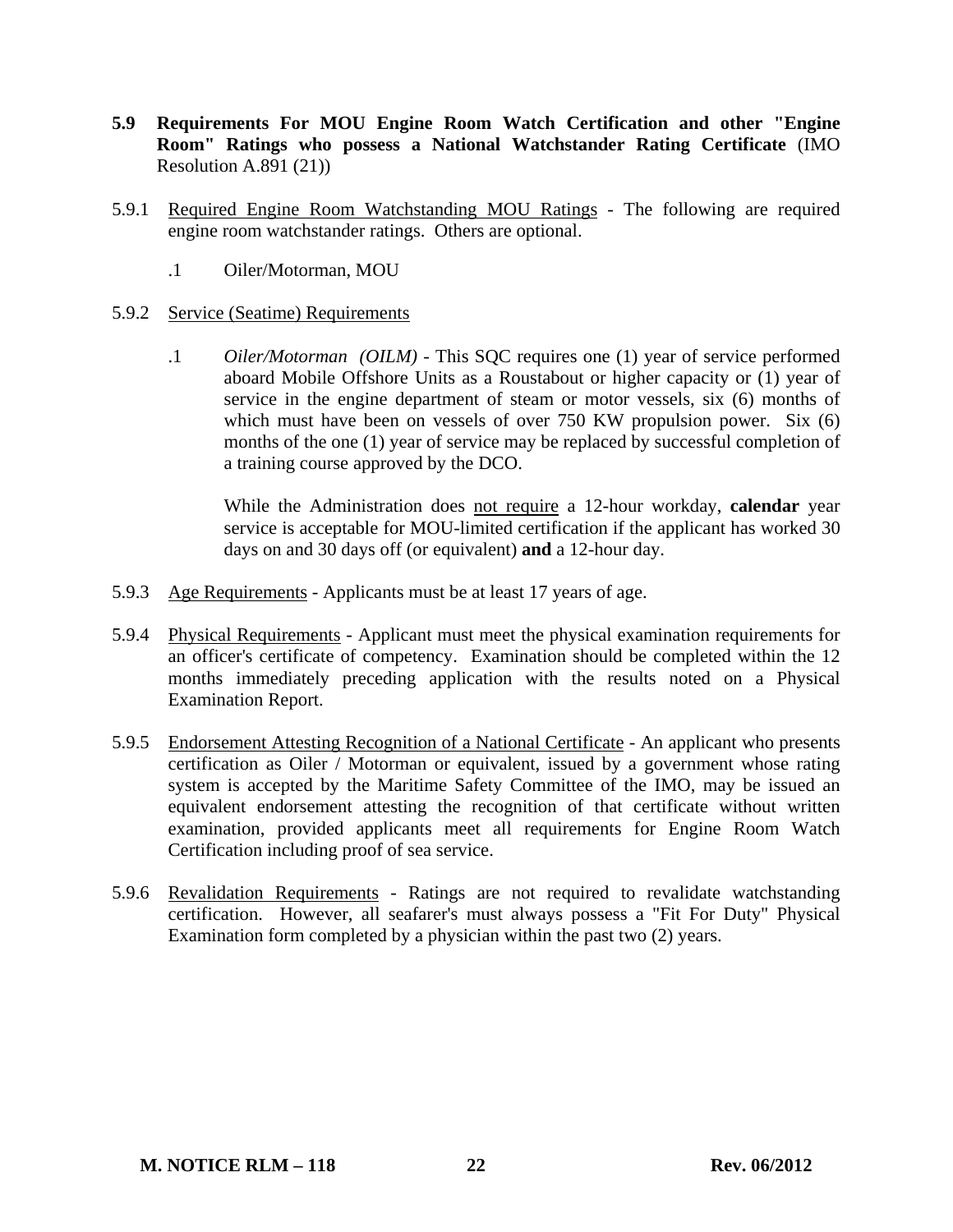## 5.9 Requirements For MOU Engine Room Watch Certification and other "Engine Room" Ratings who possess a National Watchstander Rating Certificate (IMO Resolution A.891 (21))

5.9.1 Required Engine Room Watchstanding MOU Ratings - The following are required engine room watchstander ratings. Others are optional.

.1 Oiler/Motorman, MOU

5.9.2 Service (Seatime) Requirements

.1 *Oiler/Motorman (OILM)* - This SQC requires one (1) year of service performed aboard Mobile Offshore Units as a Roustabout or higher capacity or (1) year of service in the engine department of steam or motor vessels, six (6) months of which must have been on vessels of over 750 KW propulsion power. Six (6) months of the one (1) year of service may be replaced by successful completion of a training course approved by the DCO.

While the Administration does not require a 12-hour workday, **calendar** year service is acceptable for MOU-limited certification if the applicant has worked 30 days on and 30 days off (or equivalent) **and** a 12-hour day.

5.9.3 Age Requirements - Applicants must be at least 17 years of age.

5.9.4 Physical Requirements - Applicant must meet the physical examination requirements for an officer's certificate of competency. Examination should be completed within the 12 months immediately preceding application with the results noted on a Physical Examination Report.

5.9.5 Endorsement Attesting Recognition of a National Certificate - An applicant who presents certification as Oiler / Motorman or equivalent, issued by a government whose rating system is accepted by the Maritime Safety Committee of the IMO, may be issued an equivalent endorsement attesting the recognition of that certificate without written examination, provided applicants meet all requirements for Engine Room Watch Certification including proof of sea service.

5.9.6 Revalidation Requirements - Ratings are not required to revalidate watchstanding certification. However, all seafarer's must always possess a "Fit For Duty" Physical Examination form completed by a physician within the past two (2) years.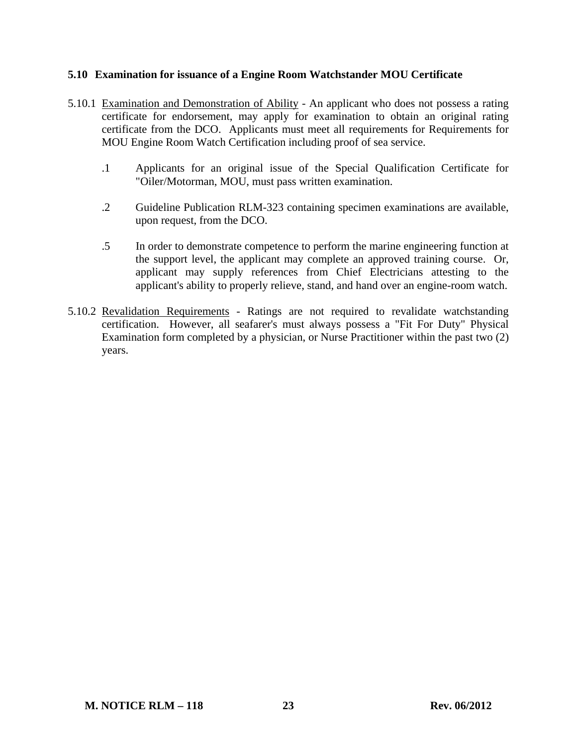### 5.10 Examination for issuance of a Engine Room Watchstander MOU Certificate

5.10.1 Examination and Demonstration of Ability - An applicant who does not possess a rating certificate for endorsement, may apply for examination to obtain an original rating certificate from the DCO. Applicants must meet all requirements for Requirements for MOU Engine Room Watch Certification including proof of sea service.

.1 Applicants for an original issue of the Special Qualification Certificate for "Oiler/Motorman, MOU, must pass written examination.

.2 Guideline Publication RLM-323 containing specimen examinations are available, upon request, from the DCO.

.5 In order to demonstrate competence to perform the marine engineering function at the support level, the applicant may complete an approved training course. Or, applicant may supply references from Chief Electricians attesting to the applicant's ability to properly relieve, stand, and hand over an engine-room watch.

5.10.2 Revalidation Requirements - Ratings are not required to revalidate watchstanding certification. However, all seafarer's must always possess a "Fit For Duty" Physical Examination form completed by a physician, or Nurse Practitioner within the past two (2) years.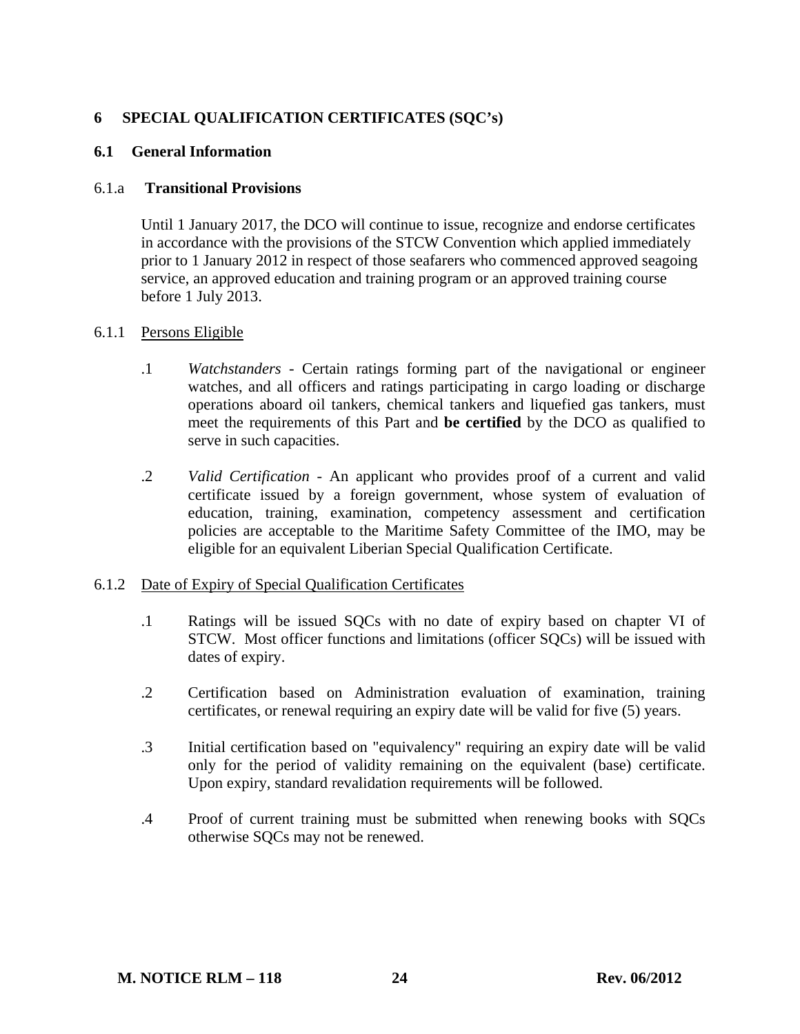## 6 SPECIAL QUALIFICATION CERTIFICATES (SQC's)

### 6.1 General Information

6.1.a **Transitional Provisions**

Until 1 January 2017, the DCO will continue to issue, recognize and endorse certificates in accordance with the provisions of the STCW Convention which applied immediately prior to 1 January 2012 in respect of those seafarers who commenced approved seagoing service, an approved education and training program or an approved training course before 1 July 2013.

6.1.1 <u>Persons Eligible</u>

.1 *Watchstanders* - Certain ratings forming part of the navigational or engineer watches, and all officers and ratings participating in cargo loading or discharge operations aboard oil tankers, chemical tankers and liquefied gas tankers, must meet the requirements of this Part and **be certified** by the DCO as qualified to serve in such capacities.

.2 *Valid Certification* - An applicant who provides proof of a current and valid certificate issued by a foreign government, whose system of evaluation of education, training, examination, competency assessment and certification policies are acceptable to the Maritime Safety Committee of the IMO, may be eligible for an equivalent Liberian Special Qualification Certificate.

6.1.2 <u>Date of Expiry of Special Qualification Certificates</u>

.1 Ratings will be issued SQCs with no date of expiry based on chapter VI of STCW. Most officer functions and limitations (officer SQCs) will be issued with dates of expiry.

.2 Certification based on Administration evaluation of examination, training certificates, or renewal requiring an expiry date will be valid for five (5) years.

.3 Initial certification based on "equivalency" requiring an expiry date will be valid only for the period of validity remaining on the equivalent (base) certificate. Upon expiry, standard revalidation requirements will be followed.

.4 Proof of current training must be submitted when renewing books with SQCs otherwise SQCs may not be renewed.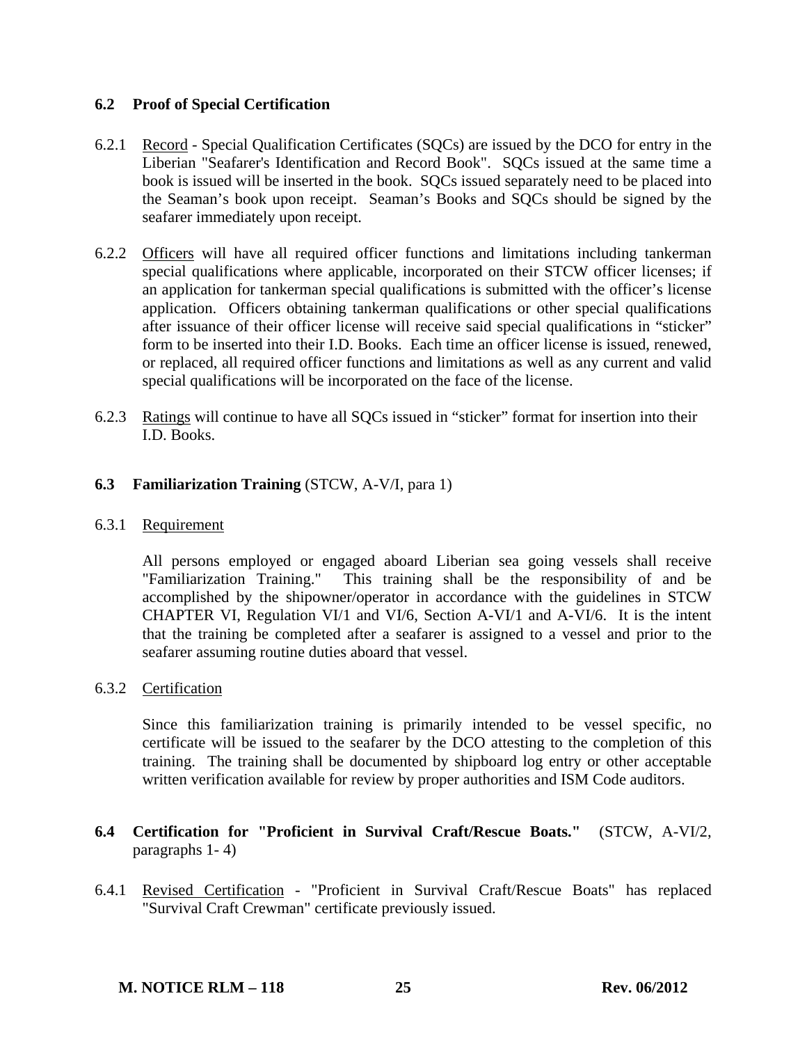### 6.2 Proof of Special Certification

6.2.1 Record - Special Qualification Certificates (SQCs) are issued by the DCO for entry in the Liberian "Seafarer's Identification and Record Book". SQCs issued at the same time a book is issued will be inserted in the book. SQCs issued separately need to be placed into the Seaman's book upon receipt. Seaman's Books and SQCs should be signed by the seafarer immediately upon receipt.

6.2.2 Officers will have all required officer functions and limitations including tankerman special qualifications where applicable, incorporated on their STCW officer licenses; if an application for tankerman special qualifications is submitted with the officer's license application. Officers obtaining tankerman qualifications or other special qualifications after issuance of their officer license will receive said special qualifications in "sticker" form to be inserted into their I.D. Books. Each time an officer license is issued, renewed, or replaced, all required officer functions and limitations as well as any current and valid special qualifications will be incorporated on the face of the license.

6.2.3 Ratings will continue to have all SQCs issued in "sticker" format for insertion into their I.D. Books.

### 6.3 Familiarization Training (STCW, A-V/I, para 1)

6.3.1 Requirement

All persons employed or engaged aboard Liberian sea going vessels shall receive "Familiarization Training." This training shall be the responsibility of and be accomplished by the shipowner/operator in accordance with the guidelines in STCW CHAPTER VI, Regulation VI/1 and VI/6, Section A-VI/1 and A-VI/6. It is the intent that the training be completed after a seafarer is assigned to a vessel and prior to the seafarer assuming routine duties aboard that vessel.

6.3.2 Certification

Since this familiarization training is primarily intended to be vessel specific, no certificate will be issued to the seafarer by the DCO attesting to the completion of this training. The training shall be documented by shipboard log entry or other acceptable written verification available for review by proper authorities and ISM Code auditors.

### 6.4 Certification for "Proficient in Survival Craft/Rescue Boats." (STCW, A-VI/2, paragraphs 1- 4)

6.4.1 Revised Certification - "Proficient in Survival Craft/Rescue Boats" has replaced "Survival Craft Crewman" certificate previously issued.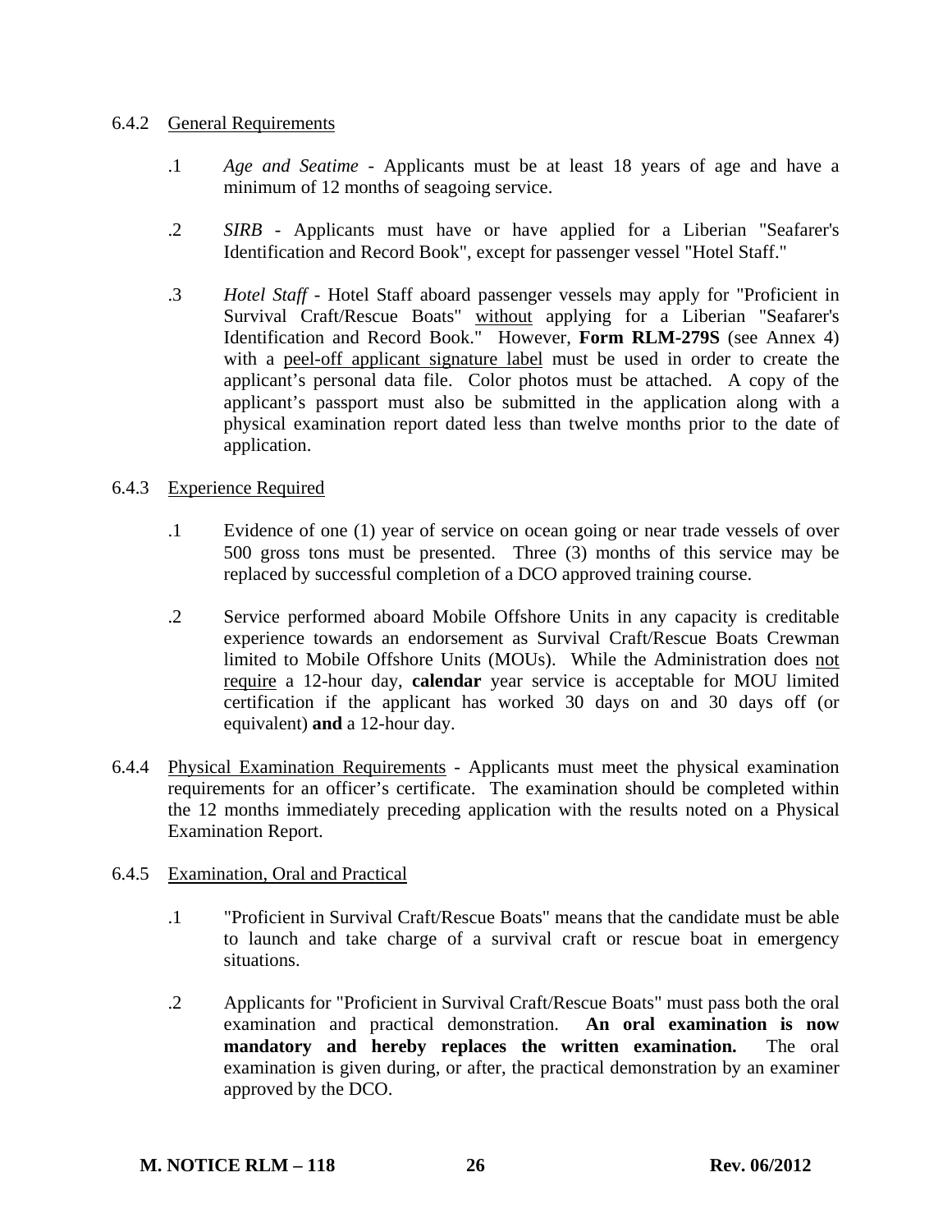### 6.4.2 General Requirements

.1 *Age and Seatime* - Applicants must be at least 18 years of age and have a minimum of 12 months of seagoing service.

.2 *SIRB* - Applicants must have or have applied for a Liberian "Seafarer's Identification and Record Book", except for passenger vessel "Hotel Staff."

.3 *Hotel Staff* - Hotel Staff aboard passenger vessels may apply for "Proficient in Survival Craft/Rescue Boats" without applying for a Liberian "Seafarer's Identification and Record Book." However, **Form RLM-279S** (see Annex 4) with a peel-off applicant signature label must be used in order to create the applicant's personal data file. Color photos must be attached. A copy of the applicant's passport must also be submitted in the application along with a physical examination report dated less than twelve months prior to the date of application.

### 6.4.3 Experience Required

.1 Evidence of one (1) year of service on ocean going or near trade vessels of over 500 gross tons must be presented. Three (3) months of this service may be replaced by successful completion of a DCO approved training course.

.2 Service performed aboard Mobile Offshore Units in any capacity is creditable experience towards an endorsement as Survival Craft/Rescue Boats Crewman limited to Mobile Offshore Units (MOUs). While the Administration does not require a 12-hour day, **calendar** year service is acceptable for MOU limited certification if the applicant has worked 30 days on and 30 days off (or equivalent) **and** a 12-hour day.

### 6.4.4 Physical Examination Requirements

Applicants must meet the physical examination requirements for an officer's certificate. The examination should be completed within the 12 months immediately preceding application with the results noted on a Physical Examination Report.

### 6.4.5 Examination, Oral and Practical

.1 "Proficient in Survival Craft/Rescue Boats" means that the candidate must be able to launch and take charge of a survival craft or rescue boat in emergency situations.

.2 Applicants for "Proficient in Survival Craft/Rescue Boats" must pass both the oral examination and practical demonstration. **An oral examination is now mandatory and hereby replaces the written examination.** The oral examination is given during, or after, the practical demonstration by an examiner approved by the DCO.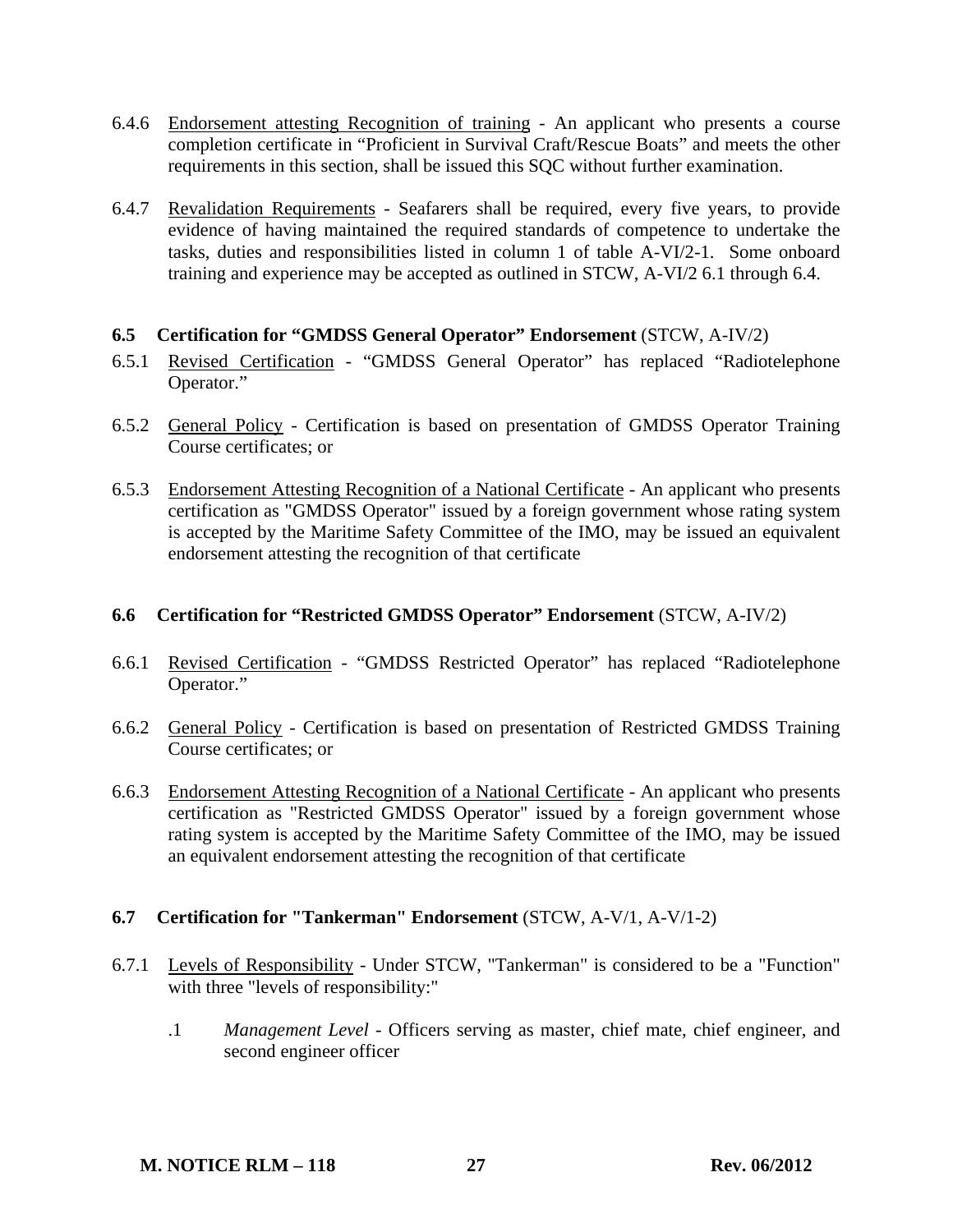6.4.6 Endorsement attesting Recognition of training - An applicant who presents a course completion certificate in “Proficient in Survival Craft/Rescue Boats” and meets the other requirements in this section, shall be issued this SQC without further examination.

6.4.7 Revalidation Requirements - Seafarers shall be required, every five years, to provide evidence of having maintained the required standards of competence to undertake the tasks, duties and responsibilities listed in column 1 of table A-VI/2-1. Some onboard training and experience may be accepted as outlined in STCW, A-VI/2 6.1 through 6.4.

### 6.5 Certification for “GMDSS General Operator” Endorsement (STCW, A-IV/2)

6.5.1 Revised Certification - “GMDSS General Operator” has replaced “Radiotelephone Operator.”

6.5.2 General Policy - Certification is based on presentation of GMDSS Operator Training Course certificates; or

6.5.3 Endorsement Attesting Recognition of a National Certificate - An applicant who presents certification as "GMDSS Operator" issued by a foreign government whose rating system is accepted by the Maritime Safety Committee of the IMO, may be issued an equivalent endorsement attesting the recognition of that certificate

### 6.6 Certification for “Restricted GMDSS Operator” Endorsement (STCW, A-IV/2)

6.6.1 Revised Certification - “GMDSS Restricted Operator” has replaced “Radiotelephone Operator.”

6.6.2 General Policy - Certification is based on presentation of Restricted GMDSS Training Course certificates; or

6.6.3 Endorsement Attesting Recognition of a National Certificate - An applicant who presents certification as "Restricted GMDSS Operator" issued by a foreign government whose rating system is accepted by the Maritime Safety Committee of the IMO, may be issued an equivalent endorsement attesting the recognition of that certificate

### 6.7 Certification for "Tankerman" Endorsement (STCW, A-V/1, A-V/1-2)

6.7.1 Levels of Responsibility - Under STCW, "Tankerman" is considered to be a "Function" with three "levels of responsibility:"

.1 *Management Level* - Officers serving as master, chief mate, chief engineer, and second engineer officer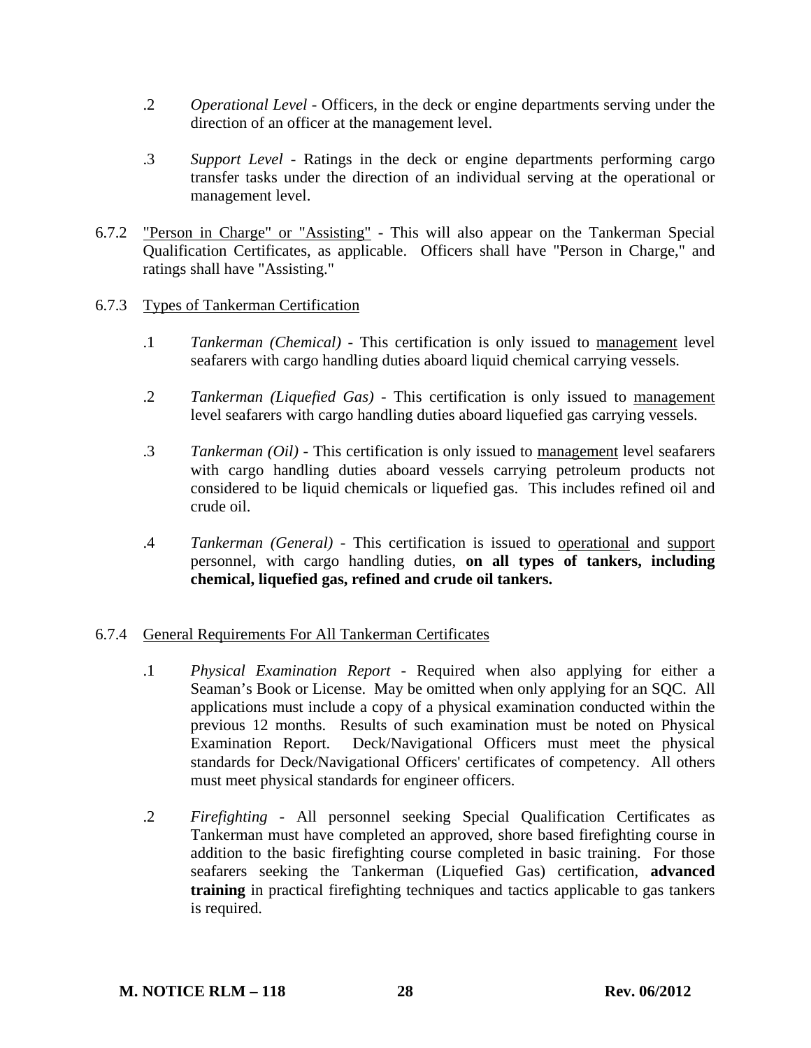.2 *Operational Level* - Officers, in the deck or engine departments serving under the direction of an officer at the management level.

.3 *Support Level* - Ratings in the deck or engine departments performing cargo transfer tasks under the direction of an individual serving at the operational or management level.

6.7.2 <u>"Person in Charge" or "Assisting"</u> - This will also appear on the Tankerman Special Qualification Certificates, as applicable. Officers shall have "Person in Charge," and ratings shall have "Assisting."

6.7.3 <u>Types of Tankerman Certification</u>

.1 *Tankerman (Chemical)* - This certification is only issued to <u>management</u> level seafarers with cargo handling duties aboard liquid chemical carrying vessels.

.2 *Tankerman (Liquefied Gas)* - This certification is only issued to <u>management</u> level seafarers with cargo handling duties aboard liquefied gas carrying vessels.

.3 *Tankerman (Oil)* - This certification is only issued to <u>management</u> level seafarers with cargo handling duties aboard vessels carrying petroleum products not considered to be liquid chemicals or liquefied gas. This includes refined oil and crude oil.

.4 *Tankerman (General)* - This certification is issued to <u>operational</u> and <u>support</u> personnel, with cargo handling duties, **on all types of tankers, including chemical, liquefied gas, refined and crude oil tankers.**

6.7.4 <u>General Requirements For All Tankerman Certificates</u>

.1 *Physical Examination Report* - Required when also applying for either a Seaman's Book or License. May be omitted when only applying for an SQC. All applications must include a copy of a physical examination conducted within the previous 12 months. Results of such examination must be noted on Physical Examination Report. Deck/Navigational Officers must meet the physical standards for Deck/Navigational Officers' certificates of competency. All others must meet physical standards for engineer officers.

.2 *Firefighting* - All personnel seeking Special Qualification Certificates as Tankerman must have completed an approved, shore based firefighting course in addition to the basic firefighting course completed in basic training. For those seafarers seeking the Tankerman (Liquefied Gas) certification, **advanced training** in practical firefighting techniques and tactics applicable to gas tankers is required.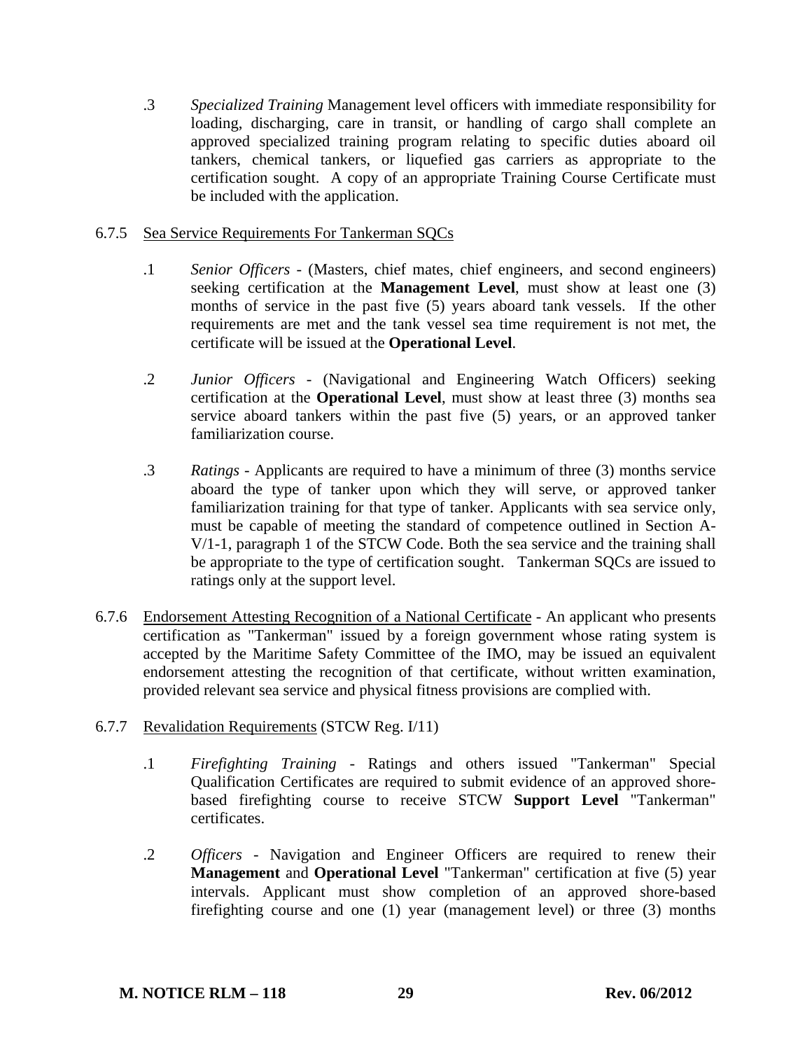.3 *Specialized Training* Management level officers with immediate responsibility for loading, discharging, care in transit, or handling of cargo shall complete an approved specialized training program relating to specific duties aboard oil tankers, chemical tankers, or liquefied gas carriers as appropriate to the certification sought. A copy of an appropriate Training Course Certificate must be included with the application.

6.7.5 Sea Service Requirements For Tankerman SQCs

.1 *Senior Officers* - (Masters, chief mates, chief engineers, and second engineers) seeking certification at the **Management Level**, must show at least one (3) months of service in the past five (5) years aboard tank vessels. If the other requirements are met and the tank vessel sea time requirement is not met, the certificate will be issued at the **Operational Level**.

.2 *Junior Officers* - (Navigational and Engineering Watch Officers) seeking certification at the **Operational Level**, must show at least three (3) months sea service aboard tankers within the past five (5) years, or an approved tanker familiarization course.

.3 *Ratings* - Applicants are required to have a minimum of three (3) months service aboard the type of tanker upon which they will serve, or approved tanker familiarization training for that type of tanker. Applicants with sea service only, must be capable of meeting the standard of competence outlined in Section A-V/1-1, paragraph 1 of the STCW Code. Both the sea service and the training shall be appropriate to the type of certification sought. Tankerman SQCs are issued to ratings only at the support level.

6.7.6 Endorsement Attesting Recognition of a National Certificate - An applicant who presents certification as "Tankerman" issued by a foreign government whose rating system is accepted by the Maritime Safety Committee of the IMO, may be issued an equivalent endorsement attesting the recognition of that certificate, without written examination, provided relevant sea service and physical fitness provisions are complied with.

6.7.7 Revalidation Requirements (STCW Reg. I/11)

.1 *Firefighting Training* - Ratings and others issued "Tankerman" Special Qualification Certificates are required to submit evidence of an approved shore-based firefighting course to receive STCW **Support Level** "Tankerman" certificates.

.2 *Officers* - Navigation and Engineer Officers are required to renew their **Management** and **Operational Level** "Tankerman" certification at five (5) year intervals. Applicant must show completion of an approved shore-based firefighting course and one (1) year (management level) or three (3) months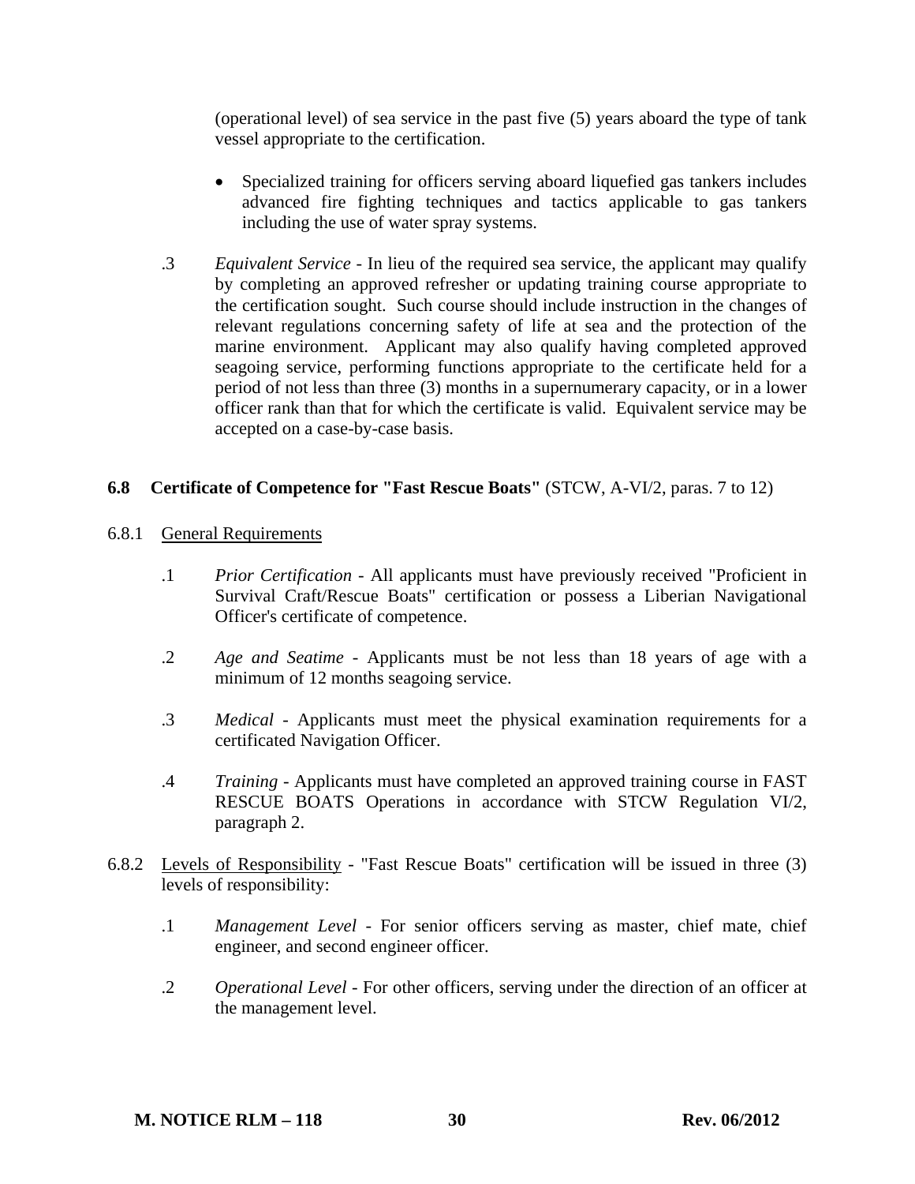(operational level) of sea service in the past five (5) years aboard the type of tank vessel appropriate to the certification.

- Specialized training for officers serving aboard liquefied gas tankers includes advanced fire fighting techniques and tactics applicable to gas tankers including the use of water spray systems.

.3 *Equivalent Service* - In lieu of the required sea service, the applicant may qualify by completing an approved refresher or updating training course appropriate to the certification sought. Such course should include instruction in the changes of relevant regulations concerning safety of life at sea and the protection of the marine environment. Applicant may also qualify having completed approved seagoing service, performing functions appropriate to the certificate held for a period of not less than three (3) months in a supernumerary capacity, or in a lower officer rank than that for which the certificate is valid. Equivalent service may be accepted on a case-by-case basis.

### 6.8 Certificate of Competence for "Fast Rescue Boats" (STCW, A-VI/2, paras. 7 to 12)

6.8.1 General Requirements

.1 *Prior Certification* - All applicants must have previously received "Proficient in Survival Craft/Rescue Boats" certification or possess a Liberian Navigational Officer's certificate of competence.

.2 *Age and Seatime* - Applicants must be not less than 18 years of age with a minimum of 12 months seagoing service.

.3 *Medical* - Applicants must meet the physical examination requirements for a certificated Navigation Officer.

.4 *Training* - Applicants must have completed an approved training course in FAST RESCUE BOATS Operations in accordance with STCW Regulation VI/2, paragraph 2.

6.8.2 Levels of Responsibility - "Fast Rescue Boats" certification will be issued in three (3) levels of responsibility:

.1 *Management Level* - For senior officers serving as master, chief mate, chief engineer, and second engineer officer.

.2 *Operational Level* - For other officers, serving under the direction of an officer at the management level.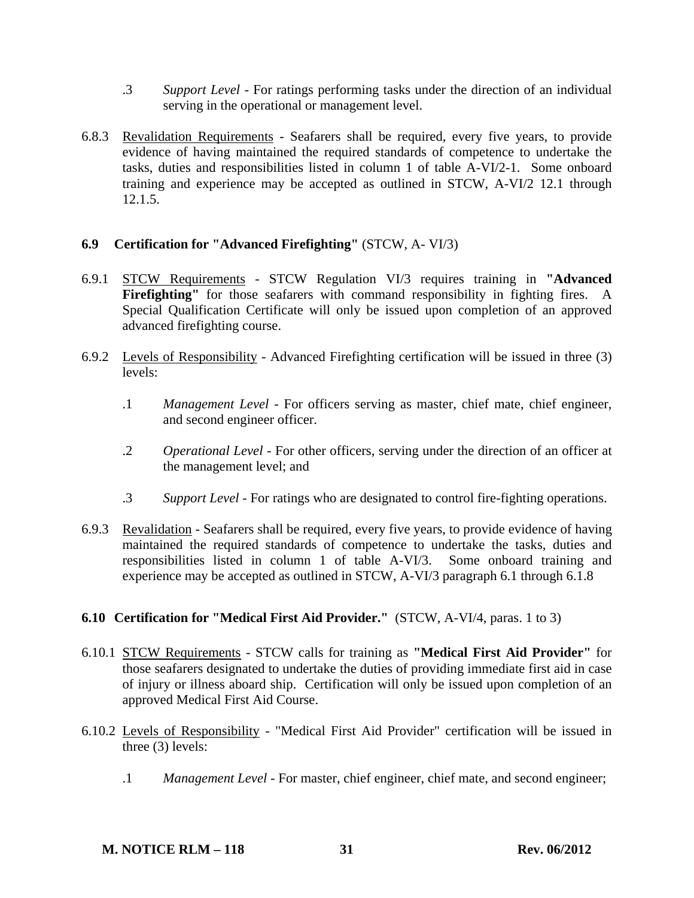.3 *Support Level* - For ratings performing tasks under the direction of an individual serving in the operational or management level.

6.8.3 Revalidation Requirements - Seafarers shall be required, every five years, to provide evidence of having maintained the required standards of competence to undertake the tasks, duties and responsibilities listed in column 1 of table A-VI/2-1. Some onboard training and experience may be accepted as outlined in STCW, A-VI/2 12.1 through 12.1.5.

### 6.9 Certification for "Advanced Firefighting" (STCW, A- VI/3)

6.9.1 STCW Requirements - STCW Regulation VI/3 requires training in **"Advanced Firefighting"** for those seafarers with command responsibility in fighting fires. A Special Qualification Certificate will only be issued upon completion of an approved advanced firefighting course.

6.9.2 Levels of Responsibility - Advanced Firefighting certification will be issued in three (3) levels:

.1 *Management Level* - For officers serving as master, chief mate, chief engineer, and second engineer officer.

.2 *Operational Level* - For other officers, serving under the direction of an officer at the management level; and

.3 *Support Level* - For ratings who are designated to control fire-fighting operations.

6.9.3 Revalidation - Seafarers shall be required, every five years, to provide evidence of having maintained the required standards of competence to undertake the tasks, duties and responsibilities listed in column 1 of table A-VI/3. Some onboard training and experience may be accepted as outlined in STCW, A-VI/3 paragraph 6.1 through 6.1.8

### 6.10 Certification for "Medical First Aid Provider." (STCW, A-VI/4, paras. 1 to 3)

6.10.1 STCW Requirements - STCW calls for training as **"Medical First Aid Provider"** for those seafarers designated to undertake the duties of providing immediate first aid in case of injury or illness aboard ship. Certification will only be issued upon completion of an approved Medical First Aid Course.

6.10.2 Levels of Responsibility - "Medical First Aid Provider" certification will be issued in three (3) levels:

.1 *Management Level* - For master, chief engineer, chief mate, and second engineer;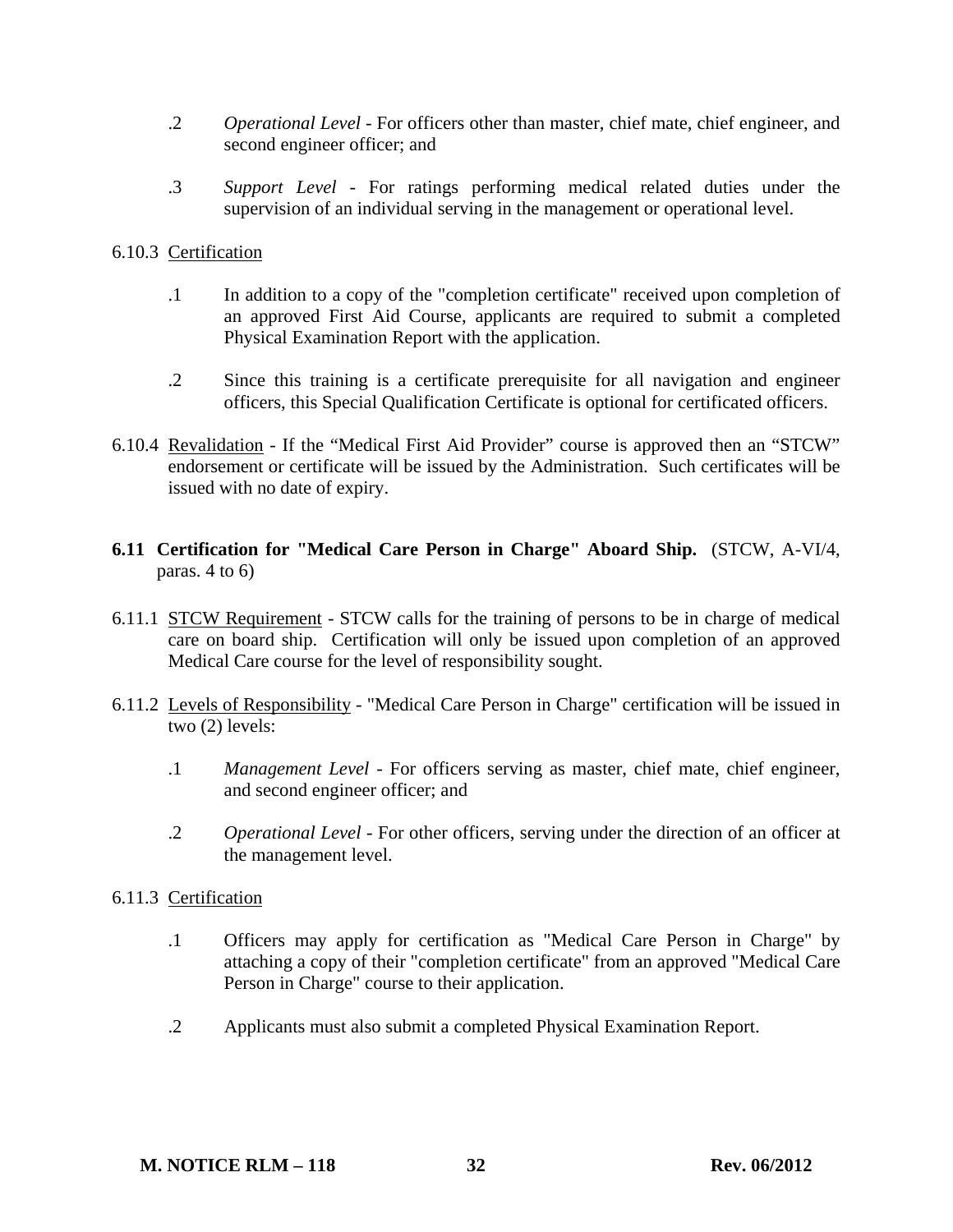.2 *Operational Level* - For officers other than master, chief mate, chief engineer, and second engineer officer; and

.3 *Support Level* - For ratings performing medical related duties under the supervision of an individual serving in the management or operational level.

6.10.3 Certification

.1 In addition to a copy of the "completion certificate" received upon completion of an approved First Aid Course, applicants are required to submit a completed Physical Examination Report with the application.

.2 Since this training is a certificate prerequisite for all navigation and engineer officers, this Special Qualification Certificate is optional for certificated officers.

6.10.4 Revalidation - If the "Medical First Aid Provider" course is approved then an "STCW" endorsement or certificate will be issued by the Administration. Such certificates will be issued with no date of expiry.

**6.11 Certification for "Medical Care Person in Charge" Aboard Ship.** (STCW, A-VI/4, paras. 4 to 6)

6.11.1 STCW Requirement - STCW calls for the training of persons to be in charge of medical care on board ship. Certification will only be issued upon completion of an approved Medical Care course for the level of responsibility sought.

6.11.2 Levels of Responsibility - "Medical Care Person in Charge" certification will be issued in two (2) levels:

.1 *Management Level* - For officers serving as master, chief mate, chief engineer, and second engineer officer; and

.2 *Operational Level* - For other officers, serving under the direction of an officer at the management level.

6.11.3 Certification

.1 Officers may apply for certification as "Medical Care Person in Charge" by attaching a copy of their "completion certificate" from an approved "Medical Care Person in Charge" course to their application.

.2 Applicants must also submit a completed Physical Examination Report.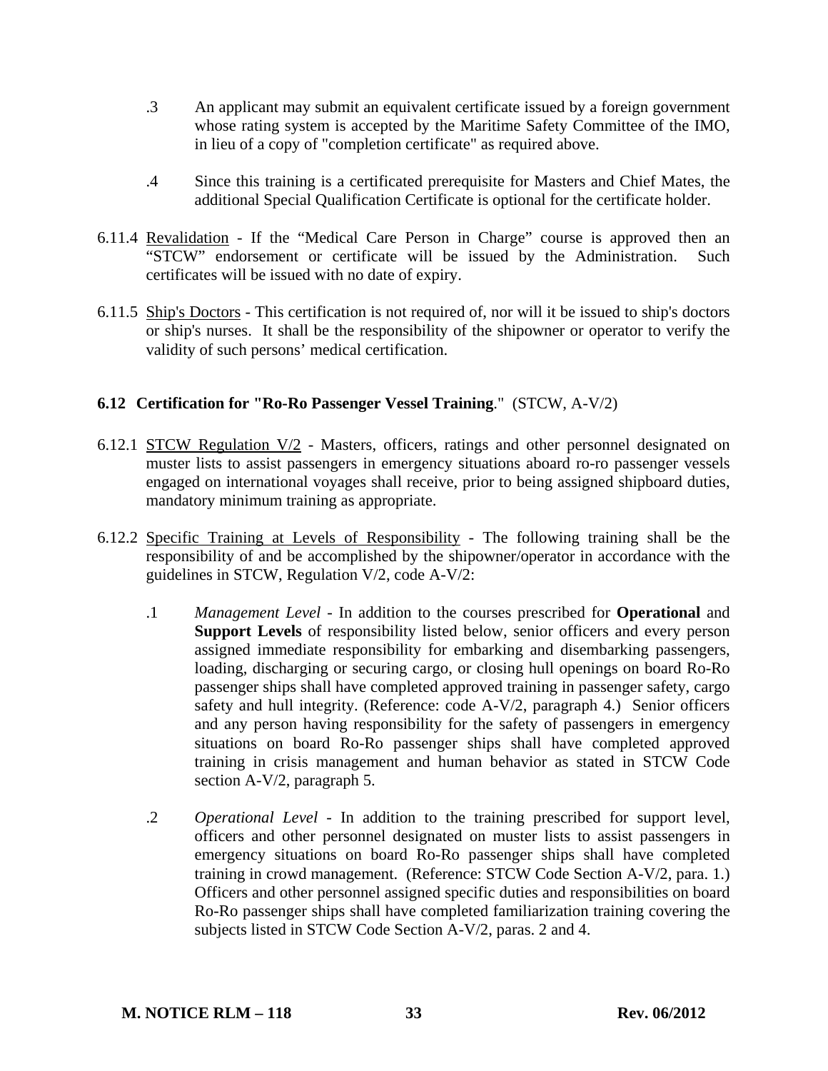.3 An applicant may submit an equivalent certificate issued by a foreign government whose rating system is accepted by the Maritime Safety Committee of the IMO, in lieu of a copy of "completion certificate" as required above.

.4 Since this training is a certificated prerequisite for Masters and Chief Mates, the additional Special Qualification Certificate is optional for the certificate holder.

6.11.4 Revalidation - If the "Medical Care Person in Charge" course is approved then an "STCW" endorsement or certificate will be issued by the Administration. Such certificates will be issued with no date of expiry.

6.11.5 Ship's Doctors - This certification is not required of, nor will it be issued to ship's doctors or ship's nurses. It shall be the responsibility of the shipowner or operator to verify the validity of such persons' medical certification.

### 6.12 Certification for "Ro-Ro Passenger Vessel Training." (STCW, A-V/2)

6.12.1 STCW Regulation V/2 - Masters, officers, ratings and other personnel designated on muster lists to assist passengers in emergency situations aboard ro-ro passenger vessels engaged on international voyages shall receive, prior to being assigned shipboard duties, mandatory minimum training as appropriate.

6.12.2 Specific Training at Levels of Responsibility - The following training shall be the responsibility of and be accomplished by the shipowner/operator in accordance with the guidelines in STCW, Regulation V/2, code A-V/2:

.1 *Management Level* - In addition to the courses prescribed for **Operational** and **Support Levels** of responsibility listed below, senior officers and every person assigned immediate responsibility for embarking and disembarking passengers, loading, discharging or securing cargo, or closing hull openings on board Ro-Ro passenger ships shall have completed approved training in passenger safety, cargo safety and hull integrity. (Reference: code A-V/2, paragraph 4.) Senior officers and any person having responsibility for the safety of passengers in emergency situations on board Ro-Ro passenger ships shall have completed approved training in crisis management and human behavior as stated in STCW Code section A-V/2, paragraph 5.

.2 *Operational Level* - In addition to the training prescribed for support level, officers and other personnel designated on muster lists to assist passengers in emergency situations on board Ro-Ro passenger ships shall have completed training in crowd management. (Reference: STCW Code Section A-V/2, para. 1.) Officers and other personnel assigned specific duties and responsibilities on board Ro-Ro passenger ships shall have completed familiarization training covering the subjects listed in STCW Code Section A-V/2, paras. 2 and 4.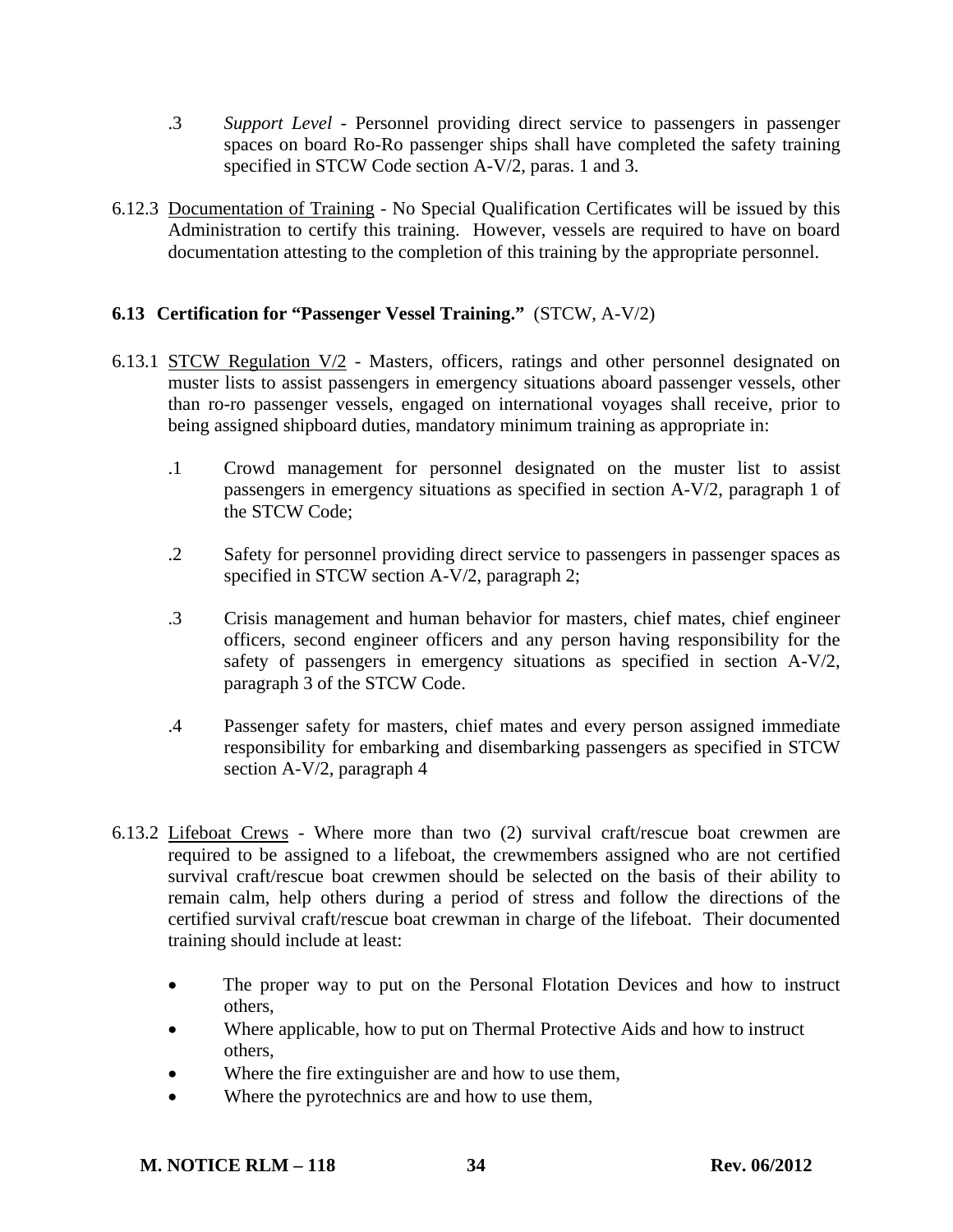.3 *Support Level* - Personnel providing direct service to passengers in passenger spaces on board Ro-Ro passenger ships shall have completed the safety training specified in STCW Code section A-V/2, paras. 1 and 3.

6.12.3 Documentation of Training - No Special Qualification Certificates will be issued by this Administration to certify this training. However, vessels are required to have on board documentation attesting to the completion of this training by the appropriate personnel.

### 6.13 Certification for "Passenger Vessel Training." (STCW, A-V/2)

6.13.1 STCW Regulation V/2 - Masters, officers, ratings and other personnel designated on muster lists to assist passengers in emergency situations aboard passenger vessels, other than ro-ro passenger vessels, engaged on international voyages shall receive, prior to being assigned shipboard duties, mandatory minimum training as appropriate in:

.1 Crowd management for personnel designated on the muster list to assist passengers in emergency situations as specified in section A-V/2, paragraph 1 of the STCW Code;

.2 Safety for personnel providing direct service to passengers in passenger spaces as specified in STCW section A-V/2, paragraph 2;

.3 Crisis management and human behavior for masters, chief mates, chief engineer officers, second engineer officers and any person having responsibility for the safety of passengers in emergency situations as specified in section A-V/2, paragraph 3 of the STCW Code.

.4 Passenger safety for masters, chief mates and every person assigned immediate responsibility for embarking and disembarking passengers as specified in STCW section A-V/2, paragraph 4

6.13.2 Lifeboat Crews - Where more than two (2) survival craft/rescue boat crewmen are required to be assigned to a lifeboat, the crewmembers assigned who are not certified survival craft/rescue boat crewmen should be selected on the basis of their ability to remain calm, help others during a period of stress and follow the directions of the certified survival craft/rescue boat crewman in charge of the lifeboat. Their documented training should include at least:

- The proper way to put on the Personal Flotation Devices and how to instruct others,
- Where applicable, how to put on Thermal Protective Aids and how to instruct others,
- Where the fire extinguisher are and how to use them,
- Where the pyrotechnics are and how to use them,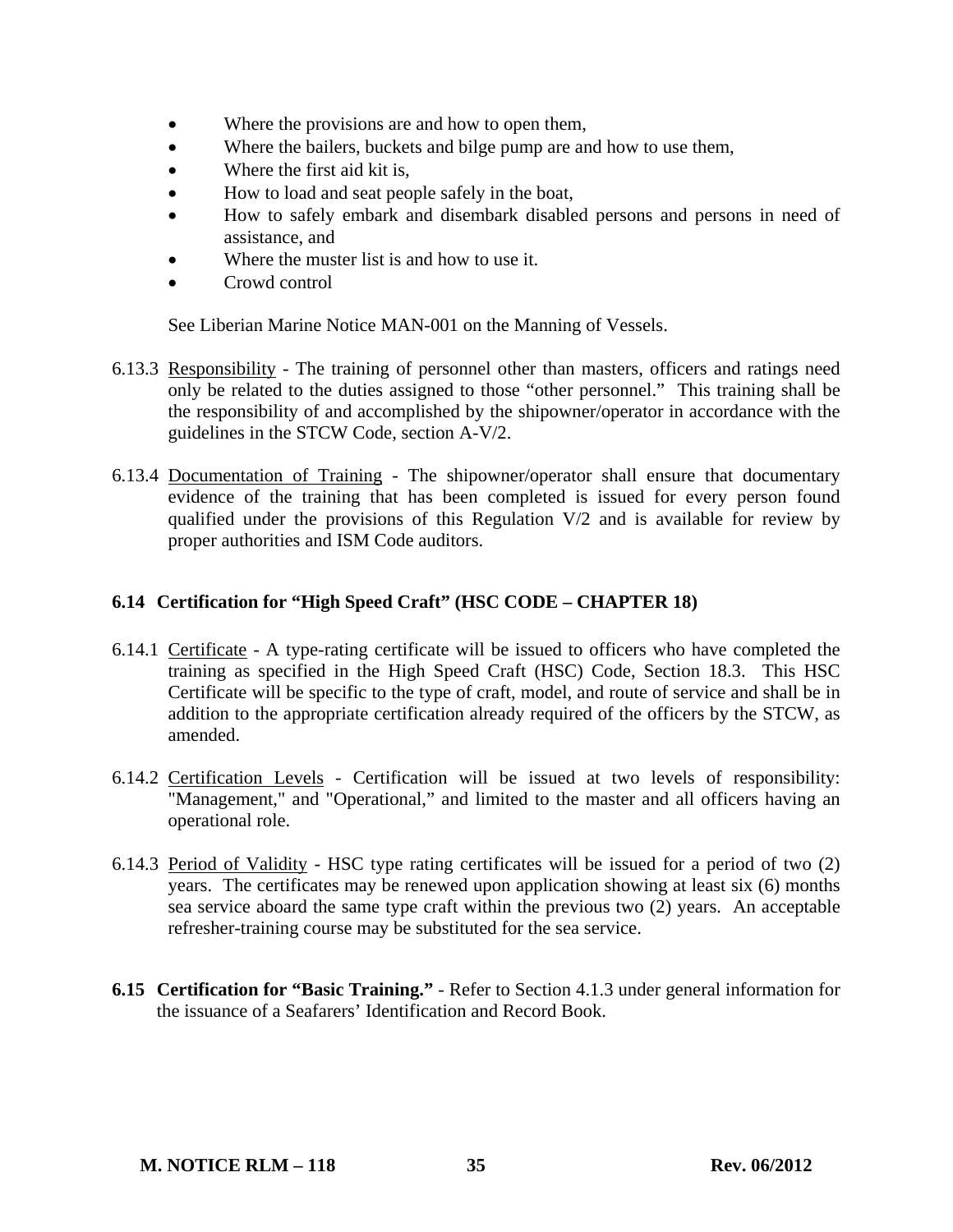- Where the provisions are and how to open them,
- Where the bailers, buckets and bilge pump are and how to use them,
- Where the first aid kit is,
- How to load and seat people safely in the boat,
- How to safely embark and disembark disabled persons and persons in need of assistance, and
- Where the muster list is and how to use it.
- Crowd control

See Liberian Marine Notice MAN-001 on the Manning of Vessels.

6.13.3 Responsibility - The training of personnel other than masters, officers and ratings need only be related to the duties assigned to those "other personnel." This training shall be the responsibility of and accomplished by the shipowner/operator in accordance with the guidelines in the STCW Code, section A-V/2.

6.13.4 Documentation of Training - The shipowner/operator shall ensure that documentary evidence of the training that has been completed is issued for every person found qualified under the provisions of this Regulation V/2 and is available for review by proper authorities and ISM Code auditors.

### 6.14 Certification for "High Speed Craft" (HSC CODE – CHAPTER 18)

6.14.1 Certificate - A type-rating certificate will be issued to officers who have completed the training as specified in the High Speed Craft (HSC) Code, Section 18.3. This HSC Certificate will be specific to the type of craft, model, and route of service and shall be in addition to the appropriate certification already required of the officers by the STCW, as amended.

6.14.2 Certification Levels - Certification will be issued at two levels of responsibility: "Management," and "Operational," and limited to the master and all officers having an operational role.

6.14.3 Period of Validity - HSC type rating certificates will be issued for a period of two (2) years. The certificates may be renewed upon application showing at least six (6) months sea service aboard the same type craft within the previous two (2) years. An acceptable refresher-training course may be substituted for the sea service.

**6.15 Certification for "Basic Training."** - Refer to Section 4.1.3 under general information for the issuance of a Seafarers' Identification and Record Book.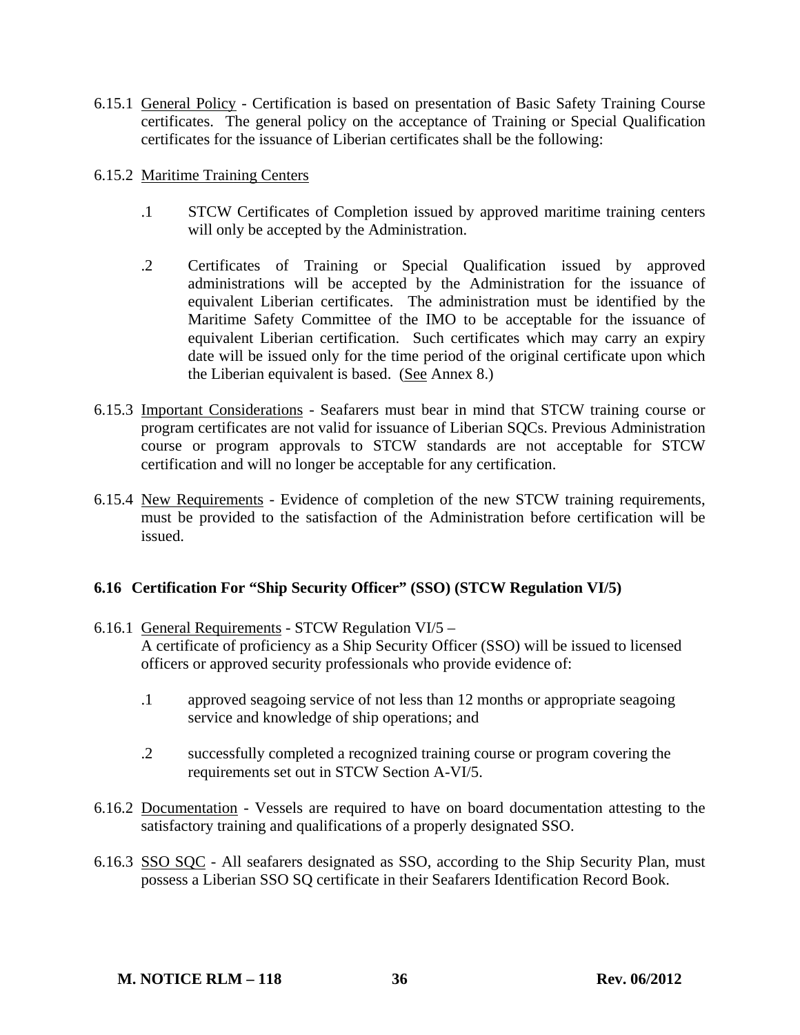6.15.1 General Policy - Certification is based on presentation of Basic Safety Training Course certificates. The general policy on the acceptance of Training or Special Qualification certificates for the issuance of Liberian certificates shall be the following:

6.15.2 Maritime Training Centers

.1 STCW Certificates of Completion issued by approved maritime training centers will only be accepted by the Administration.

.2 Certificates of Training or Special Qualification issued by approved administrations will be accepted by the Administration for the issuance of equivalent Liberian certificates. The administration must be identified by the Maritime Safety Committee of the IMO to be acceptable for the issuance of equivalent Liberian certification. Such certificates which may carry an expiry date will be issued only for the time period of the original certificate upon which the Liberian equivalent is based. (See Annex 8.)

6.15.3 Important Considerations - Seafarers must bear in mind that STCW training course or program certificates are not valid for issuance of Liberian SQCs. Previous Administration course or program approvals to STCW standards are not acceptable for STCW certification and will no longer be acceptable for any certification.

6.15.4 New Requirements - Evidence of completion of the new STCW training requirements, must be provided to the satisfaction of the Administration before certification will be issued.

## 6.16 Certification For "Ship Security Officer" (SSO) (STCW Regulation VI/5)

6.16.1 General Requirements - STCW Regulation VI/5 –
A certificate of proficiency as a Ship Security Officer (SSO) will be issued to licensed officers or approved security professionals who provide evidence of:

.1 approved seagoing service of not less than 12 months or appropriate seagoing service and knowledge of ship operations; and

.2 successfully completed a recognized training course or program covering the requirements set out in STCW Section A-VI/5.

6.16.2 Documentation - Vessels are required to have on board documentation attesting to the satisfactory training and qualifications of a properly designated SSO.

6.16.3 SSO SQC - All seafarers designated as SSO, according to the Ship Security Plan, must possess a Liberian SSO SQ certificate in their Seafarers Identification Record Book.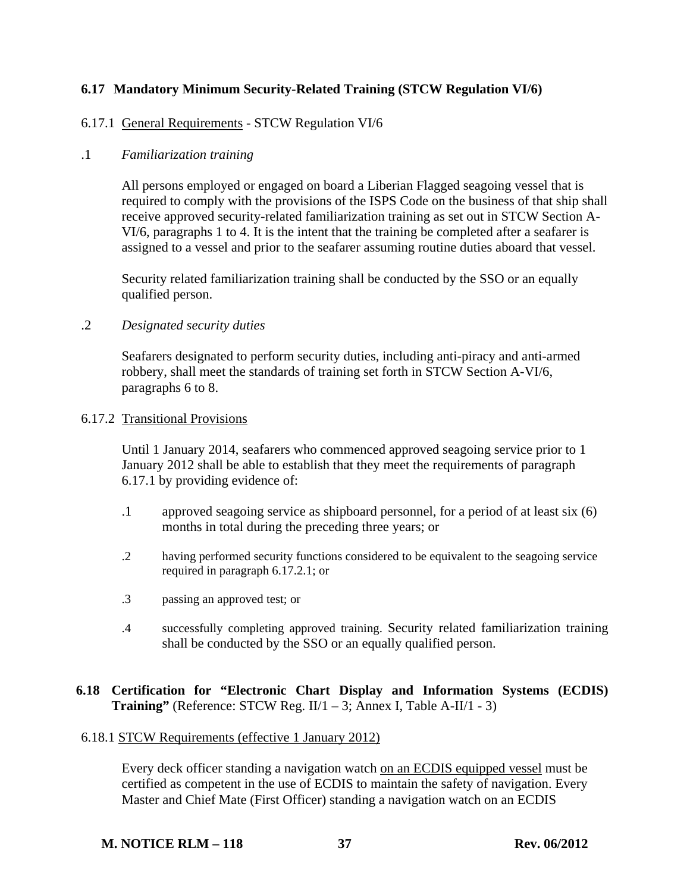### 6.17 Mandatory Minimum Security-Related Training (STCW Regulation VI/6)

6.17.1 General Requirements - STCW Regulation VI/6

.1 *Familiarization training*

All persons employed or engaged on board a Liberian Flagged seagoing vessel that is required to comply with the provisions of the ISPS Code on the business of that ship shall receive approved security-related familiarization training as set out in STCW Section A-VI/6, paragraphs 1 to 4. It is the intent that the training be completed after a seafarer is assigned to a vessel and prior to the seafarer assuming routine duties aboard that vessel.

Security related familiarization training shall be conducted by the SSO or an equally qualified person.

.2 *Designated security duties*

Seafarers designated to perform security duties, including anti-piracy and anti-armed robbery, shall meet the standards of training set forth in STCW Section A-VI/6, paragraphs 6 to 8.

6.17.2 Transitional Provisions

Until 1 January 2014, seafarers who commenced approved seagoing service prior to 1 January 2012 shall be able to establish that they meet the requirements of paragraph 6.17.1 by providing evidence of:

.1 approved seagoing service as shipboard personnel, for a period of at least six (6) months in total during the preceding three years; or

.2 having performed security functions considered to be equivalent to the seagoing service required in paragraph 6.17.2.1; or

.3 passing an approved test; or

.4 successfully completing approved training. Security related familiarization training shall be conducted by the SSO or an equally qualified person.

### 6.18 Certification for "Electronic Chart Display and Information Systems (ECDIS) Training" (Reference: STCW Reg. II/1 – 3; Annex I, Table A-II/1 - 3)

6.18.1 STCW Requirements (effective 1 January 2012)

Every deck officer standing a navigation watch on an ECDIS equipped vessel must be certified as competent in the use of ECDIS to maintain the safety of navigation. Every Master and Chief Mate (First Officer) standing a navigation watch on an ECDIS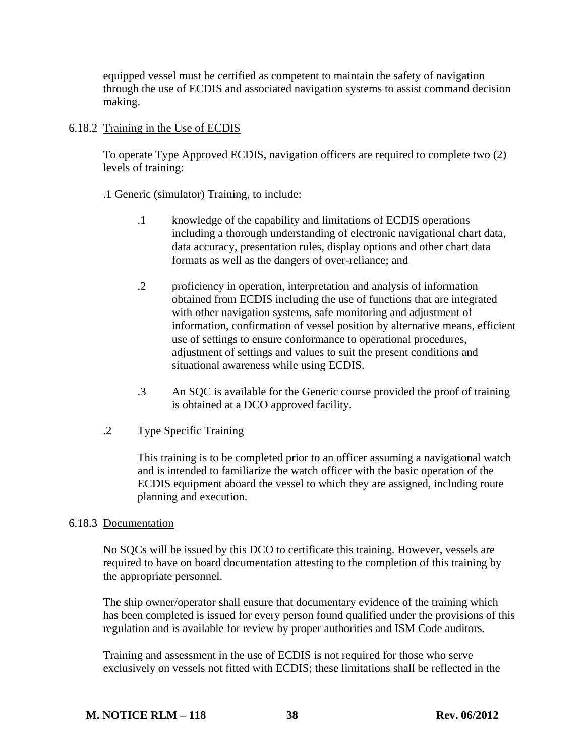equipped vessel must be certified as competent to maintain the safety of navigation through the use of ECDIS and associated navigation systems to assist command decision making.

6.18.2 Training in the Use of ECDIS

To operate Type Approved ECDIS, navigation officers are required to complete two (2) levels of training:

.1 Generic (simulator) Training, to include:

- .1 knowledge of the capability and limitations of ECDIS operations including a thorough understanding of electronic navigational chart data, data accuracy, presentation rules, display options and other chart data formats as well as the dangers of over-reliance; and

- .2 proficiency in operation, interpretation and analysis of information obtained from ECDIS including the use of functions that are integrated with other navigation systems, safe monitoring and adjustment of information, confirmation of vessel position by alternative means, efficient use of settings to ensure conformance to operational procedures, adjustment of settings and values to suit the present conditions and situational awareness while using ECDIS.

- .3 An SQC is available for the Generic course provided the proof of training is obtained at a DCO approved facility.

.2 Type Specific Training

This training is to be completed prior to an officer assuming a navigational watch and is intended to familiarize the watch officer with the basic operation of the ECDIS equipment aboard the vessel to which they are assigned, including route planning and execution.

6.18.3 Documentation

No SQCs will be issued by this DCO to certificate this training. However, vessels are required to have on board documentation attesting to the completion of this training by the appropriate personnel.

The ship owner/operator shall ensure that documentary evidence of the training which has been completed is issued for every person found qualified under the provisions of this regulation and is available for review by proper authorities and ISM Code auditors.

Training and assessment in the use of ECDIS is not required for those who serve exclusively on vessels not fitted with ECDIS; these limitations shall be reflected in the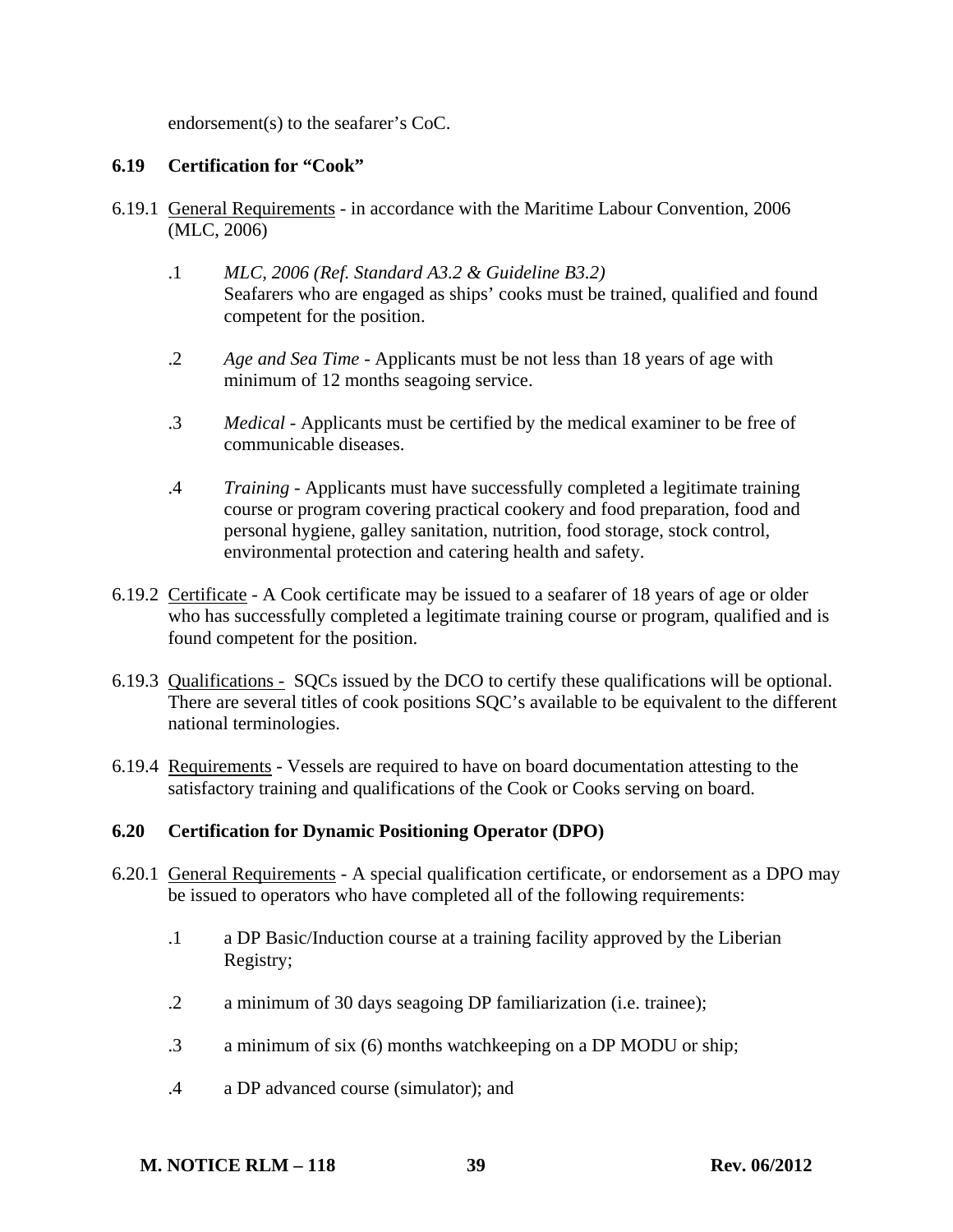endorsement(s) to the seafarer's CoC.

### 6.19 Certification for "Cook"

6.19.1 General Requirements - in accordance with the Maritime Labour Convention, 2006 (MLC, 2006)

.1 *MLC, 2006 (Ref. Standard A3.2 & Guideline B3.2)*
Seafarers who are engaged as ships' cooks must be trained, qualified and found competent for the position.

.2 *Age and Sea Time* - Applicants must be not less than 18 years of age with minimum of 12 months seagoing service.

.3 *Medical* - Applicants must be certified by the medical examiner to be free of communicable diseases.

.4 *Training* - Applicants must have successfully completed a legitimate training course or program covering practical cookery and food preparation, food and personal hygiene, galley sanitation, nutrition, food storage, stock control, environmental protection and catering health and safety.

6.19.2 Certificate - A Cook certificate may be issued to a seafarer of 18 years of age or older who has successfully completed a legitimate training course or program, qualified and is found competent for the position.

6.19.3 Qualifications - SQCs issued by the DCO to certify these qualifications will be optional. There are several titles of cook positions SQC's available to be equivalent to the different national terminologies.

6.19.4 Requirements - Vessels are required to have on board documentation attesting to the satisfactory training and qualifications of the Cook or Cooks serving on board.

### 6.20 Certification for Dynamic Positioning Operator (DPO)

6.20.1 General Requirements - A special qualification certificate, or endorsement as a DPO may be issued to operators who have completed all of the following requirements:

.1 a DP Basic/Induction course at a training facility approved by the Liberian Registry;

.2 a minimum of 30 days seagoing DP familiarization (i.e. trainee);

.3 a minimum of six (6) months watchkeeping on a DP MODU or ship;

.4 a DP advanced course (simulator); and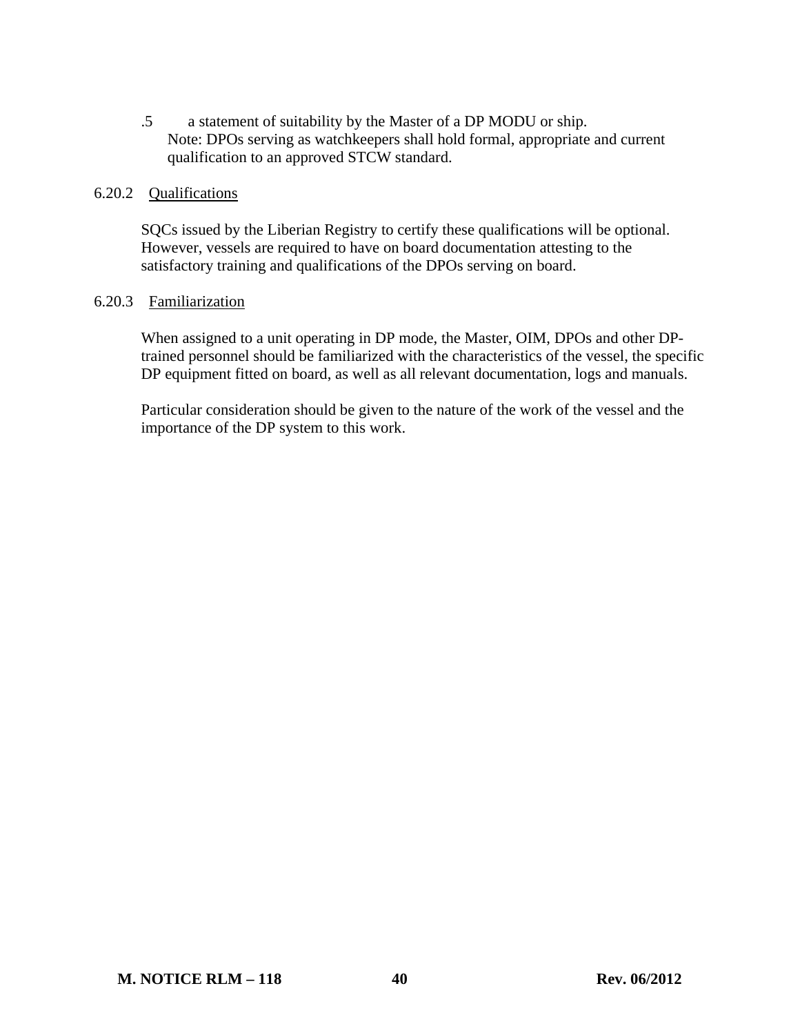.5 a statement of suitability by the Master of a DP MODU or ship.
Note: DPOs serving as watchkeepers shall hold formal, appropriate and current qualification to an approved STCW standard.

6.20.2 Qualifications

SQCs issued by the Liberian Registry to certify these qualifications will be optional. However, vessels are required to have on board documentation attesting to the satisfactory training and qualifications of the DPOs serving on board.

6.20.3 Familiarization

When assigned to a unit operating in DP mode, the Master, OIM, DPOs and other DP-trained personnel should be familiarized with the characteristics of the vessel, the specific DP equipment fitted on board, as well as all relevant documentation, logs and manuals.

Particular consideration should be given to the nature of the work of the vessel and the importance of the DP system to this work.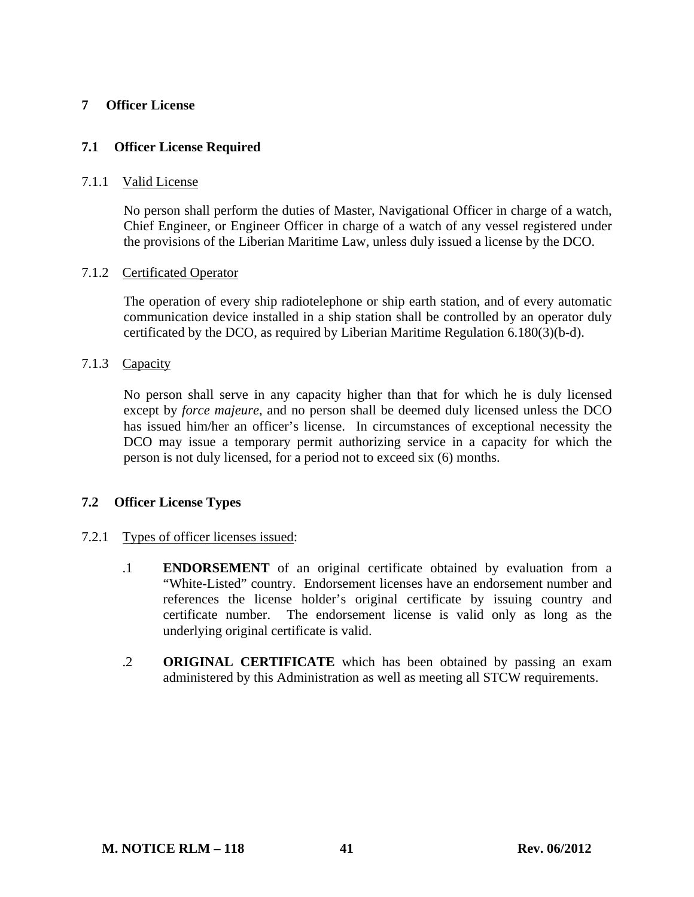# 7 Officer License

## 7.1 Officer License Required

7.1.1 Valid License

No person shall perform the duties of Master, Navigational Officer in charge of a watch, Chief Engineer, or Engineer Officer in charge of a watch of any vessel registered under the provisions of the Liberian Maritime Law, unless duly issued a license by the DCO.

7.1.2 Certificated Operator

The operation of every ship radiotelephone or ship earth station, and of every automatic communication device installed in a ship station shall be controlled by an operator duly certificated by the DCO, as required by Liberian Maritime Regulation 6.180(3)(b-d).

7.1.3 Capacity

No person shall serve in any capacity higher than that for which he is duly licensed except by *force majeure*, and no person shall be deemed duly licensed unless the DCO has issued him/her an officer's license. In circumstances of exceptional necessity the DCO may issue a temporary permit authorizing service in a capacity for which the person is not duly licensed, for a period not to exceed six (6) months.

## 7.2 Officer License Types

7.2.1 Types of officer licenses issued:

.1 **ENDORSEMENT** of an original certificate obtained by evaluation from a "White-Listed" country. Endorsement licenses have an endorsement number and references the license holder's original certificate by issuing country and certificate number. The endorsement license is valid only as long as the underlying original certificate is valid.

.2 **ORIGINAL CERTIFICATE** which has been obtained by passing an exam administered by this Administration as well as meeting all STCW requirements.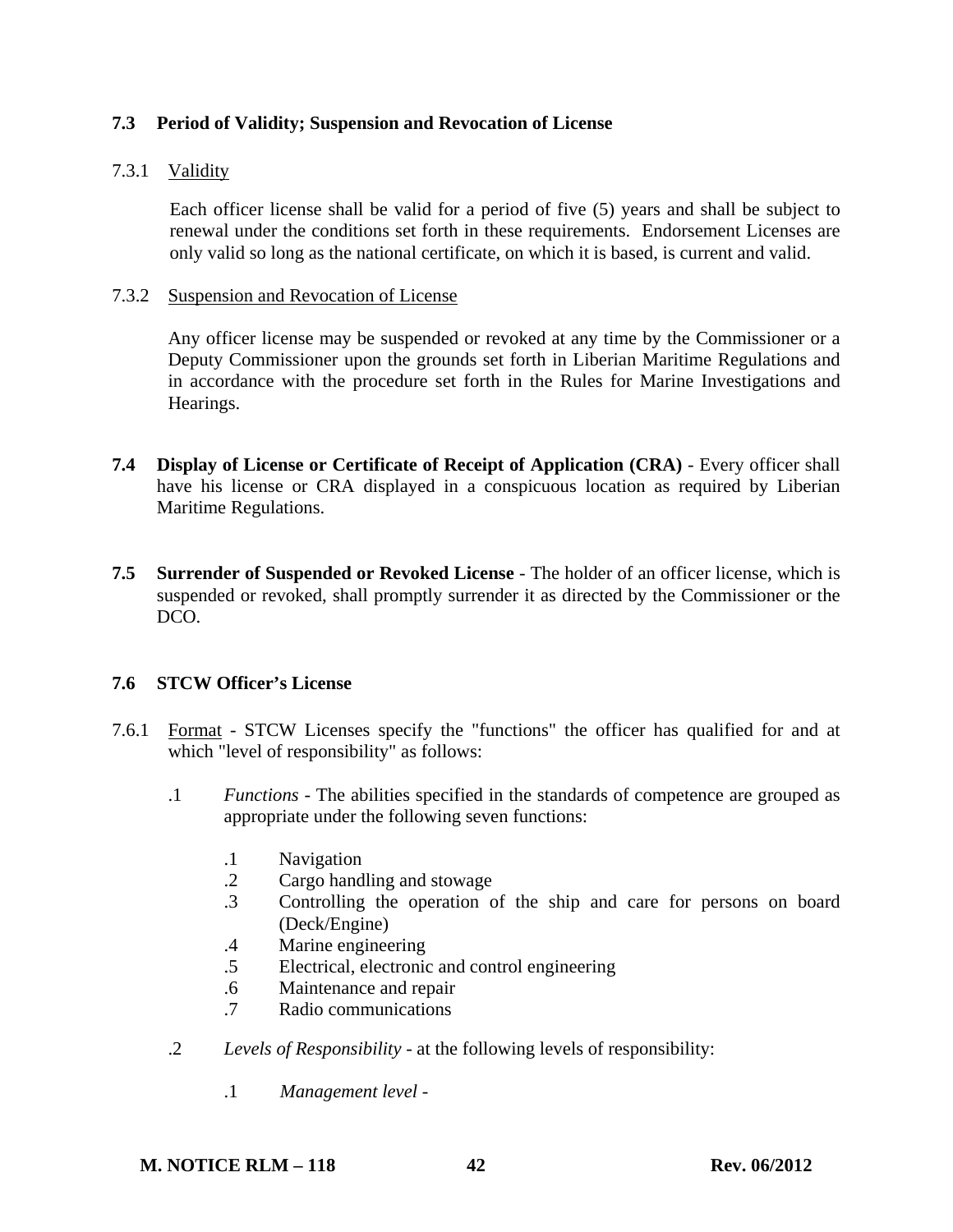## 7.3 Period of Validity; Suspension and Revocation of License

7.3.1 Validity

Each officer license shall be valid for a period of five (5) years and shall be subject to renewal under the conditions set forth in these requirements. Endorsement Licenses are only valid so long as the national certificate, on which it is based, is current and valid.

7.3.2 Suspension and Revocation of License

Any officer license may be suspended or revoked at any time by the Commissioner or a Deputy Commissioner upon the grounds set forth in Liberian Maritime Regulations and in accordance with the procedure set forth in the Rules for Marine Investigations and Hearings.

**7.4 Display of License or Certificate of Receipt of Application (CRA)** - Every officer shall have his license or CRA displayed in a conspicuous location as required by Liberian Maritime Regulations.

**7.5 Surrender of Suspended or Revoked License** - The holder of an officer license, which is suspended or revoked, shall promptly surrender it as directed by the Commissioner or the DCO.

## 7.6 STCW Officer's License

7.6.1 Format - STCW Licenses specify the "functions" the officer has qualified for and at which "level of responsibility" as follows:

.1 *Functions* - The abilities specified in the standards of competence are grouped as appropriate under the following seven functions:

- .1 Navigation
- .2 Cargo handling and stowage
- .3 Controlling the operation of the ship and care for persons on board (Deck/Engine)
- .4 Marine engineering
- .5 Electrical, electronic and control engineering
- .6 Maintenance and repair
- .7 Radio communications

.2 *Levels of Responsibility* - at the following levels of responsibility:

- .1 *Management level* -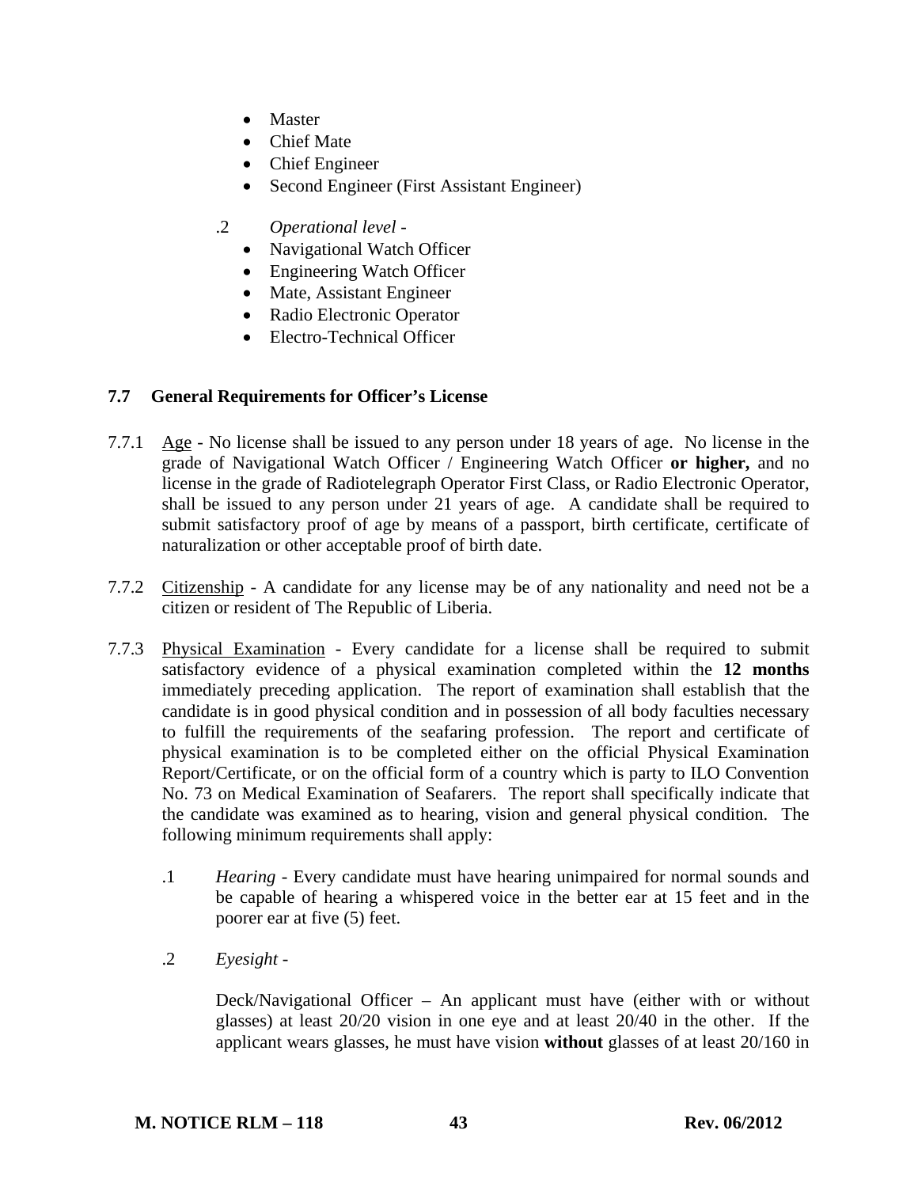- Master
- Chief Mate
- Chief Engineer
- Second Engineer (First Assistant Engineer)

.2 *Operational level* -

- Navigational Watch Officer
- Engineering Watch Officer
- Mate, Assistant Engineer
- Radio Electronic Operator
- Electro-Technical Officer

### 7.7 General Requirements for Officer's License

7.7.1 Age - No license shall be issued to any person under 18 years of age. No license in the grade of Navigational Watch Officer / Engineering Watch Officer **or higher,** and no license in the grade of Radiotelegraph Operator First Class, or Radio Electronic Operator, shall be issued to any person under 21 years of age. A candidate shall be required to submit satisfactory proof of age by means of a passport, birth certificate, certificate of naturalization or other acceptable proof of birth date.

7.7.2 Citizenship - A candidate for any license may be of any nationality and need not be a citizen or resident of The Republic of Liberia.

7.7.3 Physical Examination - Every candidate for a license shall be required to submit satisfactory evidence of a physical examination completed within the **12 months** immediately preceding application. The report of examination shall establish that the candidate is in good physical condition and in possession of all body faculties necessary to fulfill the requirements of the seafaring profession. The report and certificate of physical examination is to be completed either on the official Physical Examination Report/Certificate, or on the official form of a country which is party to ILO Convention No. 73 on Medical Examination of Seafarers. The report shall specifically indicate that the candidate was examined as to hearing, vision and general physical condition. The following minimum requirements shall apply:

.1 *Hearing* - Every candidate must have hearing unimpaired for normal sounds and be capable of hearing a whispered voice in the better ear at 15 feet and in the poorer ear at five (5) feet.

.2 *Eyesight* -

Deck/Navigational Officer – An applicant must have (either with or without glasses) at least 20/20 vision in one eye and at least 20/40 in the other. If the applicant wears glasses, he must have vision **without** glasses of at least 20/160 in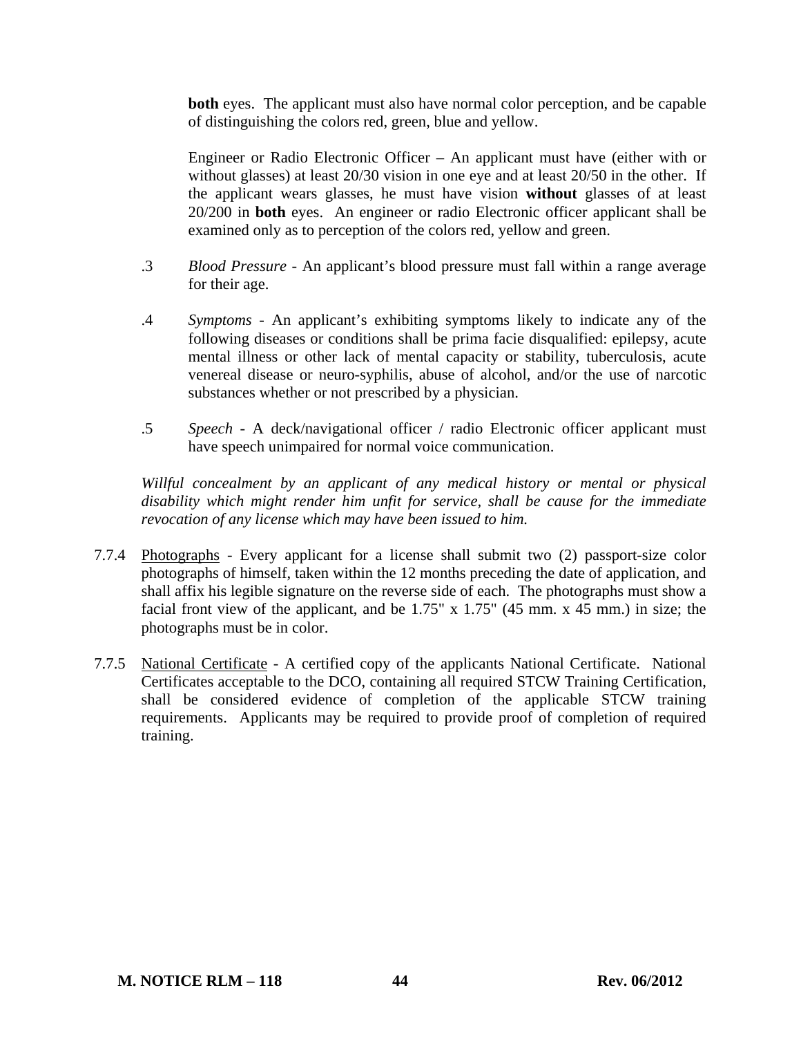**both** eyes. The applicant must also have normal color perception, and be capable of distinguishing the colors red, green, blue and yellow.

Engineer or Radio Electronic Officer – An applicant must have (either with or without glasses) at least 20/30 vision in one eye and at least 20/50 in the other. If the applicant wears glasses, he must have vision **without** glasses of at least 20/200 in **both** eyes. An engineer or radio Electronic officer applicant shall be examined only as to perception of the colors red, yellow and green.

.3 *Blood Pressure* - An applicant's blood pressure must fall within a range average for their age.

.4 *Symptoms* - An applicant's exhibiting symptoms likely to indicate any of the following diseases or conditions shall be prima facie disqualified: epilepsy, acute mental illness or other lack of mental capacity or stability, tuberculosis, acute venereal disease or neuro-syphilis, abuse of alcohol, and/or the use of narcotic substances whether or not prescribed by a physician.

.5 *Speech* - A deck/navigational officer / radio Electronic officer applicant must have speech unimpaired for normal voice communication.

*Willful concealment by an applicant of any medical history or mental or physical disability which might render him unfit for service, shall be cause for the immediate revocation of any license which may have been issued to him.*

7.7.4 Photographs - Every applicant for a license shall submit two (2) passport-size color photographs of himself, taken within the 12 months preceding the date of application, and shall affix his legible signature on the reverse side of each. The photographs must show a facial front view of the applicant, and be 1.75" x 1.75" (45 mm. x 45 mm.) in size; the photographs must be in color.

7.7.5 National Certificate - A certified copy of the applicants National Certificate. National Certificates acceptable to the DCO, containing all required STCW Training Certification, shall be considered evidence of completion of the applicable STCW training requirements. Applicants may be required to provide proof of completion of required training.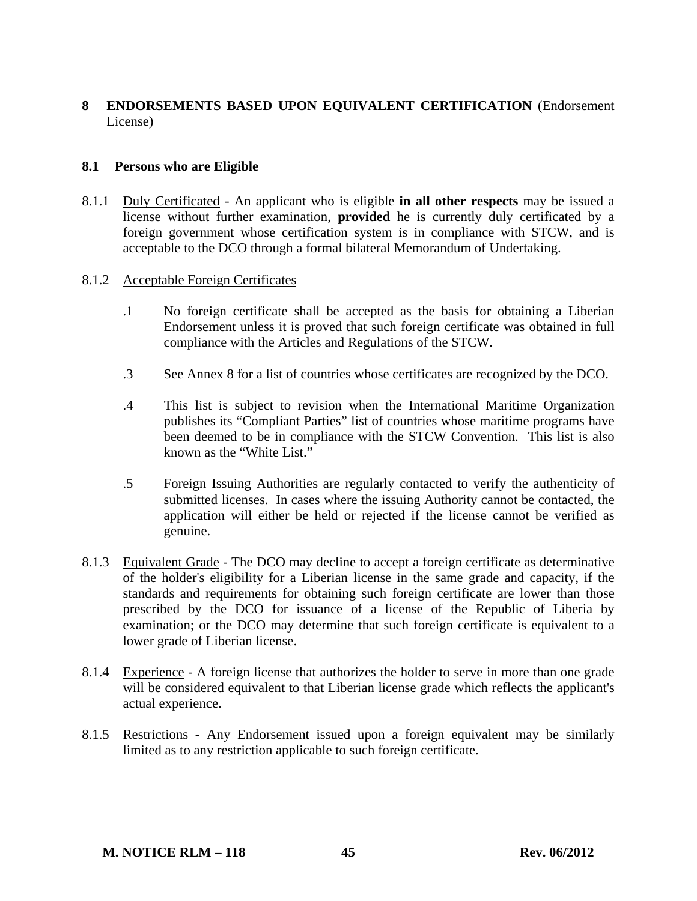# 8 ENDORSEMENTS BASED UPON EQUIVALENT CERTIFICATION (Endorsement License)

## 8.1 Persons who are Eligible

8.1.1 Duly Certificated - An applicant who is eligible **in all other respects** may be issued a license without further examination, **provided** he is currently duly certificated by a foreign government whose certification system is in compliance with STCW, and is acceptable to the DCO through a formal bilateral Memorandum of Undertaking.

8.1.2 Acceptable Foreign Certificates

.1 No foreign certificate shall be accepted as the basis for obtaining a Liberian Endorsement unless it is proved that such foreign certificate was obtained in full compliance with the Articles and Regulations of the STCW.

.3 See Annex 8 for a list of countries whose certificates are recognized by the DCO.

.4 This list is subject to revision when the International Maritime Organization publishes its "Compliant Parties" list of countries whose maritime programs have been deemed to be in compliance with the STCW Convention. This list is also known as the "White List."

.5 Foreign Issuing Authorities are regularly contacted to verify the authenticity of submitted licenses. In cases where the issuing Authority cannot be contacted, the application will either be held or rejected if the license cannot be verified as genuine.

8.1.3 Equivalent Grade - The DCO may decline to accept a foreign certificate as determinative of the holder's eligibility for a Liberian license in the same grade and capacity, if the standards and requirements for obtaining such foreign certificate are lower than those prescribed by the DCO for issuance of a license of the Republic of Liberia by examination; or the DCO may determine that such foreign certificate is equivalent to a lower grade of Liberian license.

8.1.4 Experience - A foreign license that authorizes the holder to serve in more than one grade will be considered equivalent to that Liberian license grade which reflects the applicant's actual experience.

8.1.5 Restrictions - Any Endorsement issued upon a foreign equivalent may be similarly limited as to any restriction applicable to such foreign certificate.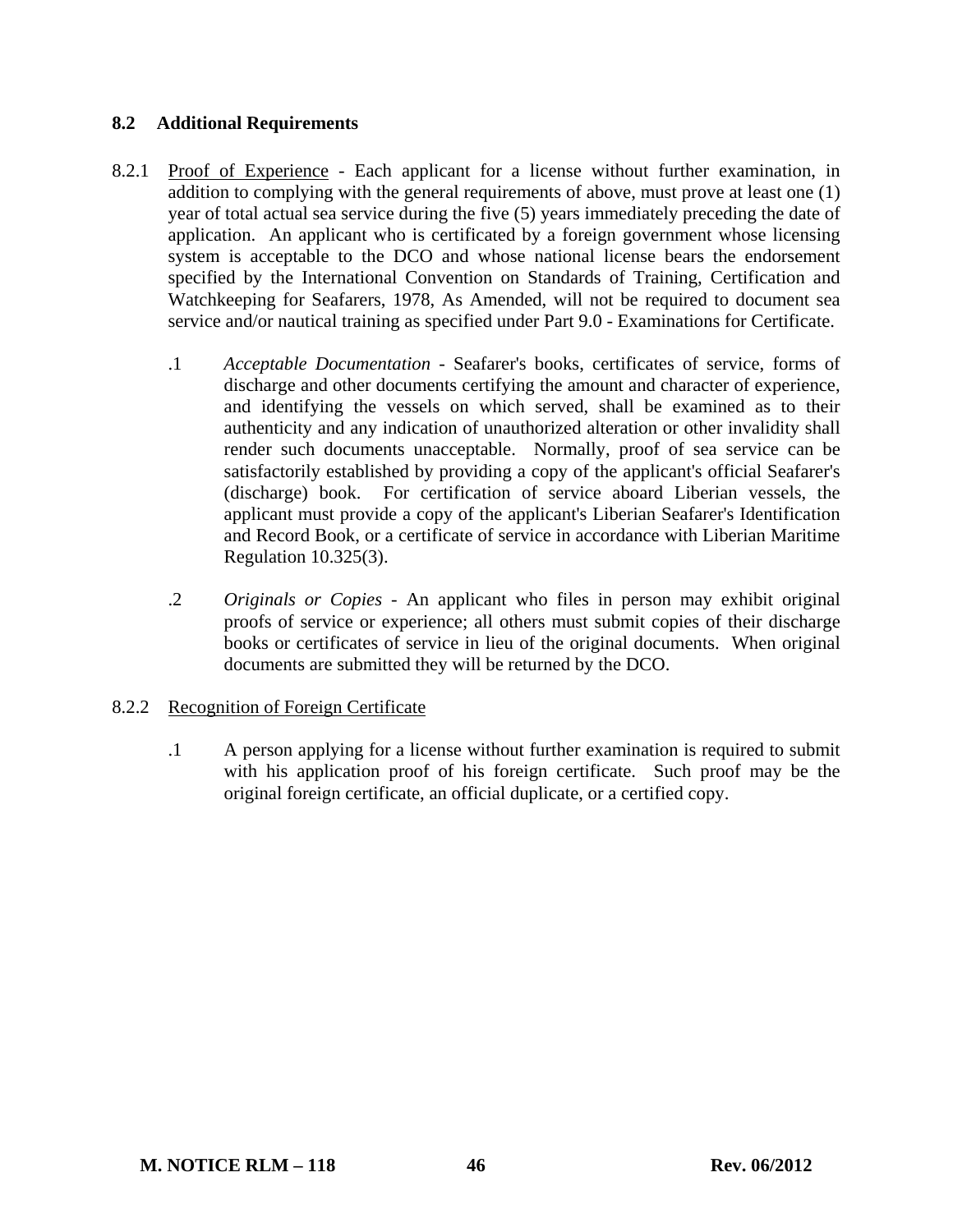## 8.2 Additional Requirements

8.2.1 <u>Proof of Experience</u> - Each applicant for a license without further examination, in addition to complying with the general requirements of above, must prove at least one (1) year of total actual sea service during the five (5) years immediately preceding the date of application. An applicant who is certificated by a foreign government whose licensing system is acceptable to the DCO and whose national license bears the endorsement specified by the International Convention on Standards of Training, Certification and Watchkeeping for Seafarers, 1978, As Amended, will not be required to document sea service and/or nautical training as specified under Part 9.0 - Examinations for Certificate.

.1 *Acceptable Documentation* - Seafarer's books, certificates of service, forms of discharge and other documents certifying the amount and character of experience, and identifying the vessels on which served, shall be examined as to their authenticity and any indication of unauthorized alteration or other invalidity shall render such documents unacceptable. Normally, proof of sea service can be satisfactorily established by providing a copy of the applicant's official Seafarer's (discharge) book. For certification of service aboard Liberian vessels, the applicant must provide a copy of the applicant's Liberian Seafarer's Identification and Record Book, or a certificate of service in accordance with Liberian Maritime Regulation 10.325(3).

.2 *Originals or Copies* - An applicant who files in person may exhibit original proofs of service or experience; all others must submit copies of their discharge books or certificates of service in lieu of the original documents. When original documents are submitted they will be returned by the DCO.

8.2.2 <u>Recognition of Foreign Certificate</u>

.1 A person applying for a license without further examination is required to submit with his application proof of his foreign certificate. Such proof may be the original foreign certificate, an official duplicate, or a certified copy.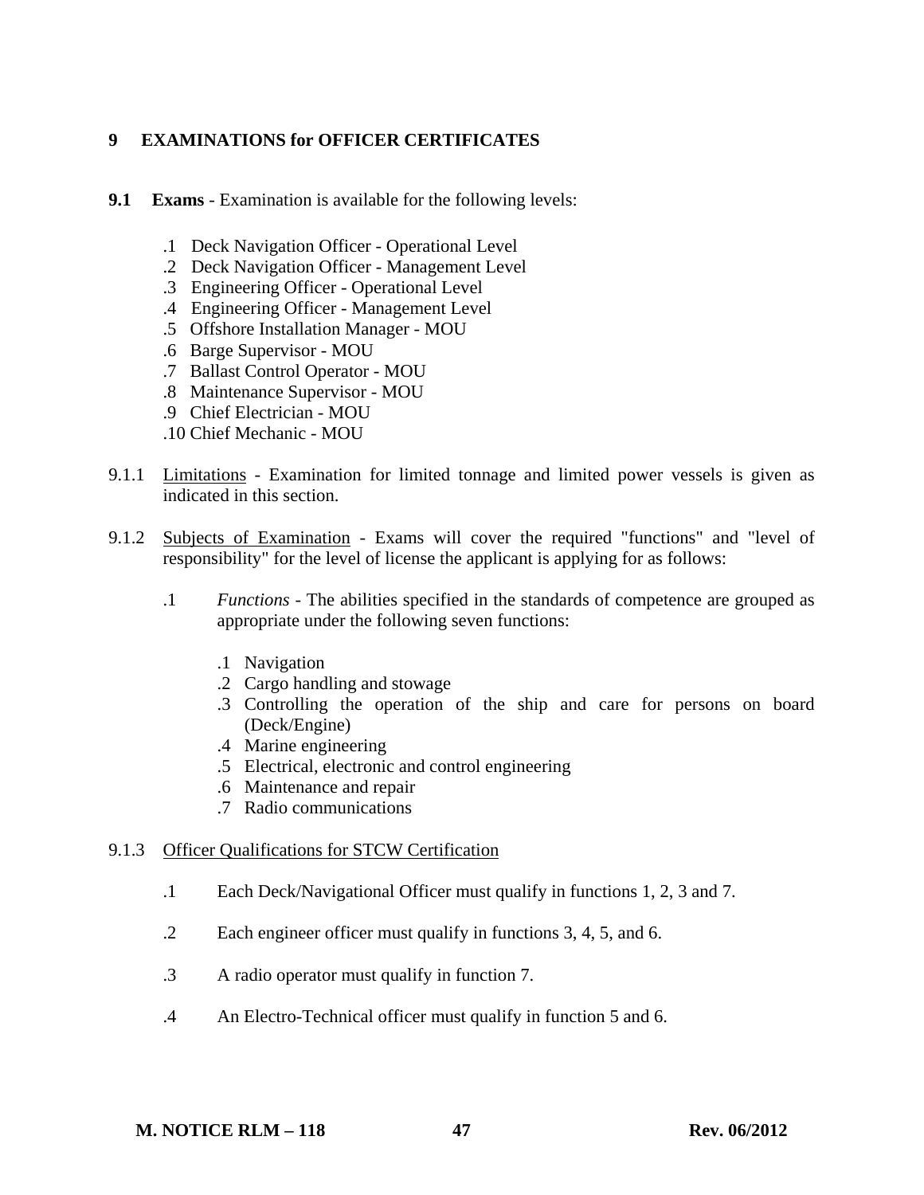## 9 EXAMINATIONS for OFFICER CERTIFICATES

**9.1 Exams** - Examination is available for the following levels:

.1 Deck Navigation Officer - Operational Level
.2 Deck Navigation Officer - Management Level
.3 Engineering Officer - Operational Level
.4 Engineering Officer - Management Level
.5 Offshore Installation Manager - MOU
.6 Barge Supervisor - MOU
.7 Ballast Control Operator - MOU
.8 Maintenance Supervisor - MOU
.9 Chief Electrician - MOU
.10 Chief Mechanic - MOU

9.1.1 Limitations - Examination for limited tonnage and limited power vessels is given as indicated in this section.

9.1.2 Subjects of Examination - Exams will cover the required "functions" and "level of responsibility" for the level of license the applicant is applying for as follows:

.1 *Functions* - The abilities specified in the standards of competence are grouped as appropriate under the following seven functions:

.1 Navigation
.2 Cargo handling and stowage
.3 Controlling the operation of the ship and care for persons on board (Deck/Engine)
.4 Marine engineering
.5 Electrical, electronic and control engineering
.6 Maintenance and repair
.7 Radio communications

9.1.3 Officer Qualifications for STCW Certification

.1 Each Deck/Navigational Officer must qualify in functions 1, 2, 3 and 7.

.2 Each engineer officer must qualify in functions 3, 4, 5, and 6.

.3 A radio operator must qualify in function 7.

.4 An Electro-Technical officer must qualify in function 5 and 6.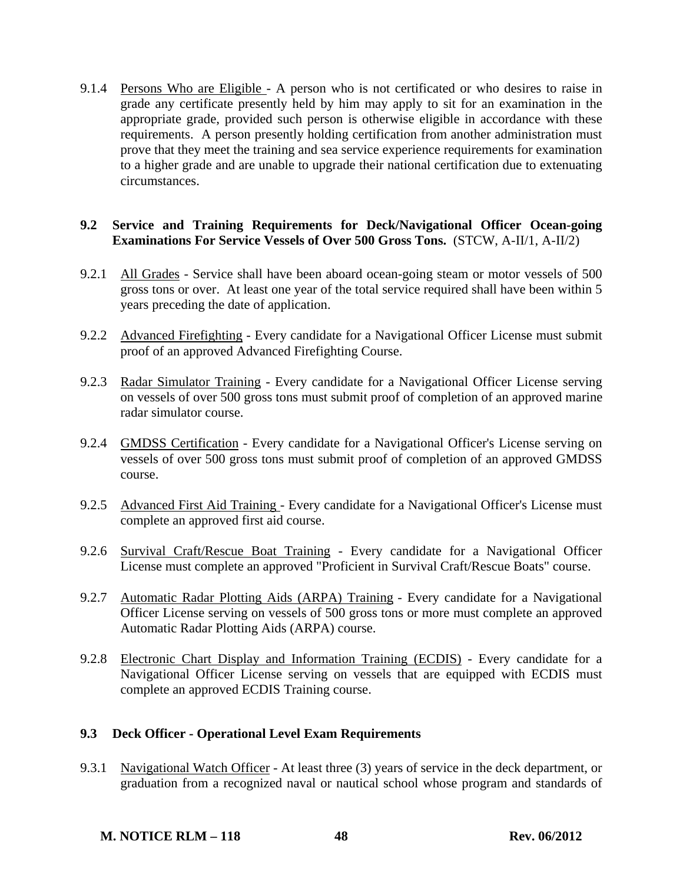9.1.4 Persons Who are Eligible - A person who is not certificated or who desires to raise in grade any certificate presently held by him may apply to sit for an examination in the appropriate grade, provided such person is otherwise eligible in accordance with these requirements. A person presently holding certification from another administration must prove that they meet the training and sea service experience requirements for examination to a higher grade and are unable to upgrade their national certification due to extenuating circumstances.

## 9.2 Service and Training Requirements for Deck/Navigational Officer Ocean-going Examinations For Service Vessels of Over 500 Gross Tons. (STCW, A-II/1, A-II/2)

9.2.1 All Grades - Service shall have been aboard ocean-going steam or motor vessels of 500 gross tons or over. At least one year of the total service required shall have been within 5 years preceding the date of application.

9.2.2 Advanced Firefighting - Every candidate for a Navigational Officer License must submit proof of an approved Advanced Firefighting Course.

9.2.3 Radar Simulator Training - Every candidate for a Navigational Officer License serving on vessels of over 500 gross tons must submit proof of completion of an approved marine radar simulator course.

9.2.4 GMDSS Certification - Every candidate for a Navigational Officer's License serving on vessels of over 500 gross tons must submit proof of completion of an approved GMDSS course.

9.2.5 Advanced First Aid Training - Every candidate for a Navigational Officer's License must complete an approved first aid course.

9.2.6 Survival Craft/Rescue Boat Training - Every candidate for a Navigational Officer License must complete an approved "Proficient in Survival Craft/Rescue Boats" course.

9.2.7 Automatic Radar Plotting Aids (ARPA) Training - Every candidate for a Navigational Officer License serving on vessels of 500 gross tons or more must complete an approved Automatic Radar Plotting Aids (ARPA) course.

9.2.8 Electronic Chart Display and Information Training (ECDIS) - Every candidate for a Navigational Officer License serving on vessels that are equipped with ECDIS must complete an approved ECDIS Training course.

## 9.3 Deck Officer - Operational Level Exam Requirements

9.3.1 Navigational Watch Officer - At least three (3) years of service in the deck department, or graduation from a recognized naval or nautical school whose program and standards of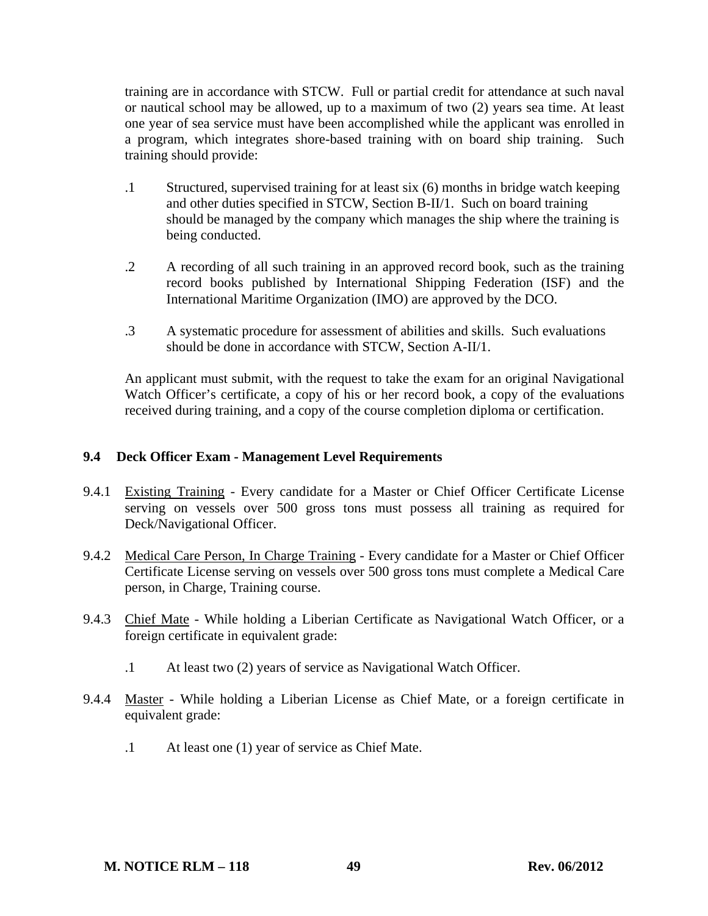training are in accordance with STCW. Full or partial credit for attendance at such naval or nautical school may be allowed, up to a maximum of two (2) years sea time. At least one year of sea service must have been accomplished while the applicant was enrolled in a program, which integrates shore-based training with on board ship training. Such training should provide:

.1 Structured, supervised training for at least six (6) months in bridge watch keeping and other duties specified in STCW, Section B-II/1. Such on board training should be managed by the company which manages the ship where the training is being conducted.

.2 A recording of all such training in an approved record book, such as the training record books published by International Shipping Federation (ISF) and the International Maritime Organization (IMO) are approved by the DCO.

.3 A systematic procedure for assessment of abilities and skills. Such evaluations should be done in accordance with STCW, Section A-II/1.

An applicant must submit, with the request to take the exam for an original Navigational Watch Officer's certificate, a copy of his or her record book, a copy of the evaluations received during training, and a copy of the course completion diploma or certification.

### 9.4 Deck Officer Exam - Management Level Requirements

9.4.1 Existing Training - Every candidate for a Master or Chief Officer Certificate License serving on vessels over 500 gross tons must possess all training as required for Deck/Navigational Officer.

9.4.2 Medical Care Person, In Charge Training - Every candidate for a Master or Chief Officer Certificate License serving on vessels over 500 gross tons must complete a Medical Care person, in Charge, Training course.

9.4.3 Chief Mate - While holding a Liberian Certificate as Navigational Watch Officer, or a foreign certificate in equivalent grade:

.1 At least two (2) years of service as Navigational Watch Officer.

9.4.4 Master - While holding a Liberian License as Chief Mate, or a foreign certificate in equivalent grade:

.1 At least one (1) year of service as Chief Mate.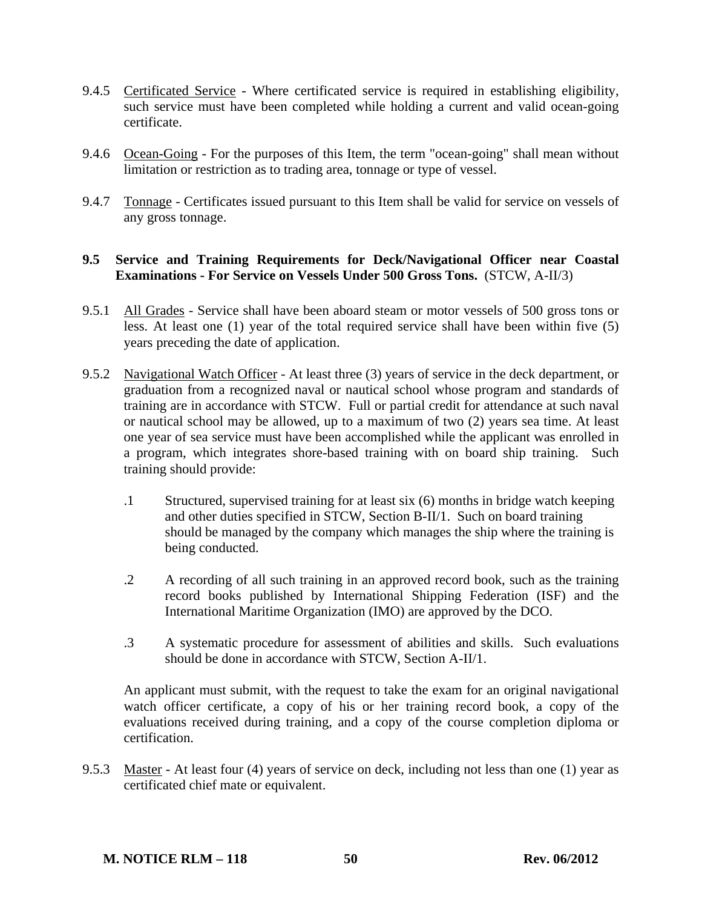9.4.5 Certificated Service - Where certificated service is required in establishing eligibility, such service must have been completed while holding a current and valid ocean-going certificate.

9.4.6 Ocean-Going - For the purposes of this Item, the term "ocean-going" shall mean without limitation or restriction as to trading area, tonnage or type of vessel.

9.4.7 Tonnage - Certificates issued pursuant to this Item shall be valid for service on vessels of any gross tonnage.

**9.5 Service and Training Requirements for Deck/Navigational Officer near Coastal Examinations - For Service on Vessels Under 500 Gross Tons.** (STCW, A-II/3)

9.5.1 All Grades - Service shall have been aboard steam or motor vessels of 500 gross tons or less. At least one (1) year of the total required service shall have been within five (5) years preceding the date of application.

9.5.2 Navigational Watch Officer - At least three (3) years of service in the deck department, or graduation from a recognized naval or nautical school whose program and standards of training are in accordance with STCW. Full or partial credit for attendance at such naval or nautical school may be allowed, up to a maximum of two (2) years sea time. At least one year of sea service must have been accomplished while the applicant was enrolled in a program, which integrates shore-based training with on board ship training. Such training should provide:

.1 Structured, supervised training for at least six (6) months in bridge watch keeping and other duties specified in STCW, Section B-II/1. Such on board training should be managed by the company which manages the ship where the training is being conducted.

.2 A recording of all such training in an approved record book, such as the training record books published by International Shipping Federation (ISF) and the International Maritime Organization (IMO) are approved by the DCO.

.3 A systematic procedure for assessment of abilities and skills. Such evaluations should be done in accordance with STCW, Section A-II/1.

An applicant must submit, with the request to take the exam for an original navigational watch officer certificate, a copy of his or her training record book, a copy of the evaluations received during training, and a copy of the course completion diploma or certification.

9.5.3 Master - At least four (4) years of service on deck, including not less than one (1) year as certificated chief mate or equivalent.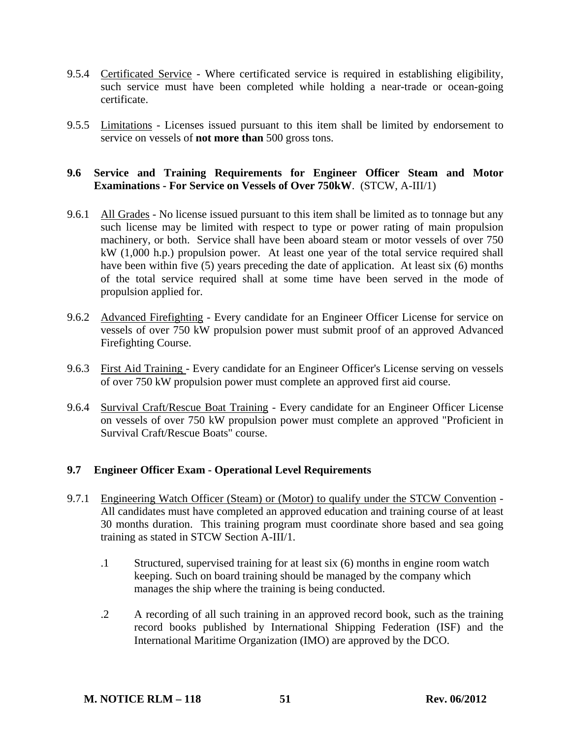9.5.4 Certificated Service - Where certificated service is required in establishing eligibility, such service must have been completed while holding a near-trade or ocean-going certificate.

9.5.5 Limitations - Licenses issued pursuant to this item shall be limited by endorsement to service on vessels of **not more than** 500 gross tons.

### 9.6 Service and Training Requirements for Engineer Officer Steam and Motor Examinations - For Service on Vessels of Over 750kW. (STCW, A-III/1)

9.6.1 All Grades - No license issued pursuant to this item shall be limited as to tonnage but any such license may be limited with respect to type or power rating of main propulsion machinery, or both. Service shall have been aboard steam or motor vessels of over 750 kW (1,000 h.p.) propulsion power. At least one year of the total service required shall have been within five (5) years preceding the date of application. At least six (6) months of the total service required shall at some time have been served in the mode of propulsion applied for.

9.6.2 Advanced Firefighting - Every candidate for an Engineer Officer License for service on vessels of over 750 kW propulsion power must submit proof of an approved Advanced Firefighting Course.

9.6.3 First Aid Training - Every candidate for an Engineer Officer's License serving on vessels of over 750 kW propulsion power must complete an approved first aid course.

9.6.4 Survival Craft/Rescue Boat Training - Every candidate for an Engineer Officer License on vessels of over 750 kW propulsion power must complete an approved "Proficient in Survival Craft/Rescue Boats" course.

### 9.7 Engineer Officer Exam - Operational Level Requirements

9.7.1 Engineering Watch Officer (Steam) or (Motor) to qualify under the STCW Convention - All candidates must have completed an approved education and training course of at least 30 months duration. This training program must coordinate shore based and sea going training as stated in STCW Section A-III/1.

.1 Structured, supervised training for at least six (6) months in engine room watch keeping. Such on board training should be managed by the company which manages the ship where the training is being conducted.

.2 A recording of all such training in an approved record book, such as the training record books published by International Shipping Federation (ISF) and the International Maritime Organization (IMO) are approved by the DCO.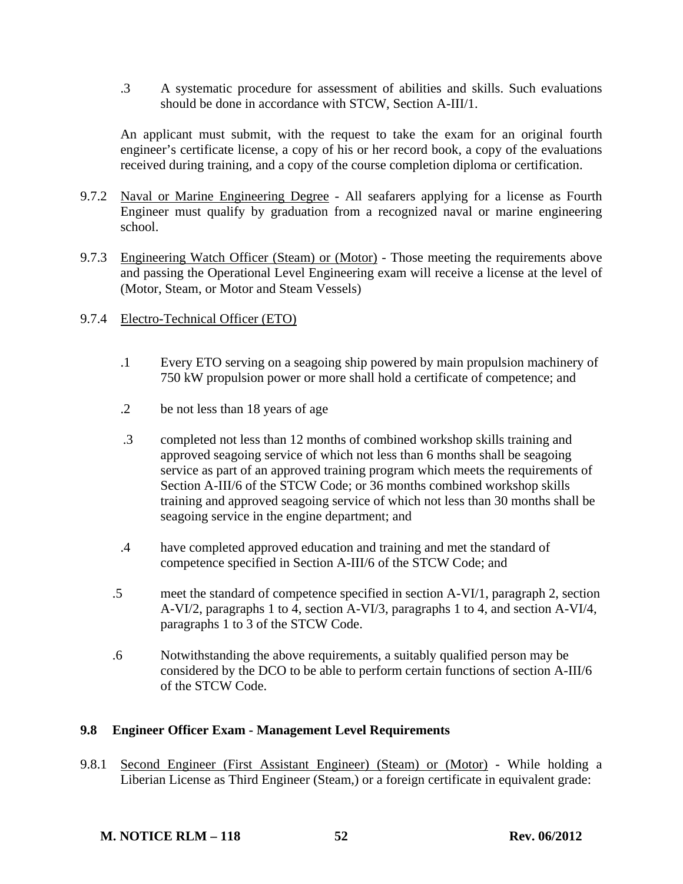.3 A systematic procedure for assessment of abilities and skills. Such evaluations should be done in accordance with STCW, Section A-III/1.

An applicant must submit, with the request to take the exam for an original fourth engineer's certificate license, a copy of his or her record book, a copy of the evaluations received during training, and a copy of the course completion diploma or certification.

9.7.2 Naval or Marine Engineering Degree - All seafarers applying for a license as Fourth Engineer must qualify by graduation from a recognized naval or marine engineering school.

9.7.3 Engineering Watch Officer (Steam) or (Motor) - Those meeting the requirements above and passing the Operational Level Engineering exam will receive a license at the level of (Motor, Steam, or Motor and Steam Vessels)

9.7.4 Electro-Technical Officer (ETO)

.1 Every ETO serving on a seagoing ship powered by main propulsion machinery of 750 kW propulsion power or more shall hold a certificate of competence; and

.2 be not less than 18 years of age

.3 completed not less than 12 months of combined workshop skills training and approved seagoing service of which not less than 6 months shall be seagoing service as part of an approved training program which meets the requirements of Section A-III/6 of the STCW Code; or 36 months combined workshop skills training and approved seagoing service of which not less than 30 months shall be seagoing service in the engine department; and

.4 have completed approved education and training and met the standard of competence specified in Section A-III/6 of the STCW Code; and

.5 meet the standard of competence specified in section A-VI/1, paragraph 2, section A-VI/2, paragraphs 1 to 4, section A-VI/3, paragraphs 1 to 4, and section A-VI/4, paragraphs 1 to 3 of the STCW Code.

.6 Notwithstanding the above requirements, a suitably qualified person may be considered by the DCO to be able to perform certain functions of section A-III/6 of the STCW Code.

## 9.8 Engineer Officer Exam - Management Level Requirements

9.8.1 Second Engineer (First Assistant Engineer) (Steam) or (Motor) - While holding a Liberian License as Third Engineer (Steam,) or a foreign certificate in equivalent grade: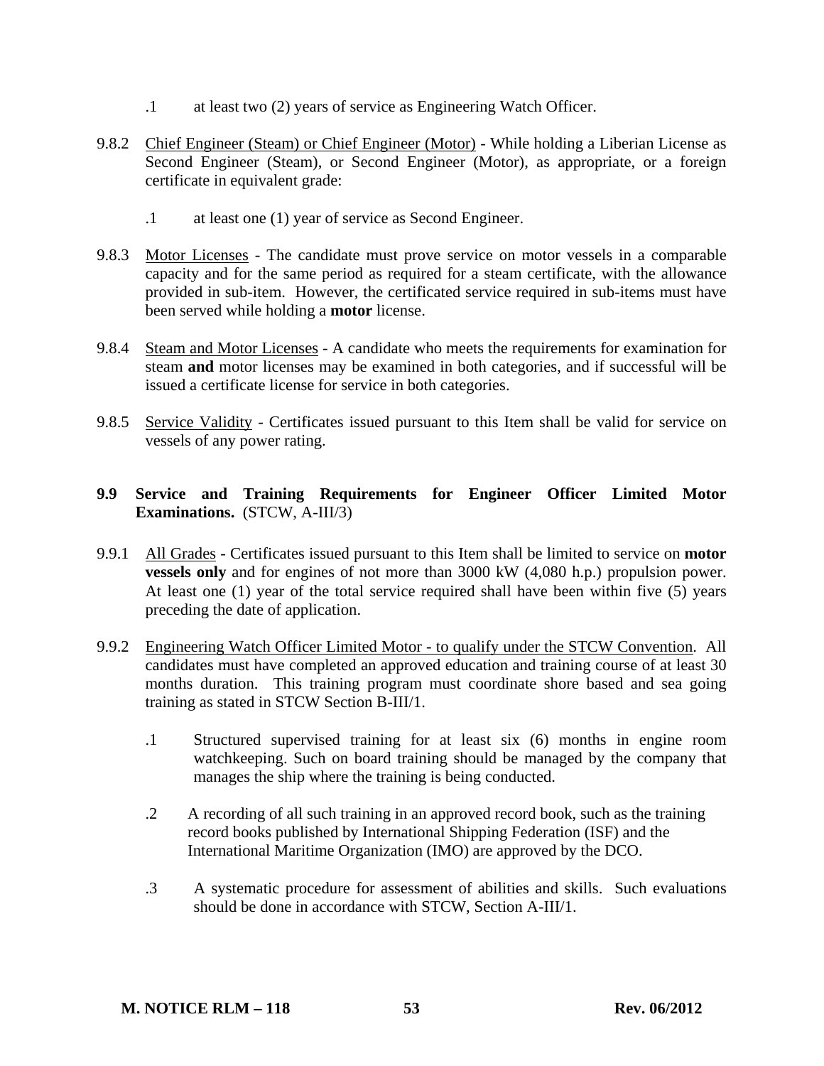.1 at least two (2) years of service as Engineering Watch Officer.

9.8.2 Chief Engineer (Steam) or Chief Engineer (Motor) - While holding a Liberian License as Second Engineer (Steam), or Second Engineer (Motor), as appropriate, or a foreign certificate in equivalent grade:

.1 at least one (1) year of service as Second Engineer.

9.8.3 Motor Licenses - The candidate must prove service on motor vessels in a comparable capacity and for the same period as required for a steam certificate, with the allowance provided in sub-item. However, the certificated service required in sub-items must have been served while holding a **motor** license.

9.8.4 Steam and Motor Licenses - A candidate who meets the requirements for examination for steam **and** motor licenses may be examined in both categories, and if successful will be issued a certificate license for service in both categories.

9.8.5 Service Validity - Certificates issued pursuant to this Item shall be valid for service on vessels of any power rating.

## 9.9 Service and Training Requirements for Engineer Officer Limited Motor Examinations. (STCW, A-III/3)

9.9.1 All Grades - Certificates issued pursuant to this Item shall be limited to service on **motor vessels only** and for engines of not more than 3000 kW (4,080 h.p.) propulsion power. At least one (1) year of the total service required shall have been within five (5) years preceding the date of application.

9.9.2 Engineering Watch Officer Limited Motor - to qualify under the STCW Convention. All candidates must have completed an approved education and training course of at least 30 months duration. This training program must coordinate shore based and sea going training as stated in STCW Section B-III/1.

.1 Structured supervised training for at least six (6) months in engine room watchkeeping. Such on board training should be managed by the company that manages the ship where the training is being conducted.

.2 A recording of all such training in an approved record book, such as the training record books published by International Shipping Federation (ISF) and the International Maritime Organization (IMO) are approved by the DCO.

.3 A systematic procedure for assessment of abilities and skills. Such evaluations should be done in accordance with STCW, Section A-III/1.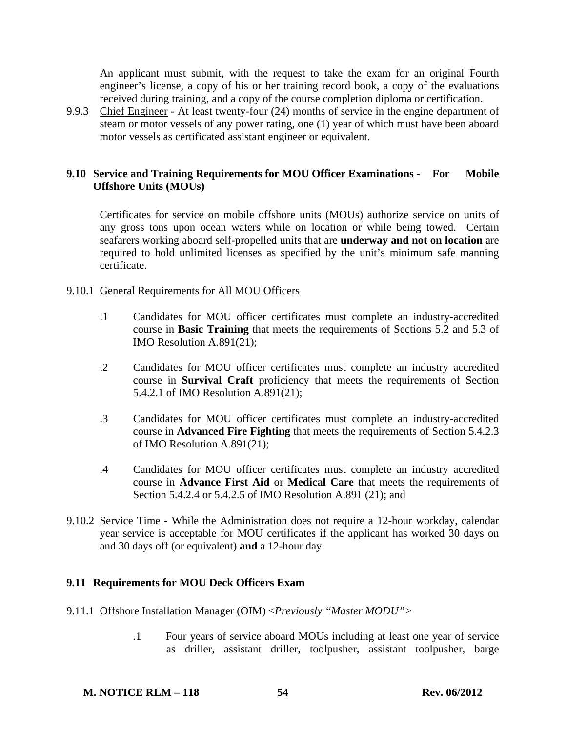An applicant must submit, with the request to take the exam for an original Fourth engineer's license, a copy of his or her training record book, a copy of the evaluations received during training, and a copy of the course completion diploma or certification.

9.9.3 Chief Engineer - At least twenty-four (24) months of service in the engine department of steam or motor vessels of any power rating, one (1) year of which must have been aboard motor vessels as certificated assistant engineer or equivalent.

## 9.10 Service and Training Requirements for MOU Officer Examinations - For Mobile Offshore Units (MOUs)

Certificates for service on mobile offshore units (MOUs) authorize service on units of any gross tons upon ocean waters while on location or while being towed. Certain seafarers working aboard self-propelled units that are **underway and not on location** are required to hold unlimited licenses as specified by the unit's minimum safe manning certificate.

9.10.1 General Requirements for All MOU Officers

.1 Candidates for MOU officer certificates must complete an industry-accredited course in **Basic Training** that meets the requirements of Sections 5.2 and 5.3 of IMO Resolution A.891(21);

.2 Candidates for MOU officer certificates must complete an industry accredited course in **Survival Craft** proficiency that meets the requirements of Section 5.4.2.1 of IMO Resolution A.891(21);

.3 Candidates for MOU officer certificates must complete an industry-accredited course in **Advanced Fire Fighting** that meets the requirements of Section 5.4.2.3 of IMO Resolution A.891(21);

.4 Candidates for MOU officer certificates must complete an industry accredited course in **Advance First Aid** or **Medical Care** that meets the requirements of Section 5.4.2.4 or 5.4.2.5 of IMO Resolution A.891 (21); and

9.10.2 Service Time - While the Administration does not require a 12-hour workday, calendar year service is acceptable for MOU certificates if the applicant has worked 30 days on and 30 days off (or equivalent) **and** a 12-hour day.

## 9.11 Requirements for MOU Deck Officers Exam

9.11.1 Offshore Installation Manager (OIM) <*Previously "Master MODU"*>

.1 Four years of service aboard MOUs including at least one year of service as driller, assistant driller, toolpusher, assistant toolpusher, barge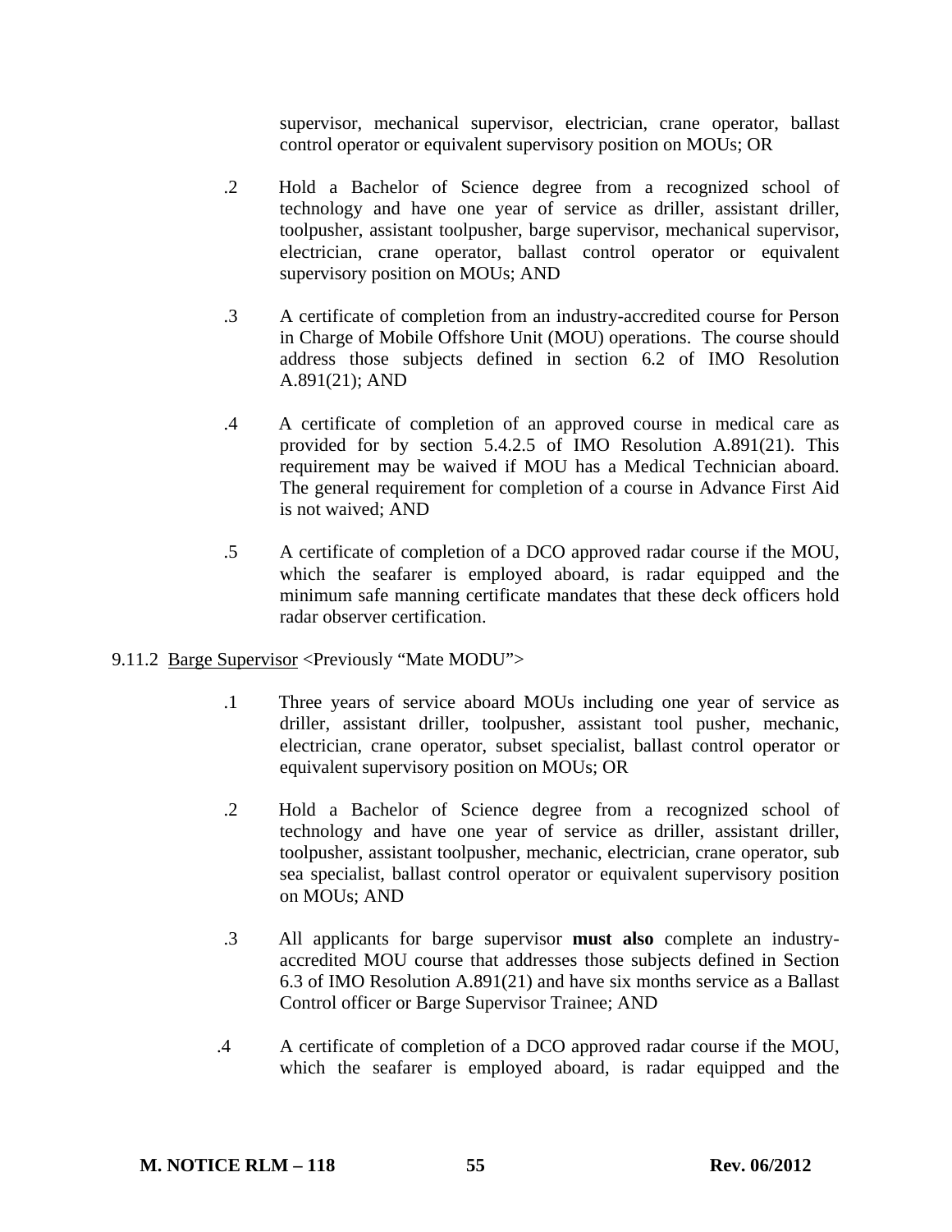supervisor, mechanical supervisor, electrician, crane operator, ballast control operator or equivalent supervisory position on MOUs; OR

.2 Hold a Bachelor of Science degree from a recognized school of technology and have one year of service as driller, assistant driller, toolpusher, assistant toolpusher, barge supervisor, mechanical supervisor, electrician, crane operator, ballast control operator or equivalent supervisory position on MOUs; AND

.3 A certificate of completion from an industry-accredited course for Person in Charge of Mobile Offshore Unit (MOU) operations. The course should address those subjects defined in section 6.2 of IMO Resolution A.891(21); AND

.4 A certificate of completion of an approved course in medical care as provided for by section 5.4.2.5 of IMO Resolution A.891(21). This requirement may be waived if MOU has a Medical Technician aboard. The general requirement for completion of a course in Advance First Aid is not waived; AND

.5 A certificate of completion of a DCO approved radar course if the MOU, which the seafarer is employed aboard, is radar equipped and the minimum safe manning certificate mandates that these deck officers hold radar observer certification.

9.11.2 Barge Supervisor <Previously "Mate MODU">

.1 Three years of service aboard MOUs including one year of service as driller, assistant driller, toolpusher, assistant tool pusher, mechanic, electrician, crane operator, subset specialist, ballast control operator or equivalent supervisory position on MOUs; OR

.2 Hold a Bachelor of Science degree from a recognized school of technology and have one year of service as driller, assistant driller, toolpusher, assistant toolpusher, mechanic, electrician, crane operator, sub sea specialist, ballast control operator or equivalent supervisory position on MOUs; AND

.3 All applicants for barge supervisor **must also** complete an industry-accredited MOU course that addresses those subjects defined in Section 6.3 of IMO Resolution A.891(21) and have six months service as a Ballast Control officer or Barge Supervisor Trainee; AND

.4 A certificate of completion of a DCO approved radar course if the MOU, which the seafarer is employed aboard, is radar equipped and the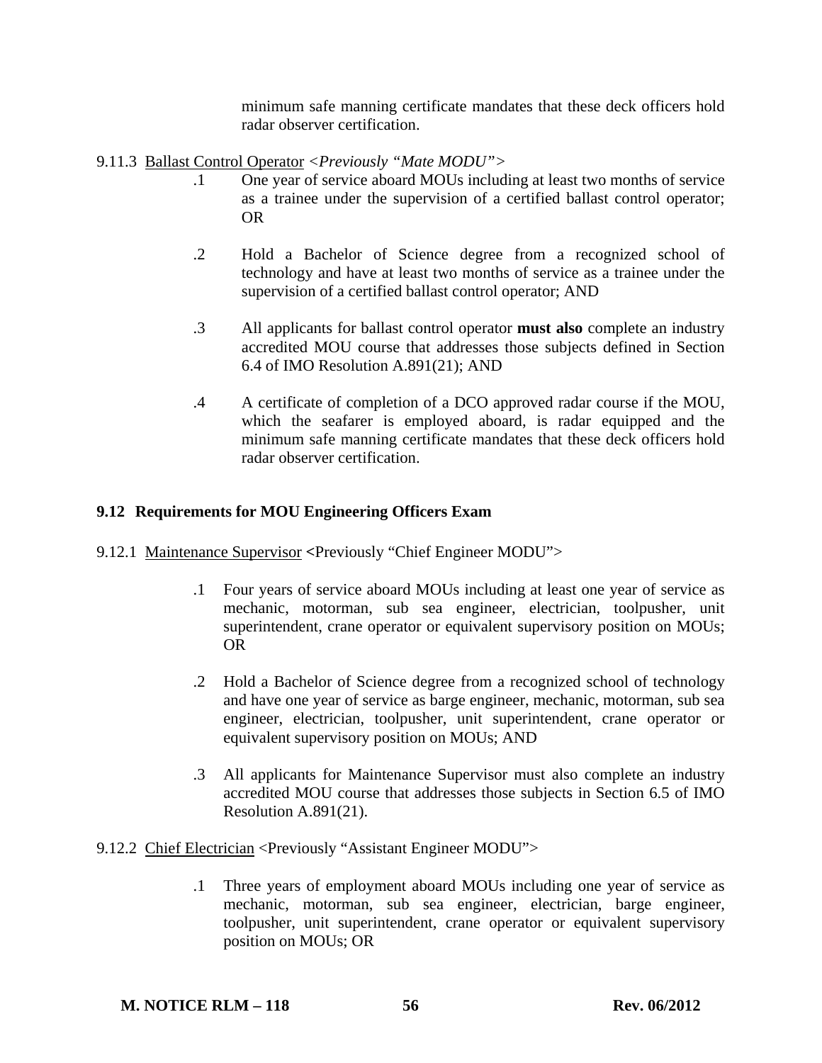minimum safe manning certificate mandates that these deck officers hold radar observer certification.

9.11.3 Ballast Control Operator <*Previously "Mate MODU">*

.1 One year of service aboard MOUs including at least two months of service as a trainee under the supervision of a certified ballast control operator; OR

.2 Hold a Bachelor of Science degree from a recognized school of technology and have at least two months of service as a trainee under the supervision of a certified ballast control operator; AND

.3 All applicants for ballast control operator **must also** complete an industry accredited MOU course that addresses those subjects defined in Section 6.4 of IMO Resolution A.891(21); AND

.4 A certificate of completion of a DCO approved radar course if the MOU, which the seafarer is employed aboard, is radar equipped and the minimum safe manning certificate mandates that these deck officers hold radar observer certification.

### 9.12 Requirements for MOU Engineering Officers Exam

9.12.1 Maintenance Supervisor **<**Previously "Chief Engineer MODU">

.1 Four years of service aboard MOUs including at least one year of service as mechanic, motorman, sub sea engineer, electrician, toolpusher, unit superintendent, crane operator or equivalent supervisory position on MOUs; OR

.2 Hold a Bachelor of Science degree from a recognized school of technology and have one year of service as barge engineer, mechanic, motorman, sub sea engineer, electrician, toolpusher, unit superintendent, crane operator or equivalent supervisory position on MOUs; AND

.3 All applicants for Maintenance Supervisor must also complete an industry accredited MOU course that addresses those subjects in Section 6.5 of IMO Resolution A.891(21).

9.12.2 Chief Electrician <Previously "Assistant Engineer MODU">

.1 Three years of employment aboard MOUs including one year of service as mechanic, motorman, sub sea engineer, electrician, barge engineer, toolpusher, unit superintendent, crane operator or equivalent supervisory position on MOUs; OR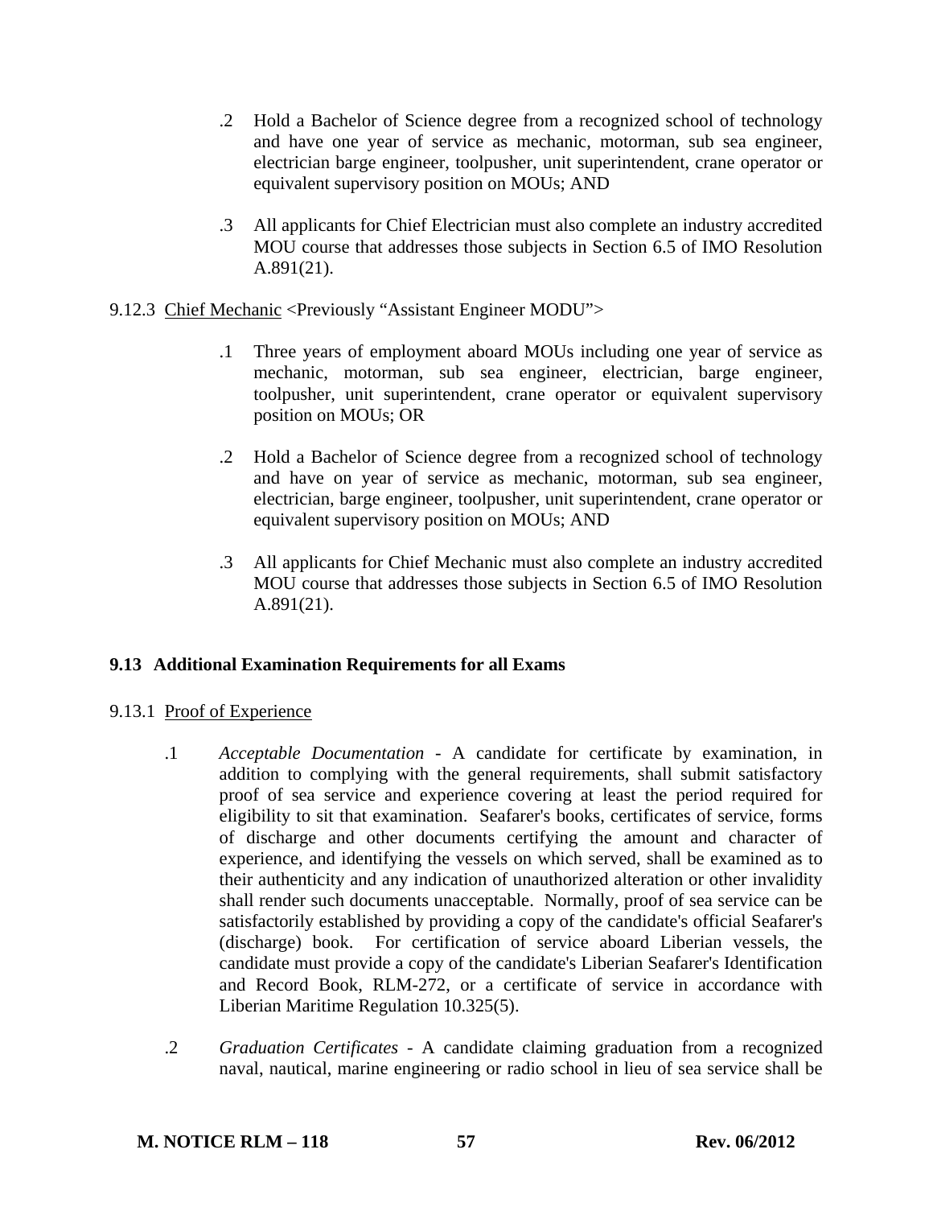.2 Hold a Bachelor of Science degree from a recognized school of technology and have one year of service as mechanic, motorman, sub sea engineer, electrician barge engineer, toolpusher, unit superintendent, crane operator or equivalent supervisory position on MOUs; AND

.3 All applicants for Chief Electrician must also complete an industry accredited MOU course that addresses those subjects in Section 6.5 of IMO Resolution A.891(21).

9.12.3 Chief Mechanic <Previously "Assistant Engineer MODU">

.1 Three years of employment aboard MOUs including one year of service as mechanic, motorman, sub sea engineer, electrician, barge engineer, toolpusher, unit superintendent, crane operator or equivalent supervisory position on MOUs; OR

.2 Hold a Bachelor of Science degree from a recognized school of technology and have on year of service as mechanic, motorman, sub sea engineer, electrician, barge engineer, toolpusher, unit superintendent, crane operator or equivalent supervisory position on MOUs; AND

.3 All applicants for Chief Mechanic must also complete an industry accredited MOU course that addresses those subjects in Section 6.5 of IMO Resolution A.891(21).

## 9.13 Additional Examination Requirements for all Exams

9.13.1 Proof of Experience

.1 *Acceptable Documentation* - A candidate for certificate by examination, in addition to complying with the general requirements, shall submit satisfactory proof of sea service and experience covering at least the period required for eligibility to sit that examination. Seafarer's books, certificates of service, forms of discharge and other documents certifying the amount and character of experience, and identifying the vessels on which served, shall be examined as to their authenticity and any indication of unauthorized alteration or other invalidity shall render such documents unacceptable. Normally, proof of sea service can be satisfactorily established by providing a copy of the candidate's official Seafarer's (discharge) book. For certification of service aboard Liberian vessels, the candidate must provide a copy of the candidate's Liberian Seafarer's Identification and Record Book, RLM-272, or a certificate of service in accordance with Liberian Maritime Regulation 10.325(5).

.2 *Graduation Certificates* - A candidate claiming graduation from a recognized naval, nautical, marine engineering or radio school in lieu of sea service shall be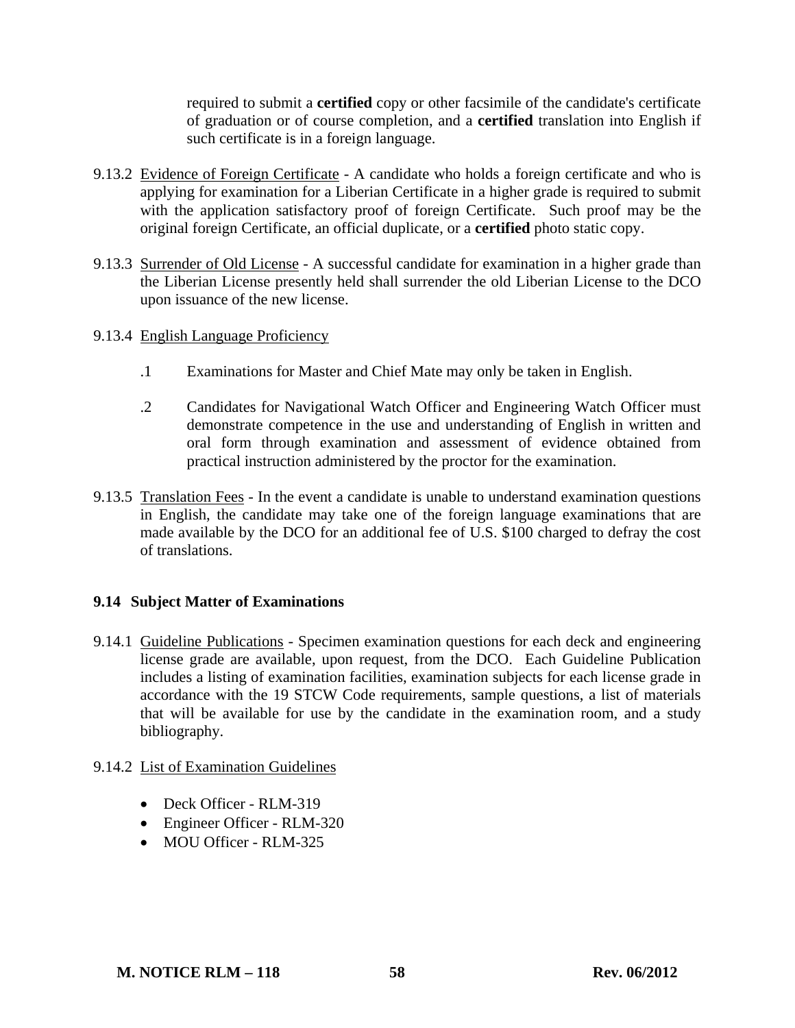required to submit a **certified** copy or other facsimile of the candidate's certificate of graduation or of course completion, and a **certified** translation into English if such certificate is in a foreign language.

9.13.2 Evidence of Foreign Certificate - A candidate who holds a foreign certificate and who is applying for examination for a Liberian Certificate in a higher grade is required to submit with the application satisfactory proof of foreign Certificate. Such proof may be the original foreign Certificate, an official duplicate, or a **certified** photo static copy.

9.13.3 Surrender of Old License - A successful candidate for examination in a higher grade than the Liberian License presently held shall surrender the old Liberian License to the DCO upon issuance of the new license.

9.13.4 English Language Proficiency

.1 Examinations for Master and Chief Mate may only be taken in English.

.2 Candidates for Navigational Watch Officer and Engineering Watch Officer must demonstrate competence in the use and understanding of English in written and oral form through examination and assessment of evidence obtained from practical instruction administered by the proctor for the examination.

9.13.5 Translation Fees - In the event a candidate is unable to understand examination questions in English, the candidate may take one of the foreign language examinations that are made available by the DCO for an additional fee of U.S. $100 charged to defray the cost of translations.

### 9.14 Subject Matter of Examinations

9.14.1 Guideline Publications - Specimen examination questions for each deck and engineering license grade are available, upon request, from the DCO. Each Guideline Publication includes a listing of examination facilities, examination subjects for each license grade in accordance with the 19 STCW Code requirements, sample questions, a list of materials that will be available for use by the candidate in the examination room, and a study bibliography.

9.14.2 List of Examination Guidelines

- Deck Officer - RLM-319
- Engineer Officer - RLM-320
- MOU Officer - RLM-325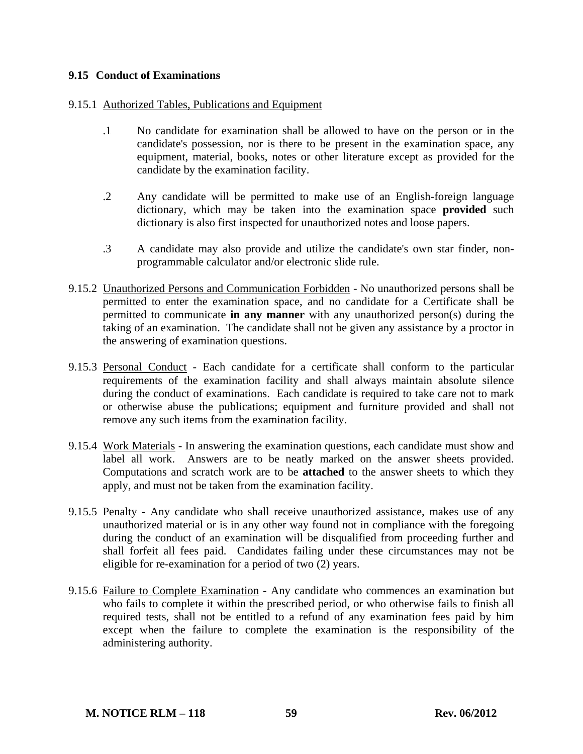## 9.15 Conduct of Examinations

9.15.1 <u>Authorized Tables, Publications and Equipment</u>

.1 No candidate for examination shall be allowed to have on the person or in the candidate's possession, nor is there to be present in the examination space, any equipment, material, books, notes or other literature except as provided for the candidate by the examination facility.

.2 Any candidate will be permitted to make use of an English-foreign language dictionary, which may be taken into the examination space **provided** such dictionary is also first inspected for unauthorized notes and loose papers.

.3 A candidate may also provide and utilize the candidate's own star finder, non-programmable calculator and/or electronic slide rule.

9.15.2 <u>Unauthorized Persons and Communication Forbidden</u> - No unauthorized persons shall be permitted to enter the examination space, and no candidate for a Certificate shall be permitted to communicate **in any manner** with any unauthorized person(s) during the taking of an examination. The candidate shall not be given any assistance by a proctor in the answering of examination questions.

9.15.3 <u>Personal Conduct</u> - Each candidate for a certificate shall conform to the particular requirements of the examination facility and shall always maintain absolute silence during the conduct of examinations. Each candidate is required to take care not to mark or otherwise abuse the publications; equipment and furniture provided and shall not remove any such items from the examination facility.

9.15.4 <u>Work Materials</u> - In answering the examination questions, each candidate must show and label all work. Answers are to be neatly marked on the answer sheets provided. Computations and scratch work are to be **attached** to the answer sheets to which they apply, and must not be taken from the examination facility.

9.15.5 <u>Penalty</u> - Any candidate who shall receive unauthorized assistance, makes use of any unauthorized material or is in any other way found not in compliance with the foregoing during the conduct of an examination will be disqualified from proceeding further and shall forfeit all fees paid. Candidates failing under these circumstances may not be eligible for re-examination for a period of two (2) years.

9.15.6 <u>Failure to Complete Examination</u> - Any candidate who commences an examination but who fails to complete it within the prescribed period, or who otherwise fails to finish all required tests, shall not be entitled to a refund of any examination fees paid by him except when the failure to complete the examination is the responsibility of the administering authority.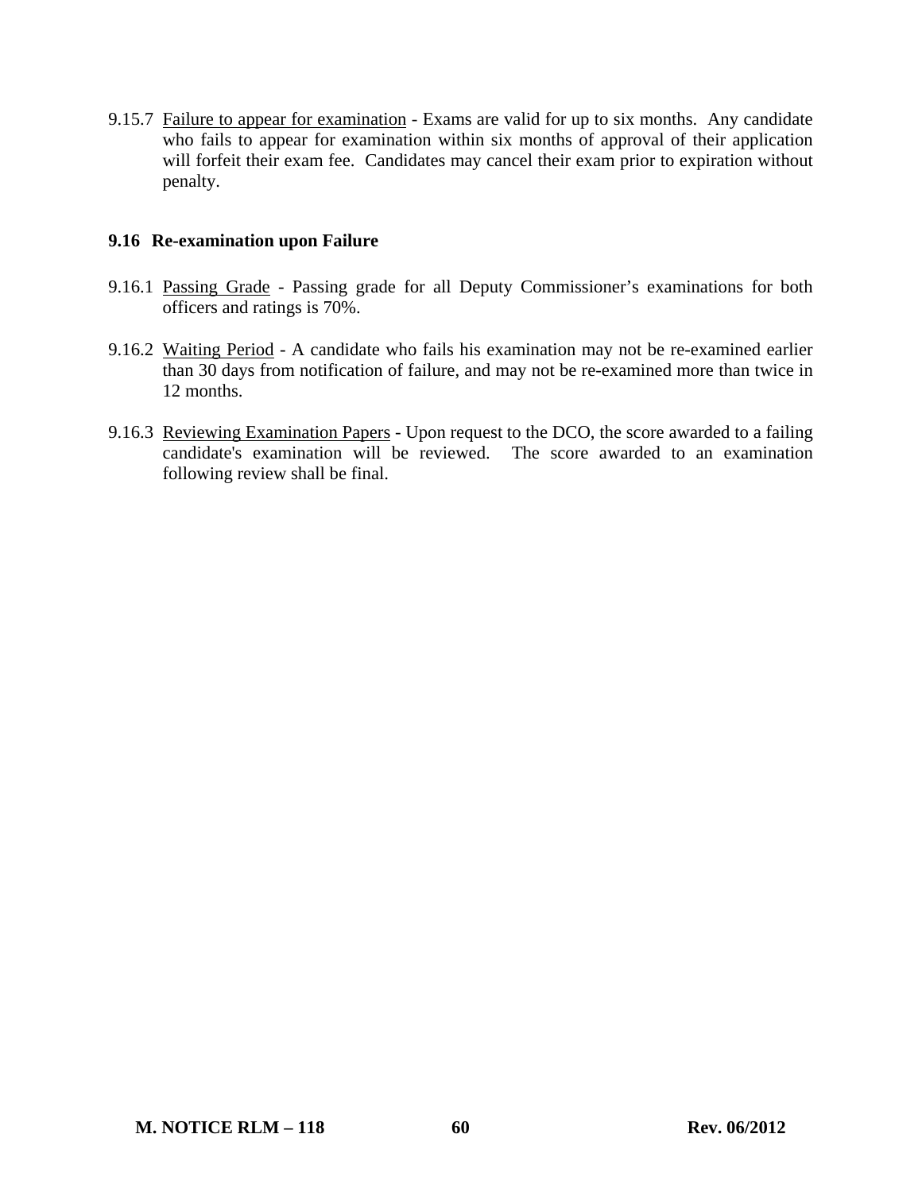9.15.7 Failure to appear for examination - Exams are valid for up to six months. Any candidate who fails to appear for examination within six months of approval of their application will forfeit their exam fee. Candidates may cancel their exam prior to expiration without penalty.

### 9.16 Re-examination upon Failure

9.16.1 Passing Grade - Passing grade for all Deputy Commissioner's examinations for both officers and ratings is 70%.

9.16.2 Waiting Period - A candidate who fails his examination may not be re-examined earlier than 30 days from notification of failure, and may not be re-examined more than twice in 12 months.

9.16.3 Reviewing Examination Papers - Upon request to the DCO, the score awarded to a failing candidate's examination will be reviewed. The score awarded to an examination following review shall be final.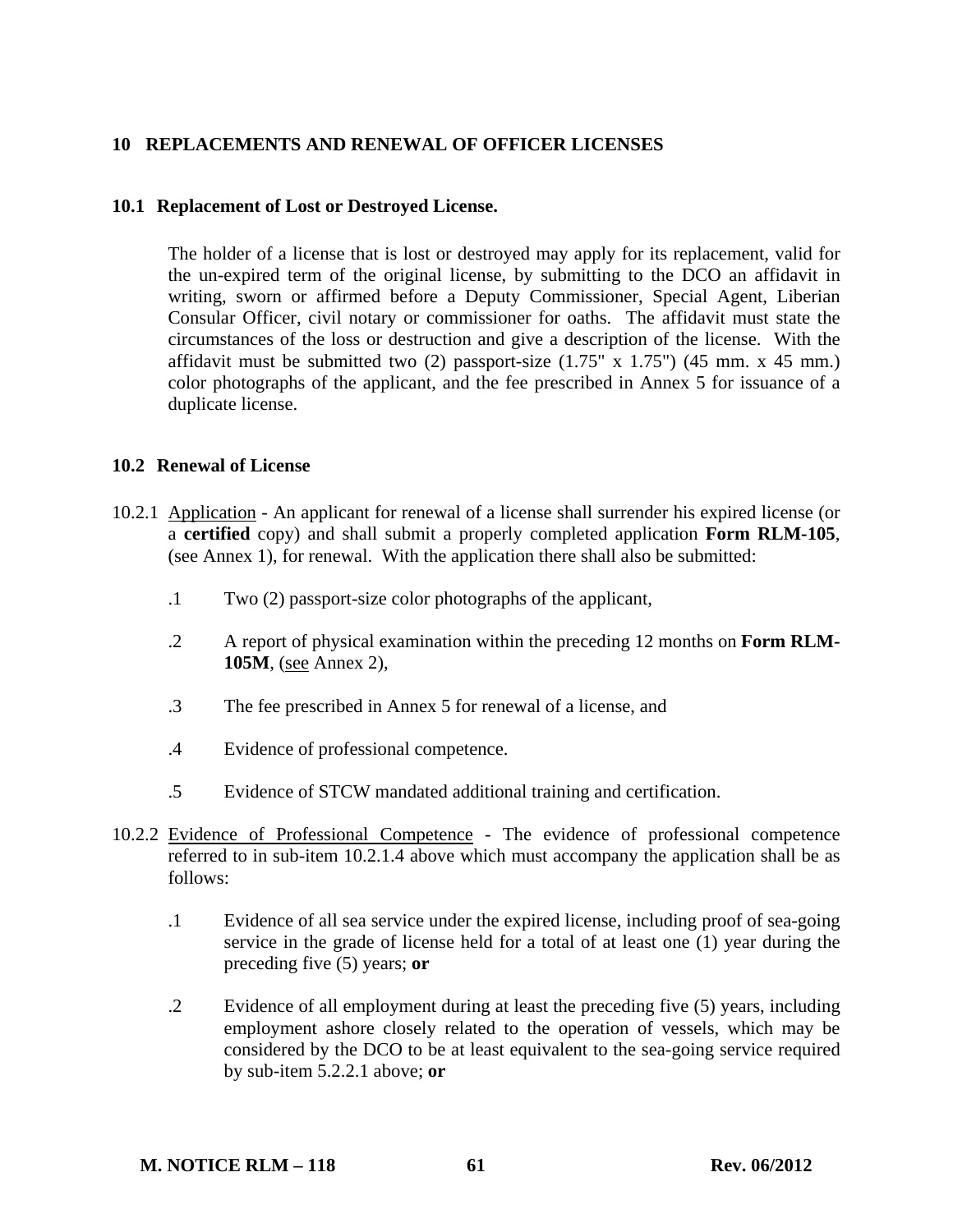## 10 REPLACEMENTS AND RENEWAL OF OFFICER LICENSES

### 10.1 Replacement of Lost or Destroyed License.

The holder of a license that is lost or destroyed may apply for its replacement, valid for the un-expired term of the original license, by submitting to the DCO an affidavit in writing, sworn or affirmed before a Deputy Commissioner, Special Agent, Liberian Consular Officer, civil notary or commissioner for oaths. The affidavit must state the circumstances of the loss or destruction and give a description of the license. With the affidavit must be submitted two (2) passport-size (1.75" x 1.75") (45 mm. x 45 mm.) color photographs of the applicant, and the fee prescribed in Annex 5 for issuance of a duplicate license.

### 10.2 Renewal of License

10.2.1 Application - An applicant for renewal of a license shall surrender his expired license (or a **certified** copy) and shall submit a properly completed application **Form RLM-105**, (see Annex 1), for renewal. With the application there shall also be submitted:

- .1 Two (2) passport-size color photographs of the applicant,
- .2 A report of physical examination within the preceding 12 months on **Form RLM-105M**, (see Annex 2),
- .3 The fee prescribed in Annex 5 for renewal of a license, and
- .4 Evidence of professional competence.
- .5 Evidence of STCW mandated additional training and certification.

10.2.2 Evidence of Professional Competence - The evidence of professional competence referred to in sub-item 10.2.1.4 above which must accompany the application shall be as follows:

- .1 Evidence of all sea service under the expired license, including proof of sea-going service in the grade of license held for a total of at least one (1) year during the preceding five (5) years; **or**
- .2 Evidence of all employment during at least the preceding five (5) years, including employment ashore closely related to the operation of vessels, which may be considered by the DCO to be at least equivalent to the sea-going service required by sub-item 5.2.2.1 above; **or**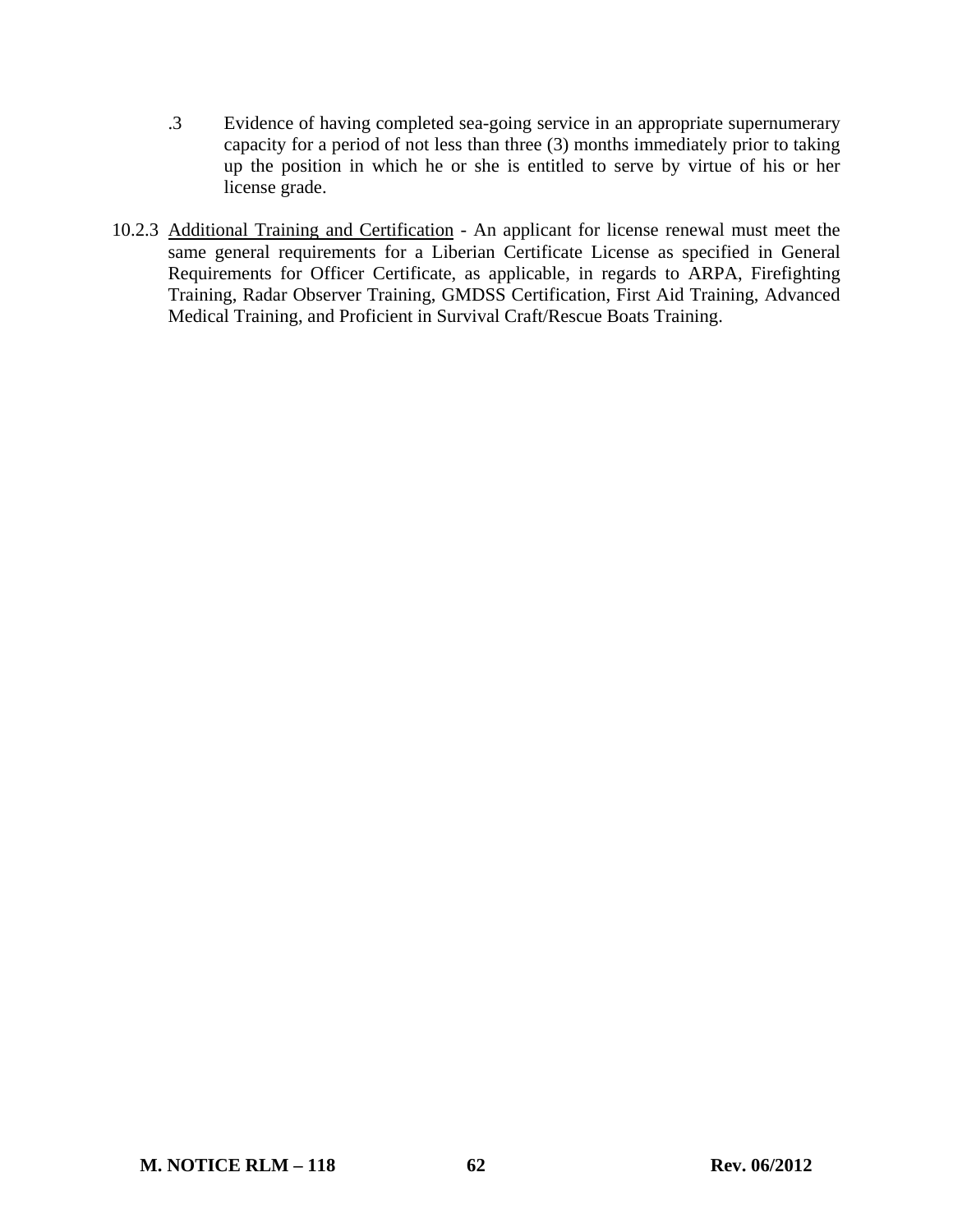.3 Evidence of having completed sea-going service in an appropriate supernumerary capacity for a period of not less than three (3) months immediately prior to taking up the position in which he or she is entitled to serve by virtue of his or her license grade.

10.2.3 Additional Training and Certification - An applicant for license renewal must meet the same general requirements for a Liberian Certificate License as specified in General Requirements for Officer Certificate, as applicable, in regards to ARPA, Firefighting Training, Radar Observer Training, GMDSS Certification, First Aid Training, Advanced Medical Training, and Proficient in Survival Craft/Rescue Boats Training.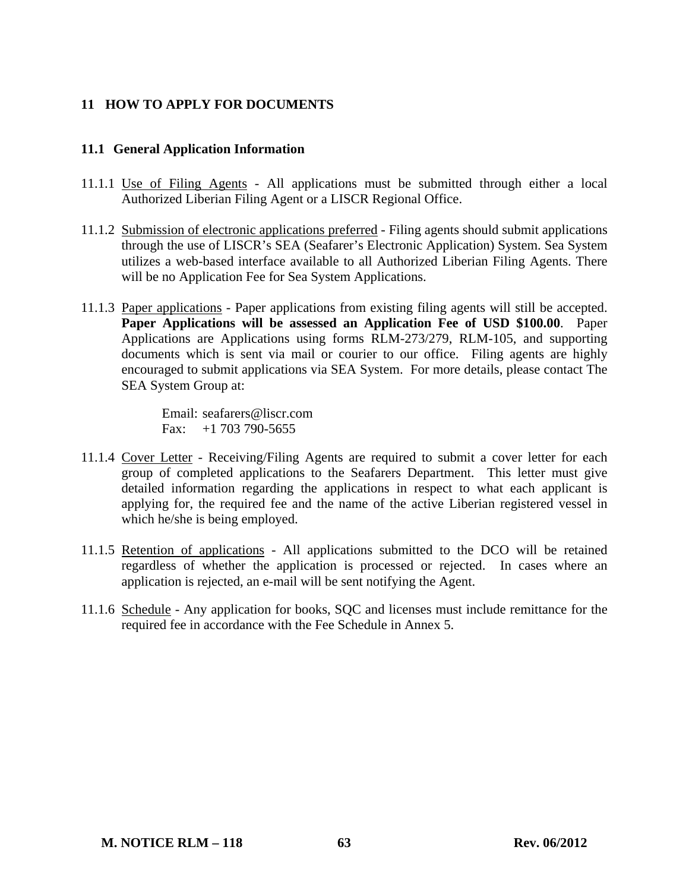# 11 HOW TO APPLY FOR DOCUMENTS

## 11.1 General Application Information

11.1.1 Use of Filing Agents - All applications must be submitted through either a local Authorized Liberian Filing Agent or a LISCR Regional Office.

11.1.2 Submission of electronic applications preferred - Filing agents should submit applications through the use of LISCR's SEA (Seafarer's Electronic Application) System. Sea System utilizes a web-based interface available to all Authorized Liberian Filing Agents. There will be no Application Fee for Sea System Applications.

11.1.3 Paper applications - Paper applications from existing filing agents will still be accepted. **Paper Applications will be assessed an Application Fee of USD $100.00**. Paper Applications are Applications using forms RLM-273/279, RLM-105, and supporting documents which is sent via mail or courier to our office. Filing agents are highly encouraged to submit applications via SEA System. For more details, please contact The SEA System Group at:

Email: seafarers@liscr.com
Fax: +1 703 790-5655

11.1.4 Cover Letter - Receiving/Filing Agents are required to submit a cover letter for each group of completed applications to the Seafarers Department. This letter must give detailed information regarding the applications in respect to what each applicant is applying for, the required fee and the name of the active Liberian registered vessel in which he/she is being employed.

11.1.5 Retention of applications - All applications submitted to the DCO will be retained regardless of whether the application is processed or rejected. In cases where an application is rejected, an e-mail will be sent notifying the Agent.

11.1.6 Schedule - Any application for books, SQC and licenses must include remittance for the required fee in accordance with the Fee Schedule in Annex 5.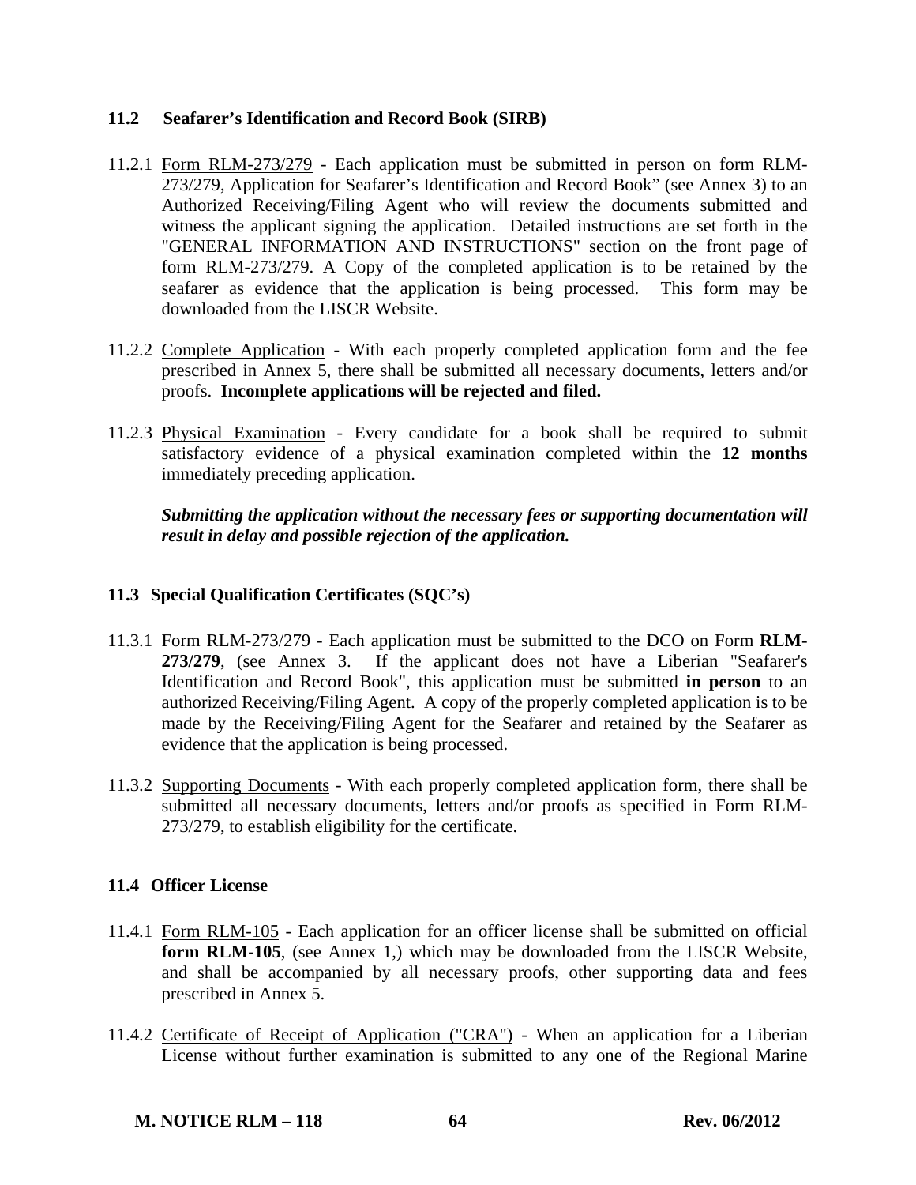### 11.2 Seafarer's Identification and Record Book (SIRB)

11.2.1 Form RLM-273/279 - Each application must be submitted in person on form RLM-273/279, Application for Seafarer's Identification and Record Book" (see Annex 3) to an Authorized Receiving/Filing Agent who will review the documents submitted and witness the applicant signing the application. Detailed instructions are set forth in the "GENERAL INFORMATION AND INSTRUCTIONS" section on the front page of form RLM-273/279. A Copy of the completed application is to be retained by the seafarer as evidence that the application is being processed. This form may be downloaded from the LISCR Website.

11.2.2 Complete Application - With each properly completed application form and the fee prescribed in Annex 5, there shall be submitted all necessary documents, letters and/or proofs. **Incomplete applications will be rejected and filed.**

11.2.3 Physical Examination - Every candidate for a book shall be required to submit satisfactory evidence of a physical examination completed within the **12 months** immediately preceding application.

***Submitting the application without the necessary fees or supporting documentation will result in delay and possible rejection of the application.***

### 11.3 Special Qualification Certificates (SQC's)

11.3.1 Form RLM-273/279 - Each application must be submitted to the DCO on Form **RLM-273/279**, (see Annex 3. If the applicant does not have a Liberian "Seafarer's Identification and Record Book", this application must be submitted **in person** to an authorized Receiving/Filing Agent. A copy of the properly completed application is to be made by the Receiving/Filing Agent for the Seafarer and retained by the Seafarer as evidence that the application is being processed.

11.3.2 Supporting Documents - With each properly completed application form, there shall be submitted all necessary documents, letters and/or proofs as specified in Form RLM-273/279, to establish eligibility for the certificate.

### 11.4 Officer License

11.4.1 Form RLM-105 - Each application for an officer license shall be submitted on official **form RLM-105**, (see Annex 1,) which may be downloaded from the LISCR Website, and shall be accompanied by all necessary proofs, other supporting data and fees prescribed in Annex 5.

11.4.2 Certificate of Receipt of Application ("CRA") - When an application for a Liberian License without further examination is submitted to any one of the Regional Marine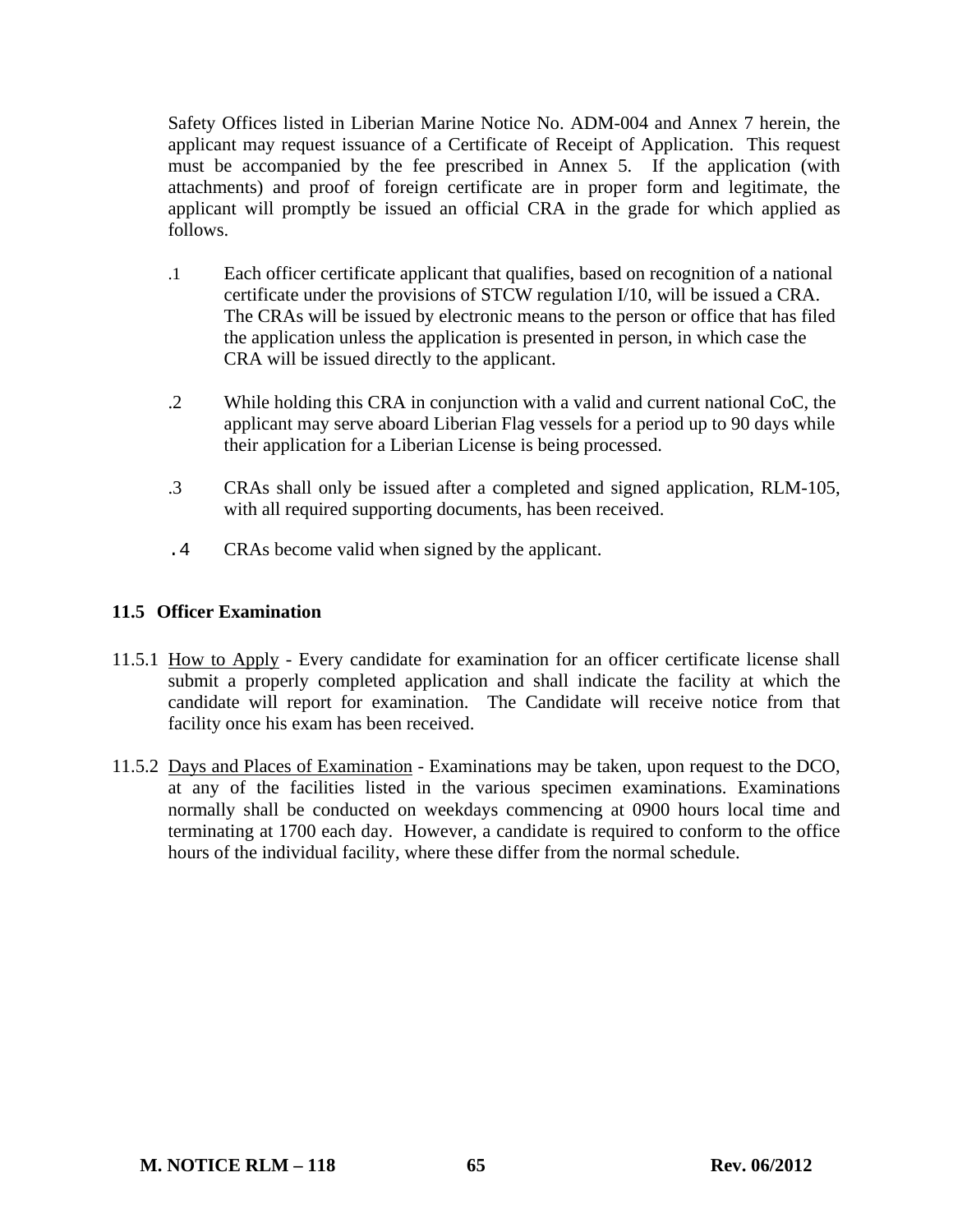Safety Offices listed in Liberian Marine Notice No. ADM-004 and Annex 7 herein, the applicant may request issuance of a Certificate of Receipt of Application. This request must be accompanied by the fee prescribed in Annex 5. If the application (with attachments) and proof of foreign certificate are in proper form and legitimate, the applicant will promptly be issued an official CRA in the grade for which applied as follows.

.1 Each officer certificate applicant that qualifies, based on recognition of a national certificate under the provisions of STCW regulation I/10, will be issued a CRA. The CRAs will be issued by electronic means to the person or office that has filed the application unless the application is presented in person, in which case the CRA will be issued directly to the applicant.

.2 While holding this CRA in conjunction with a valid and current national CoC, the applicant may serve aboard Liberian Flag vessels for a period up to 90 days while their application for a Liberian License is being processed.

.3 CRAs shall only be issued after a completed and signed application, RLM-105, with all required supporting documents, has been received.

.4 CRAs become valid when signed by the applicant.

### 11.5 Officer Examination

11.5.1 How to Apply - Every candidate for examination for an officer certificate license shall submit a properly completed application and shall indicate the facility at which the candidate will report for examination. The Candidate will receive notice from that facility once his exam has been received.

11.5.2 Days and Places of Examination - Examinations may be taken, upon request to the DCO, at any of the facilities listed in the various specimen examinations. Examinations normally shall be conducted on weekdays commencing at 0900 hours local time and terminating at 1700 each day. However, a candidate is required to conform to the office hours of the individual facility, where these differ from the normal schedule.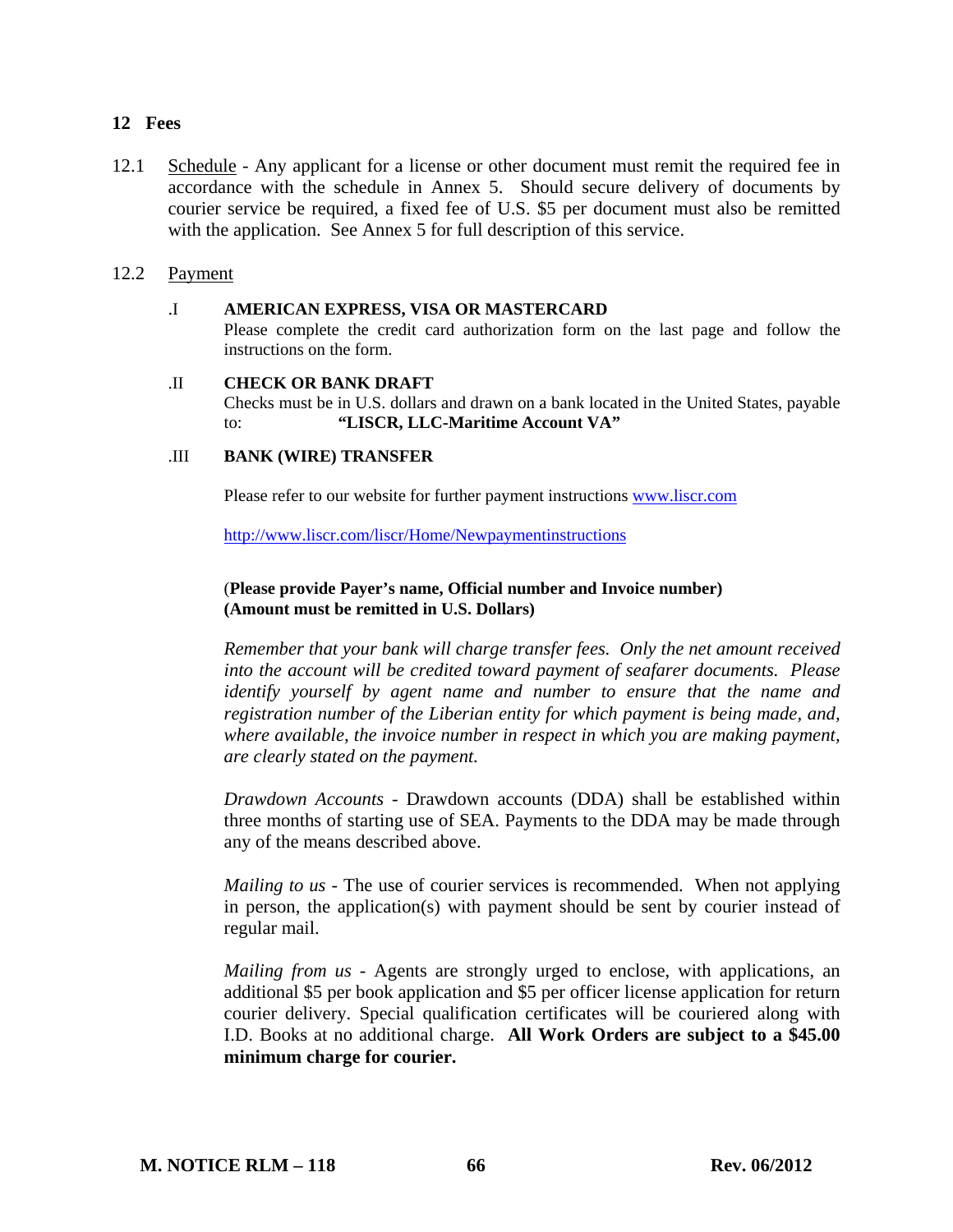## 12 Fees

12.1 Schedule - Any applicant for a license or other document must remit the required fee in accordance with the schedule in Annex 5. Should secure delivery of documents by courier service be required, a fixed fee of U.S. $5 per document must also be remitted with the application. See Annex 5 for full description of this service.

12.2 Payment

.I **AMERICAN EXPRESS, VISA OR MASTERCARD**
Please complete the credit card authorization form on the last page and follow the instructions on the form.

.II **CHECK OR BANK DRAFT**
Checks must be in U.S. dollars and drawn on a bank located in the United States, payable to: **"LISCR, LLC-Maritime Account VA"**

.III **BANK (WIRE) TRANSFER**

Please refer to our website for further payment instructions www.liscr.com

http://www.liscr.com/liscr/Home/Newpaymentinstructions

(**Please provide Payer's name, Official number and Invoice number)**
**(Amount must be remitted in U.S. Dollars)**

*Remember that your bank will charge transfer fees. Only the net amount received into the account will be credited toward payment of seafarer documents. Please identify yourself by agent name and number to ensure that the name and registration number of the Liberian entity for which payment is being made, and, where available, the invoice number in respect in which you are making payment, are clearly stated on the payment.*

*Drawdown Accounts* - Drawdown accounts (DDA) shall be established within three months of starting use of SEA. Payments to the DDA may be made through any of the means described above.

*Mailing to us* - The use of courier services is recommended. When not applying in person, the application(s) with payment should be sent by courier instead of regular mail.

*Mailing from us* - Agents are strongly urged to enclose, with applications, an additional $5 per book application and $5 per officer license application for return courier delivery. Special qualification certificates will be couriered along with I.D. Books at no additional charge. **All Work Orders are subject to a $45.00 minimum charge for courier.**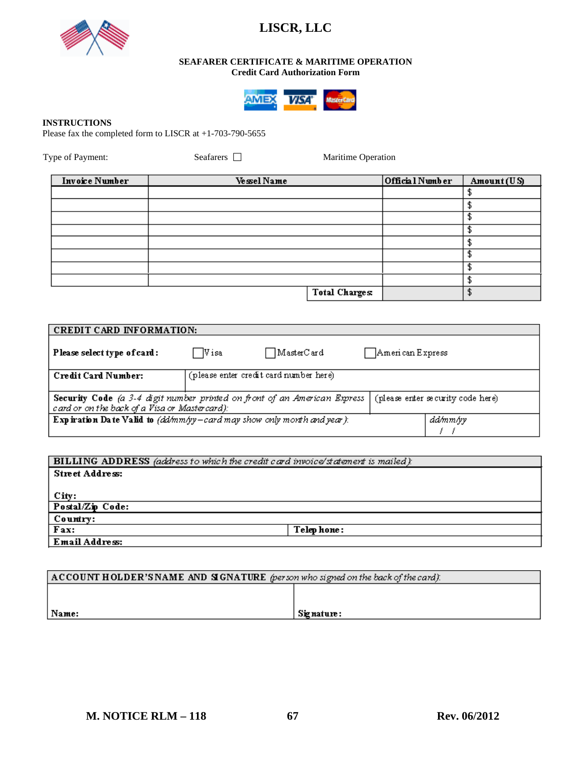# LISCR, LLC

**SEAFARER CERTIFICATE & MARITIME OPERATION**
**Credit Card Authorization Form**

**INSTRUCTIONS**
Please fax the completed form to LISCR at +1-703-790-5655

Type of Payment: Seafarers ☐ Maritime Operation

| Invoice Number | Vessel Name | Official Number | Amount (US) |
|---|---|---|---|
| | | | $ |
| | | | $ |
| | | | $ |
| | | | $ |
| | | | $ |
| | | | $ |
| | | | $ |
| | | | $ |
| | Total Charges: | | $ |

| CREDIT CARD INFORMATION: | | | |
|---|---|---|---|
| **Please select type of card:** | ☐ Visa | ☐ MasterCard | ☐ American Express |
| **Credit Card Number:** | (please enter credit card number here) | | |
| **Security Code** *(a 3-4 digit number printed on front of an American Express card or on the back of a Visa or Mastercard):* | (please enter security code here) | | |
| **Expiration Date Valid to** *(dd/mm/yy – card may show only month and year):* | *dd/mm/yy* / / | | |

| **BILLING ADDRESS** *(address to which the credit card invoice/statement is mailed):* | |
|---|---|
| **Street Address:** | |
| **City:** | |
| **Postal/Zip Code:** | |
| **Country:** | |
| **Fax:** | **Telephone:** |
| **Email Address:** | |

| **ACCOUNT HOLDER'S NAME AND SIGNATURE** *(person who signed on the back of the card):* | |
|---|---|
| **Name:** | **Signature:** |

M. NOTICE RLM – 118 Rev. 06/2012